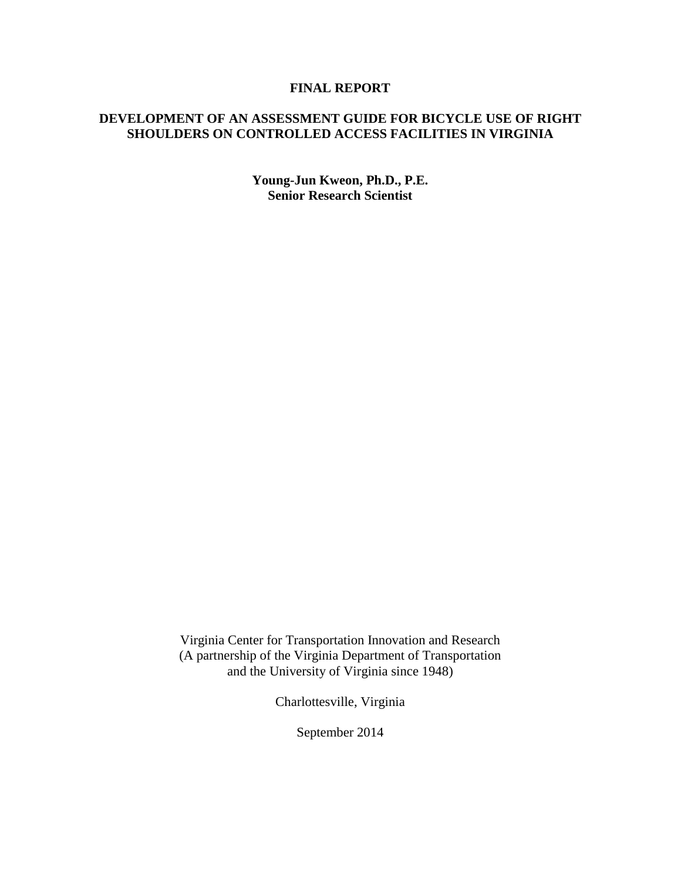**FINAL REPORT**

# DEVELOPMENT OF AN ASSESSMENT GUIDE FOR BICYCLE USE OF RIGHT SHOULDERS ON CONTROLLED ACCESS FACILITIES IN VIRGINIA

**Young-Jun Kweon, Ph.D., P.E.**
**Senior Research Scientist**

Virginia Center for Transportation Innovation and Research
(A partnership of the Virginia Department of Transportation
and the University of Virginia since 1948)

Charlottesville, Virginia

September 2014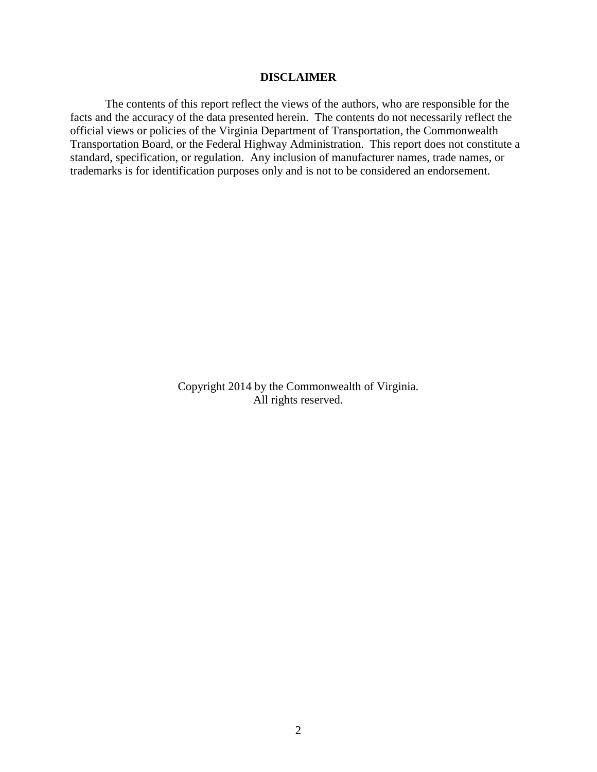## DISCLAIMER

The contents of this report reflect the views of the authors, who are responsible for the facts and the accuracy of the data presented herein. The contents do not necessarily reflect the official views or policies of the Virginia Department of Transportation, the Commonwealth Transportation Board, or the Federal Highway Administration. This report does not constitute a standard, specification, or regulation. Any inclusion of manufacturer names, trade names, or trademarks is for identification purposes only and is not to be considered an endorsement.

Copyright 2014 by the Commonwealth of Virginia.
All rights reserved.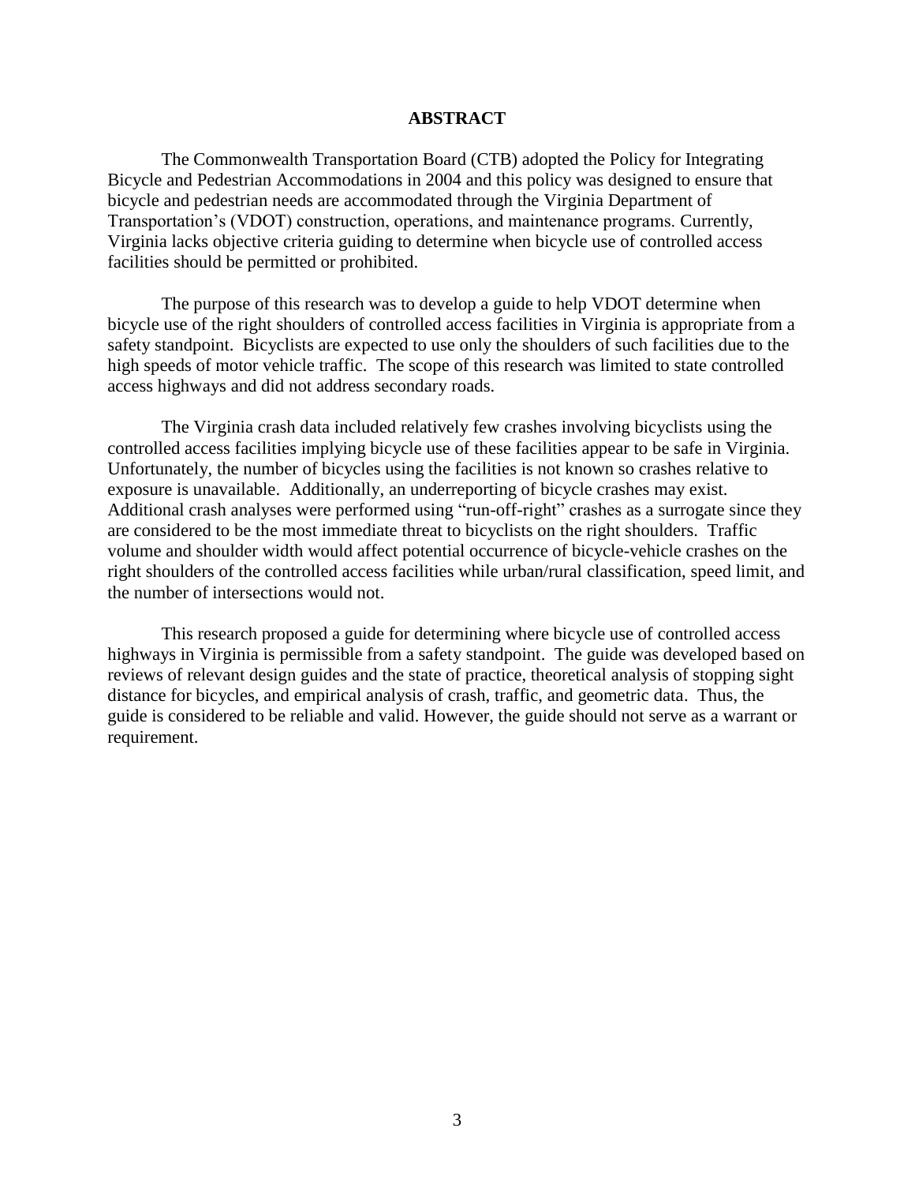# ABSTRACT

The Commonwealth Transportation Board (CTB) adopted the Policy for Integrating Bicycle and Pedestrian Accommodations in 2004 and this policy was designed to ensure that bicycle and pedestrian needs are accommodated through the Virginia Department of Transportation's (VDOT) construction, operations, and maintenance programs. Currently, Virginia lacks objective criteria guiding to determine when bicycle use of controlled access facilities should be permitted or prohibited.

The purpose of this research was to develop a guide to help VDOT determine when bicycle use of the right shoulders of controlled access facilities in Virginia is appropriate from a safety standpoint. Bicyclists are expected to use only the shoulders of such facilities due to the high speeds of motor vehicle traffic. The scope of this research was limited to state controlled access highways and did not address secondary roads.

The Virginia crash data included relatively few crashes involving bicyclists using the controlled access facilities implying bicycle use of these facilities appear to be safe in Virginia. Unfortunately, the number of bicycles using the facilities is not known so crashes relative to exposure is unavailable. Additionally, an underreporting of bicycle crashes may exist. Additional crash analyses were performed using "run-off-right" crashes as a surrogate since they are considered to be the most immediate threat to bicyclists on the right shoulders. Traffic volume and shoulder width would affect potential occurrence of bicycle-vehicle crashes on the right shoulders of the controlled access facilities while urban/rural classification, speed limit, and the number of intersections would not.

This research proposed a guide for determining where bicycle use of controlled access highways in Virginia is permissible from a safety standpoint. The guide was developed based on reviews of relevant design guides and the state of practice, theoretical analysis of stopping sight distance for bicycles, and empirical analysis of crash, traffic, and geometric data. Thus, the guide is considered to be reliable and valid. However, the guide should not serve as a warrant or requirement.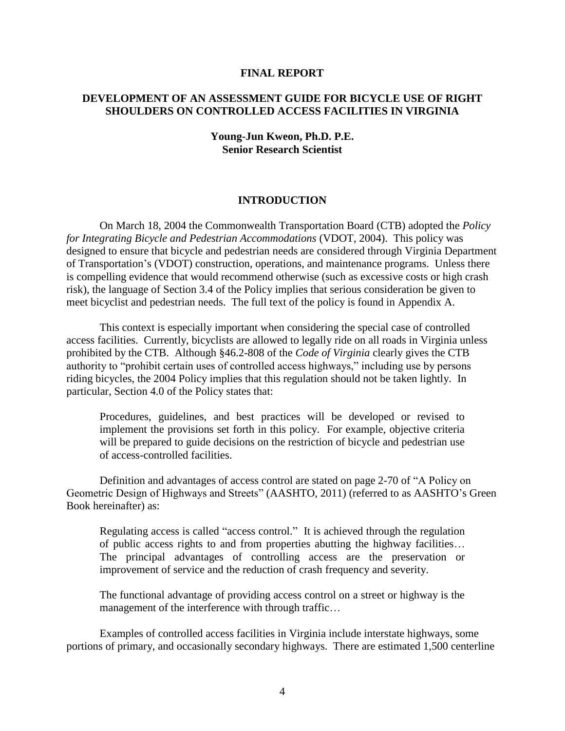**FINAL REPORT**

# DEVELOPMENT OF AN ASSESSMENT GUIDE FOR BICYCLE USE OF RIGHT SHOULDERS ON CONTROLLED ACCESS FACILITIES IN VIRGINIA

**Young-Jun Kweon, Ph.D. P.E.**
**Senior Research Scientist**

## INTRODUCTION

On March 18, 2004 the Commonwealth Transportation Board (CTB) adopted the *Policy for Integrating Bicycle and Pedestrian Accommodations* (VDOT, 2004). This policy was designed to ensure that bicycle and pedestrian needs are considered through Virginia Department of Transportation's (VDOT) construction, operations, and maintenance programs. Unless there is compelling evidence that would recommend otherwise (such as excessive costs or high crash risk), the language of Section 3.4 of the Policy implies that serious consideration be given to meet bicyclist and pedestrian needs. The full text of the policy is found in Appendix A.

This context is especially important when considering the special case of controlled access facilities. Currently, bicyclists are allowed to legally ride on all roads in Virginia unless prohibited by the CTB. Although §46.2-808 of the *Code of Virginia* clearly gives the CTB authority to "prohibit certain uses of controlled access highways," including use by persons riding bicycles, the 2004 Policy implies that this regulation should not be taken lightly. In particular, Section 4.0 of the Policy states that:

> Procedures, guidelines, and best practices will be developed or revised to implement the provisions set forth in this policy. For example, objective criteria will be prepared to guide decisions on the restriction of bicycle and pedestrian use of access-controlled facilities.

Definition and advantages of access control are stated on page 2-70 of "A Policy on Geometric Design of Highways and Streets" (AASHTO, 2011) (referred to as AASHTO's Green Book hereinafter) as:

> Regulating access is called "access control." It is achieved through the regulation of public access rights to and from properties abutting the highway facilities… The principal advantages of controlling access are the preservation or improvement of service and the reduction of crash frequency and severity.
>
> The functional advantage of providing access control on a street or highway is the management of the interference with through traffic…

Examples of controlled access facilities in Virginia include interstate highways, some portions of primary, and occasionally secondary highways. There are estimated 1,500 centerline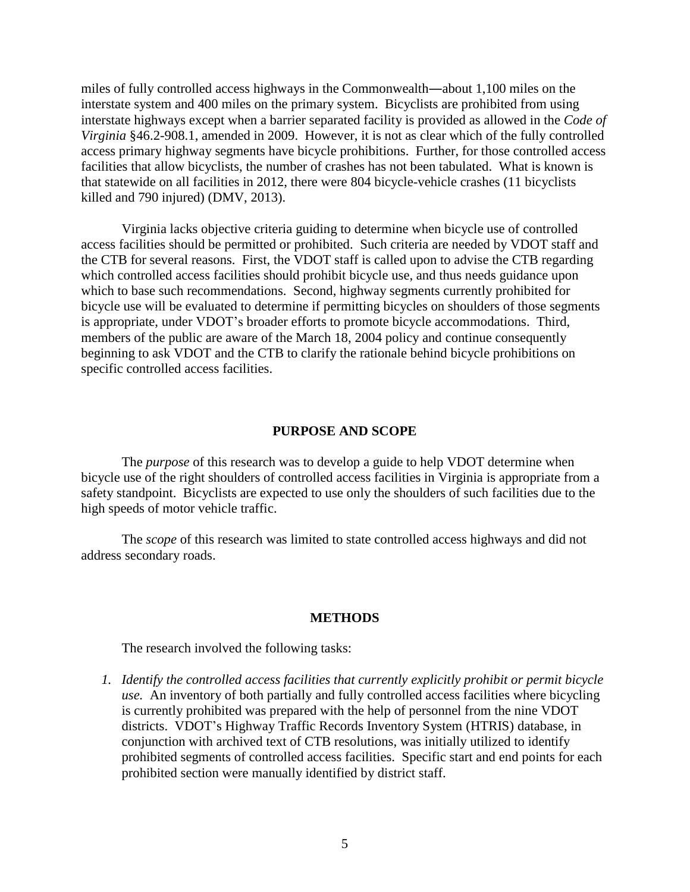miles of fully controlled access highways in the Commonwealth—about 1,100 miles on the interstate system and 400 miles on the primary system. Bicyclists are prohibited from using interstate highways except when a barrier separated facility is provided as allowed in the *Code of Virginia* §46.2-908.1, amended in 2009. However, it is not as clear which of the fully controlled access primary highway segments have bicycle prohibitions. Further, for those controlled access facilities that allow bicyclists, the number of crashes has not been tabulated. What is known is that statewide on all facilities in 2012, there were 804 bicycle-vehicle crashes (11 bicyclists killed and 790 injured) (DMV, 2013).

Virginia lacks objective criteria guiding to determine when bicycle use of controlled access facilities should be permitted or prohibited. Such criteria are needed by VDOT staff and the CTB for several reasons. First, the VDOT staff is called upon to advise the CTB regarding which controlled access facilities should prohibit bicycle use, and thus needs guidance upon which to base such recommendations. Second, highway segments currently prohibited for bicycle use will be evaluated to determine if permitting bicycles on shoulders of those segments is appropriate, under VDOT's broader efforts to promote bicycle accommodations. Third, members of the public are aware of the March 18, 2004 policy and continue consequently beginning to ask VDOT and the CTB to clarify the rationale behind bicycle prohibitions on specific controlled access facilities.

## PURPOSE AND SCOPE

The *purpose* of this research was to develop a guide to help VDOT determine when bicycle use of the right shoulders of controlled access facilities in Virginia is appropriate from a safety standpoint. Bicyclists are expected to use only the shoulders of such facilities due to the high speeds of motor vehicle traffic.

The *scope* of this research was limited to state controlled access highways and did not address secondary roads.

## METHODS

The research involved the following tasks:

1. *Identify the controlled access facilities that currently explicitly prohibit or permit bicycle use.* An inventory of both partially and fully controlled access facilities where bicycling is currently prohibited was prepared with the help of personnel from the nine VDOT districts. VDOT's Highway Traffic Records Inventory System (HTRIS) database, in conjunction with archived text of CTB resolutions, was initially utilized to identify prohibited segments of controlled access facilities. Specific start and end points for each prohibited section were manually identified by district staff.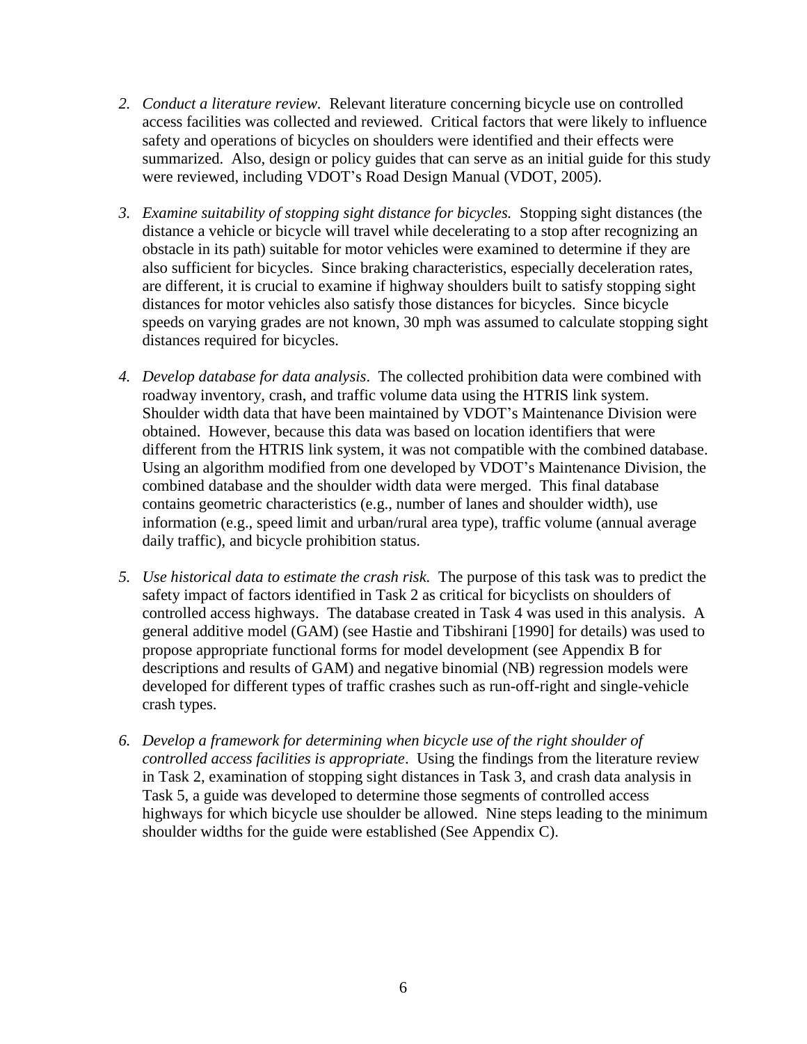2. *Conduct a literature review.* Relevant literature concerning bicycle use on controlled access facilities was collected and reviewed. Critical factors that were likely to influence safety and operations of bicycles on shoulders were identified and their effects were summarized. Also, design or policy guides that can serve as an initial guide for this study were reviewed, including VDOT's Road Design Manual (VDOT, 2005).

3. *Examine suitability of stopping sight distance for bicycles.* Stopping sight distances (the distance a vehicle or bicycle will travel while decelerating to a stop after recognizing an obstacle in its path) suitable for motor vehicles were examined to determine if they are also sufficient for bicycles. Since braking characteristics, especially deceleration rates, are different, it is crucial to examine if highway shoulders built to satisfy stopping sight distances for motor vehicles also satisfy those distances for bicycles. Since bicycle speeds on varying grades are not known, 30 mph was assumed to calculate stopping sight distances required for bicycles.

4. *Develop database for data analysis.* The collected prohibition data were combined with roadway inventory, crash, and traffic volume data using the HTRIS link system. Shoulder width data that have been maintained by VDOT's Maintenance Division were obtained. However, because this data was based on location identifiers that were different from the HTRIS link system, it was not compatible with the combined database. Using an algorithm modified from one developed by VDOT's Maintenance Division, the combined database and the shoulder width data were merged. This final database contains geometric characteristics (e.g., number of lanes and shoulder width), use information (e.g., speed limit and urban/rural area type), traffic volume (annual average daily traffic), and bicycle prohibition status.

5. *Use historical data to estimate the crash risk.* The purpose of this task was to predict the safety impact of factors identified in Task 2 as critical for bicyclists on shoulders of controlled access highways. The database created in Task 4 was used in this analysis. A general additive model (GAM) (see Hastie and Tibshirani [1990] for details) was used to propose appropriate functional forms for model development (see Appendix B for descriptions and results of GAM) and negative binomial (NB) regression models were developed for different types of traffic crashes such as run-off-right and single-vehicle crash types.

6. *Develop a framework for determining when bicycle use of the right shoulder of controlled access facilities is appropriate.* Using the findings from the literature review in Task 2, examination of stopping sight distances in Task 3, and crash data analysis in Task 5, a guide was developed to determine those segments of controlled access highways for which bicycle use shoulder be allowed. Nine steps leading to the minimum shoulder widths for the guide were established (See Appendix C).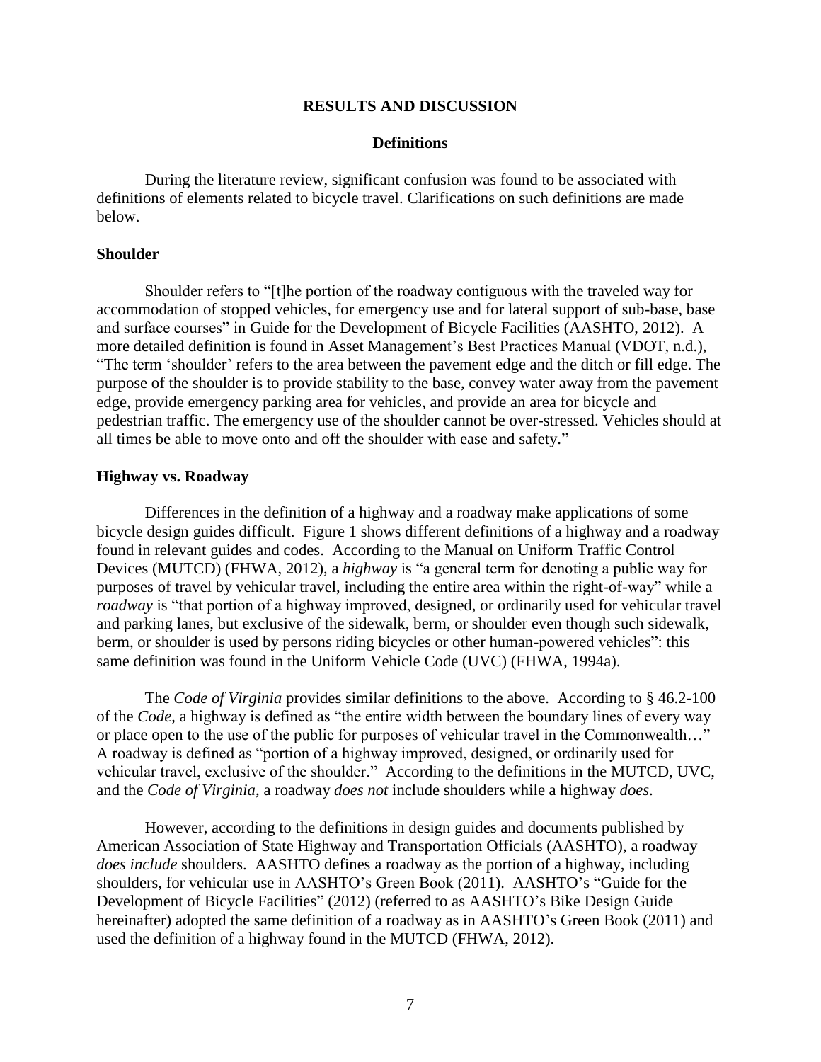## RESULTS AND DISCUSSION

### Definitions

During the literature review, significant confusion was found to be associated with definitions of elements related to bicycle travel. Clarifications on such definitions are made below.

### Shoulder

Shoulder refers to "[t]he portion of the roadway contiguous with the traveled way for accommodation of stopped vehicles, for emergency use and for lateral support of sub-base, base and surface courses" in Guide for the Development of Bicycle Facilities (AASHTO, 2012). A more detailed definition is found in Asset Management's Best Practices Manual (VDOT, n.d.), "The term 'shoulder' refers to the area between the pavement edge and the ditch or fill edge. The purpose of the shoulder is to provide stability to the base, convey water away from the pavement edge, provide emergency parking area for vehicles, and provide an area for bicycle and pedestrian traffic. The emergency use of the shoulder cannot be over-stressed. Vehicles should at all times be able to move onto and off the shoulder with ease and safety."

### Highway vs. Roadway

Differences in the definition of a highway and a roadway make applications of some bicycle design guides difficult. Figure 1 shows different definitions of a highway and a roadway found in relevant guides and codes. According to the Manual on Uniform Traffic Control Devices (MUTCD) (FHWA, 2012), a *highway* is "a general term for denoting a public way for purposes of travel by vehicular travel, including the entire area within the right-of-way" while a *roadway* is "that portion of a highway improved, designed, or ordinarily used for vehicular travel and parking lanes, but exclusive of the sidewalk, berm, or shoulder even though such sidewalk, berm, or shoulder is used by persons riding bicycles or other human-powered vehicles": this same definition was found in the Uniform Vehicle Code (UVC) (FHWA, 1994a).

The *Code of Virginia* provides similar definitions to the above. According to § 46.2-100 of the *Code*, a highway is defined as "the entire width between the boundary lines of every way or place open to the use of the public for purposes of vehicular travel in the Commonwealth…" A roadway is defined as "portion of a highway improved, designed, or ordinarily used for vehicular travel, exclusive of the shoulder." According to the definitions in the MUTCD, UVC, and the *Code of Virginia*, a roadway *does not* include shoulders while a highway *does*.

However, according to the definitions in design guides and documents published by American Association of State Highway and Transportation Officials (AASHTO), a roadway *does include* shoulders. AASHTO defines a roadway as the portion of a highway, including shoulders, for vehicular use in AASHTO's Green Book (2011). AASHTO's "Guide for the Development of Bicycle Facilities" (2012) (referred to as AASHTO's Bike Design Guide hereinafter) adopted the same definition of a roadway as in AASHTO's Green Book (2011) and used the definition of a highway found in the MUTCD (FHWA, 2012).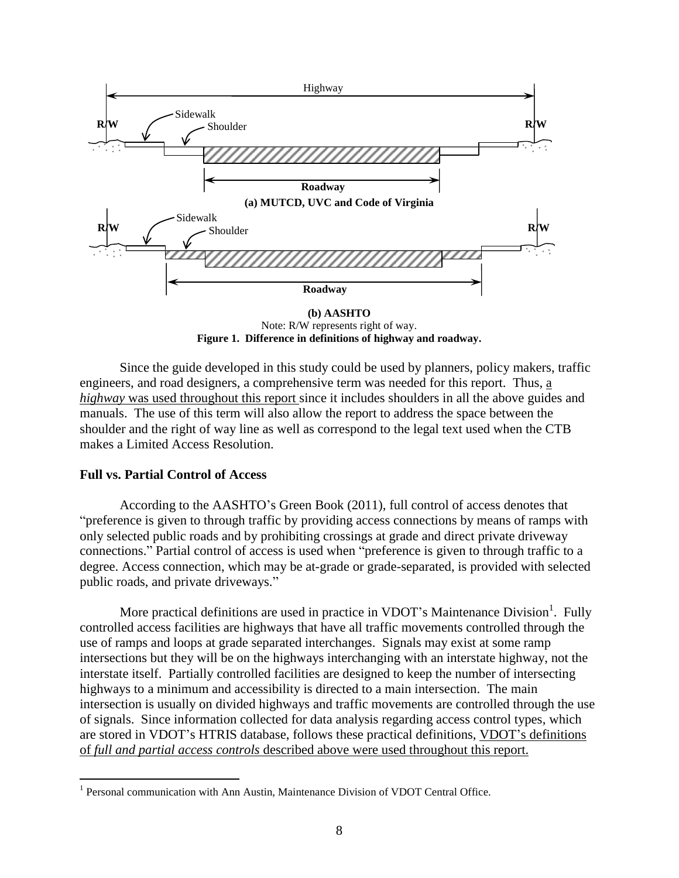Highway

R/W Sidewalk Shoulder R/W

Roadway

**(a) MUTCD, UVC and Code of Virginia**

R/W Sidewalk Shoulder R/W

Roadway

**(b) AASHTO**

Note: R/W represents right of way.

**Figure 1. Difference in definitions of highway and roadway.**

Since the guide developed in this study could be used by planners, policy makers, traffic engineers, and road designers, a comprehensive term was needed for this report. Thus, a *highway* was used throughout this report since it includes shoulders in all the above guides and manuals. The use of this term will also allow the report to address the space between the shoulder and the right of way line as well as correspond to the legal text used when the CTB makes a Limited Access Resolution.

## Full vs. Partial Control of Access

According to the AASHTO's Green Book (2011), full control of access denotes that "preference is given to through traffic by providing access connections by means of ramps with only selected public roads and by prohibiting crossings at grade and direct private driveway connections." Partial control of access is used when "preference is given to through traffic to a degree. Access connection, which may be at-grade or grade-separated, is provided with selected public roads, and private driveways."

More practical definitions are used in practice in VDOT's Maintenance Division[1]. Fully controlled access facilities are highways that have all traffic movements controlled through the use of ramps and loops at grade separated interchanges. Signals may exist at some ramp intersections but they will be on the highways interchanging with an interstate highway, not the interstate itself. Partially controlled facilities are designed to keep the number of intersecting highways to a minimum and accessibility is directed to a main intersection. The main intersection is usually on divided highways and traffic movements are controlled through the use of signals. Since information collected for data analysis regarding access control types, which are stored in VDOT's HTRIS database, follows these practical definitions, VDOT's definitions of *full and partial access controls* described above were used throughout this report.

[1] Personal communication with Ann Austin, Maintenance Division of VDOT Central Office.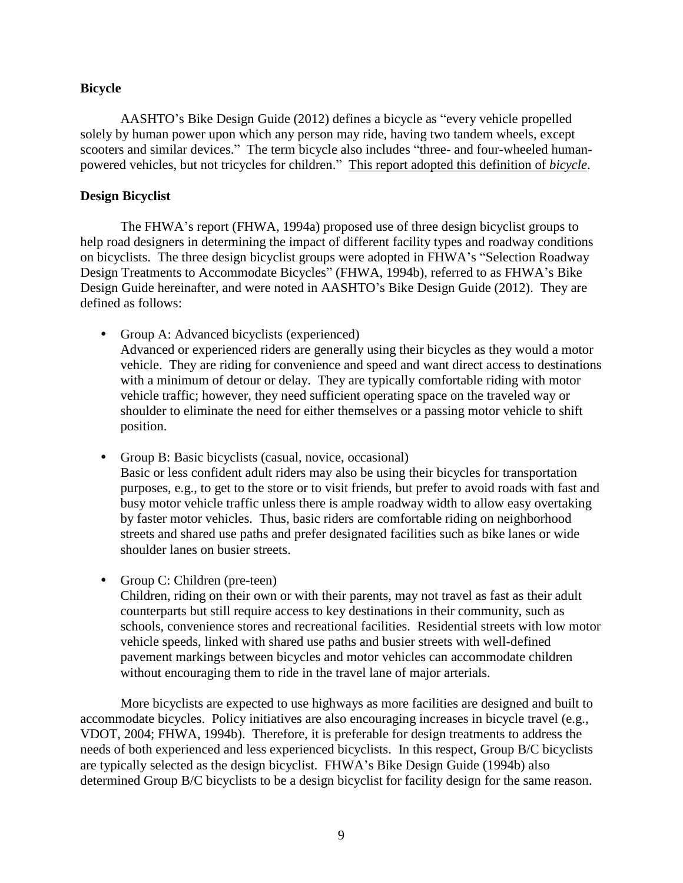**Bicycle**

AASHTO's Bike Design Guide (2012) defines a bicycle as "every vehicle propelled solely by human power upon which any person may ride, having two tandem wheels, except scooters and similar devices." The term bicycle also includes "three- and four-wheeled human-powered vehicles, but not tricycles for children." <u>This report adopted this definition of *bicycle*</u>.

**Design Bicyclist**

The FHWA's report (FHWA, 1994a) proposed use of three design bicyclist groups to help road designers in determining the impact of different facility types and roadway conditions on bicyclists. The three design bicyclist groups were adopted in FHWA's "Selection Roadway Design Treatments to Accommodate Bicycles" (FHWA, 1994b), referred to as FHWA's Bike Design Guide hereinafter, and were noted in AASHTO's Bike Design Guide (2012). They are defined as follows:

- Group A: Advanced bicyclists (experienced)
  Advanced or experienced riders are generally using their bicycles as they would a motor vehicle. They are riding for convenience and speed and want direct access to destinations with a minimum of detour or delay. They are typically comfortable riding with motor vehicle traffic; however, they need sufficient operating space on the traveled way or shoulder to eliminate the need for either themselves or a passing motor vehicle to shift position.

- Group B: Basic bicyclists (casual, novice, occasional)
  Basic or less confident adult riders may also be using their bicycles for transportation purposes, e.g., to get to the store or to visit friends, but prefer to avoid roads with fast and busy motor vehicle traffic unless there is ample roadway width to allow easy overtaking by faster motor vehicles. Thus, basic riders are comfortable riding on neighborhood streets and shared use paths and prefer designated facilities such as bike lanes or wide shoulder lanes on busier streets.

- Group C: Children (pre-teen)
  Children, riding on their own or with their parents, may not travel as fast as their adult counterparts but still require access to key destinations in their community, such as schools, convenience stores and recreational facilities. Residential streets with low motor vehicle speeds, linked with shared use paths and busier streets with well-defined pavement markings between bicycles and motor vehicles can accommodate children without encouraging them to ride in the travel lane of major arterials.

More bicyclists are expected to use highways as more facilities are designed and built to accommodate bicycles. Policy initiatives are also encouraging increases in bicycle travel (e.g., VDOT, 2004; FHWA, 1994b). Therefore, it is preferable for design treatments to address the needs of both experienced and less experienced bicyclists. In this respect, Group B/C bicyclists are typically selected as the design bicyclist. FHWA's Bike Design Guide (1994b) also determined Group B/C bicyclists to be a design bicyclist for facility design for the same reason.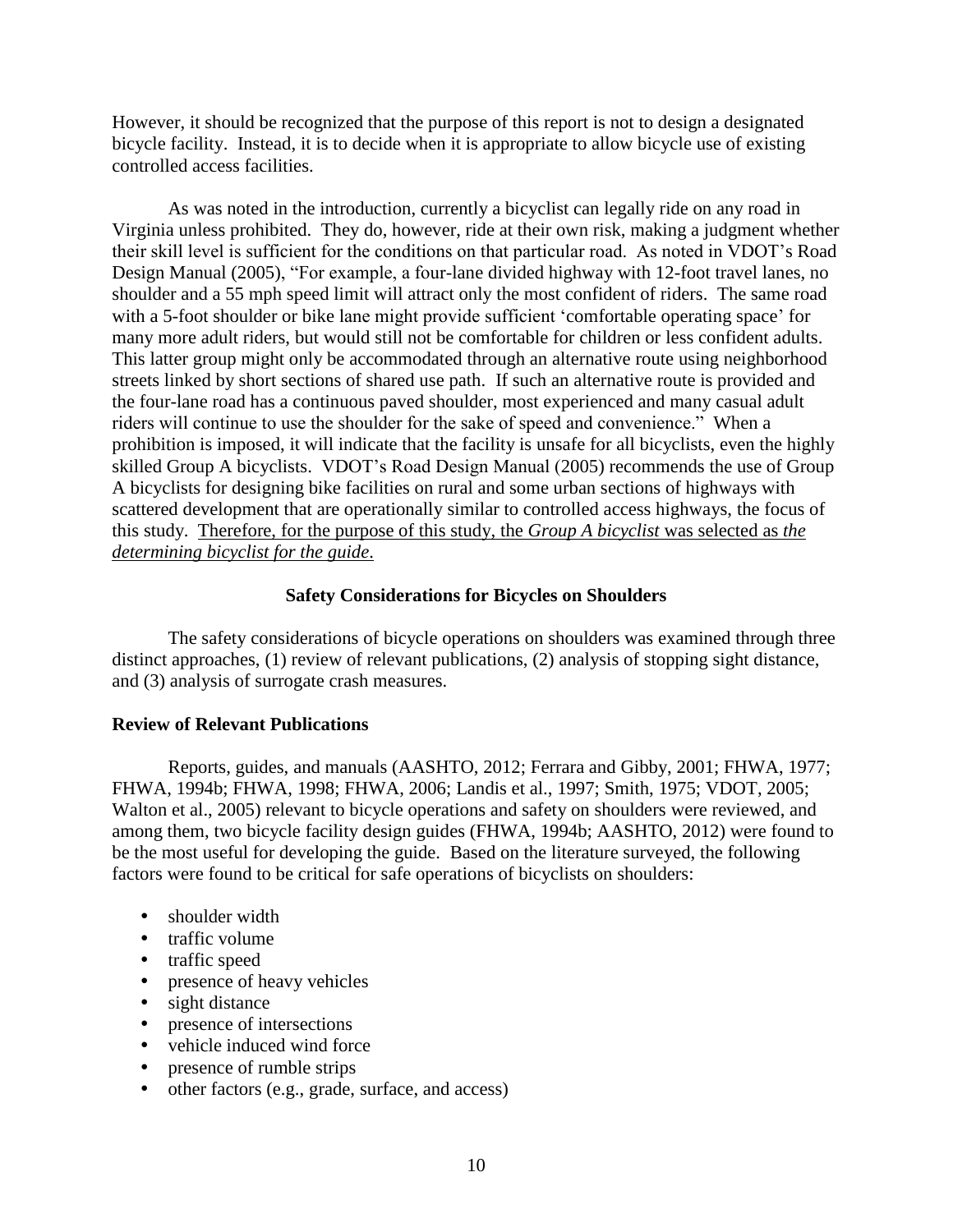However, it should be recognized that the purpose of this report is not to design a designated bicycle facility. Instead, it is to decide when it is appropriate to allow bicycle use of existing controlled access facilities.

As was noted in the introduction, currently a bicyclist can legally ride on any road in Virginia unless prohibited. They do, however, ride at their own risk, making a judgment whether their skill level is sufficient for the conditions on that particular road. As noted in VDOT's Road Design Manual (2005), "For example, a four-lane divided highway with 12-foot travel lanes, no shoulder and a 55 mph speed limit will attract only the most confident of riders. The same road with a 5-foot shoulder or bike lane might provide sufficient 'comfortable operating space' for many more adult riders, but would still not be comfortable for children or less confident adults. This latter group might only be accommodated through an alternative route using neighborhood streets linked by short sections of shared use path. If such an alternative route is provided and the four-lane road has a continuous paved shoulder, most experienced and many casual adult riders will continue to use the shoulder for the sake of speed and convenience." When a prohibition is imposed, it will indicate that the facility is unsafe for all bicyclists, even the highly skilled Group A bicyclists. VDOT's Road Design Manual (2005) recommends the use of Group A bicyclists for designing bike facilities on rural and some urban sections of highways with scattered development that are operationally similar to controlled access highways, the focus of this study. <u>Therefore, for the purpose of this study, the *Group A bicyclist* was selected as *the determining bicyclist for the guide*.</u>

## Safety Considerations for Bicycles on Shoulders

The safety considerations of bicycle operations on shoulders was examined through three distinct approaches, (1) review of relevant publications, (2) analysis of stopping sight distance, and (3) analysis of surrogate crash measures.

### Review of Relevant Publications

Reports, guides, and manuals (AASHTO, 2012; Ferrara and Gibby, 2001; FHWA, 1977; FHWA, 1994b; FHWA, 1998; FHWA, 2006; Landis et al., 1997; Smith, 1975; VDOT, 2005; Walton et al., 2005) relevant to bicycle operations and safety on shoulders were reviewed, and among them, two bicycle facility design guides (FHWA, 1994b; AASHTO, 2012) were found to be the most useful for developing the guide. Based on the literature surveyed, the following factors were found to be critical for safe operations of bicyclists on shoulders:

- shoulder width
- traffic volume
- traffic speed
- presence of heavy vehicles
- sight distance
- presence of intersections
- vehicle induced wind force
- presence of rumble strips
- other factors (e.g., grade, surface, and access)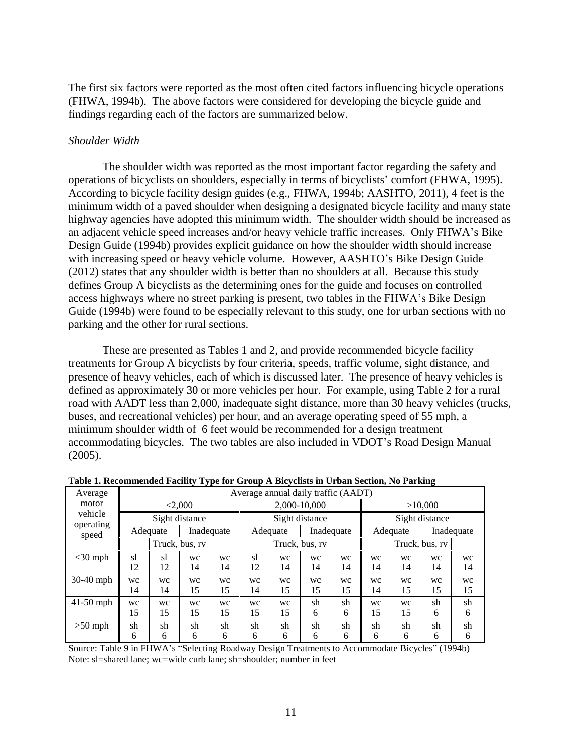The first six factors were reported as the most often cited factors influencing bicycle operations (FHWA, 1994b). The above factors were considered for developing the bicycle guide and findings regarding each of the factors are summarized below.

*Shoulder Width*

The shoulder width was reported as the most important factor regarding the safety and operations of bicyclists on shoulders, especially in terms of bicyclists' comfort (FHWA, 1995). According to bicycle facility design guides (e.g., FHWA, 1994b; AASHTO, 2011), 4 feet is the minimum width of a paved shoulder when designing a designated bicycle facility and many state highway agencies have adopted this minimum width. The shoulder width should be increased as an adjacent vehicle speed increases and/or heavy vehicle traffic increases. Only FHWA's Bike Design Guide (1994b) provides explicit guidance on how the shoulder width should increase with increasing speed or heavy vehicle volume. However, AASHTO's Bike Design Guide (2012) states that any shoulder width is better than no shoulders at all. Because this study defines Group A bicyclists as the determining ones for the guide and focuses on controlled access highways where no street parking is present, two tables in the FHWA's Bike Design Guide (1994b) were found to be especially relevant to this study, one for urban sections with no parking and the other for rural sections.

These are presented as Tables 1 and 2, and provide recommended bicycle facility treatments for Group A bicyclists by four criteria, speeds, traffic volume, sight distance, and presence of heavy vehicles, each of which is discussed later. The presence of heavy vehicles is defined as approximately 30 or more vehicles per hour. For example, using Table 2 for a rural road with AADT less than 2,000, inadequate sight distance, more than 30 heavy vehicles (trucks, buses, and recreational vehicles) per hour, and an average operating speed of 55 mph, a minimum shoulder width of 6 feet would be recommended for a design treatment accommodating bicycles. The two tables are also included in VDOT's Road Design Manual (2005).

**Table 1. Recommended Facility Type for Group A Bicyclists in Urban Section, No Parking**

| Average motor vehicle operating speed | Average annual daily traffic (AADT) | | | | | | | | | | | |
|---|---|---|---|---|---|---|---|---|---|---|---|---|
| | <2,000 | | | | 2,000-10,000 | | | | >10,000 | | | |
| | Sight distance | | | | Sight distance | | | | Sight distance | | | |
| | Adequate | | Inadequate | | Adequate | | Inadequate | | Adequate | | Inadequate | |
| | | Truck, bus, rv | | | | Truck, bus, rv | | | | Truck, bus, rv | | |
| <30 mph | sl 12 | sl 12 | wc 14 | wc 14 | sl 12 | wc 14 | wc 14 | wc 14 | wc 14 | wc 14 | wc 14 | wc 14 |
| 30-40 mph | wc 14 | wc 14 | wc 15 | wc 15 | wc 14 | wc 15 | wc 15 | wc 15 | wc 14 | wc 15 | wc 15 | wc 15 |
| 41-50 mph | wc 15 | wc 15 | wc 15 | wc 15 | wc 15 | wc 15 | sh 6 | sh 6 | wc 15 | wc 15 | sh 6 | sh 6 |
| >50 mph | sh 6 | sh 6 | sh 6 | sh 6 | sh 6 | sh 6 | sh 6 | sh 6 | sh 6 | sh 6 | sh 6 | sh 6 |

Source: Table 9 in FHWA's "Selecting Roadway Design Treatments to Accommodate Bicycles" (1994b)
Note: sl=shared lane; wc=wide curb lane; sh=shoulder; number in feet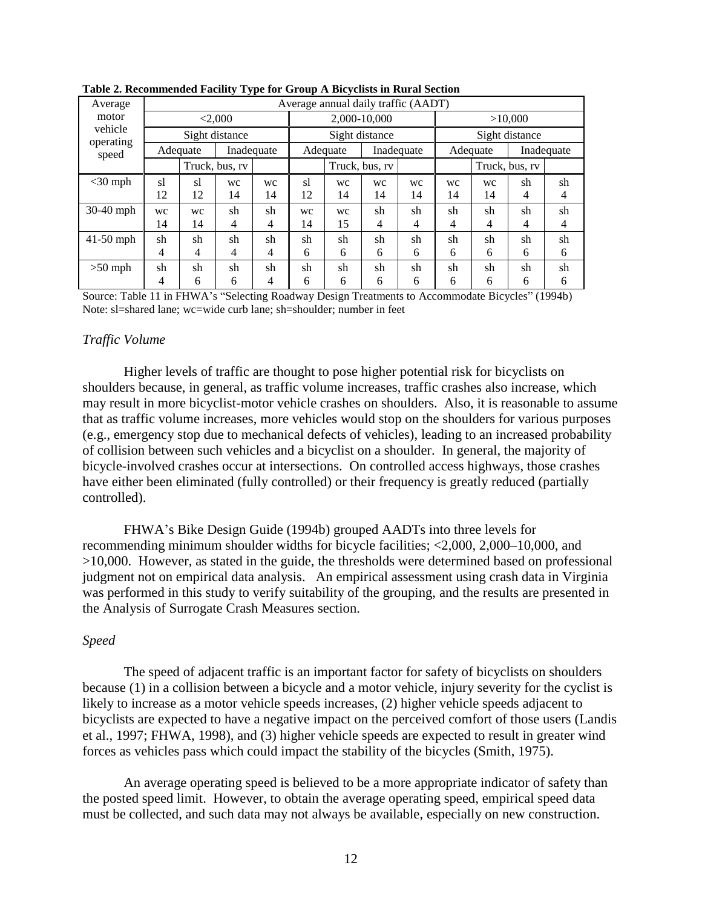**Table 2. Recommended Facility Type for Group A Bicyclists in Rural Section**

| Average motor vehicle operating speed | Average annual daily traffic (AADT) | | | | | | | | | | | |
|---|---|---|---|---|---|---|---|---|---|---|---|---|
| | <2,000 | | | | 2,000-10,000 | | | | >10,000 | | | |
| | Sight distance | | | | Sight distance | | | | Sight distance | | | |
| | Adequate | | Inadequate | | Adequate | | Inadequate | | Adequate | | Inadequate | |
| | | Truck, bus, rv | | | | Truck, bus, rv | | | | Truck, bus, rv | | |
| <30 mph | sl 12 | sl 12 | wc 14 | wc 14 | sl 12 | wc 14 | wc 14 | wc 14 | wc 14 | wc 14 | sh 4 | sh 4 |
| 30-40 mph | wc 14 | wc 14 | sh 4 | sh 4 | wc 14 | wc 15 | sh 4 | sh 4 | sh 4 | sh 4 | sh 4 | sh 4 |
| 41-50 mph | sh 4 | sh 4 | sh 4 | sh 4 | sh 6 | sh 6 | sh 6 | sh 6 | sh 6 | sh 6 | sh 6 | sh 6 |
| >50 mph | sh 4 | sh 6 | sh 6 | sh 4 | sh 6 | sh 6 | sh 6 | sh 6 | sh 6 | sh 6 | sh 6 | sh 6 |

Source: Table 11 in FHWA's "Selecting Roadway Design Treatments to Accommodate Bicycles" (1994b)
Note: sl=shared lane; wc=wide curb lane; sh=shoulder; number in feet

### *Traffic Volume*

Higher levels of traffic are thought to pose higher potential risk for bicyclists on shoulders because, in general, as traffic volume increases, traffic crashes also increase, which may result in more bicyclist-motor vehicle crashes on shoulders. Also, it is reasonable to assume that as traffic volume increases, more vehicles would stop on the shoulders for various purposes (e.g., emergency stop due to mechanical defects of vehicles), leading to an increased probability of collision between such vehicles and a bicyclist on a shoulder. In general, the majority of bicycle-involved crashes occur at intersections. On controlled access highways, those crashes have either been eliminated (fully controlled) or their frequency is greatly reduced (partially controlled).

FHWA's Bike Design Guide (1994b) grouped AADTs into three levels for recommending minimum shoulder widths for bicycle facilities; <2,000, 2,000–10,000, and >10,000. However, as stated in the guide, the thresholds were determined based on professional judgment not on empirical data analysis. An empirical assessment using crash data in Virginia was performed in this study to verify suitability of the grouping, and the results are presented in the Analysis of Surrogate Crash Measures section.

### *Speed*

The speed of adjacent traffic is an important factor for safety of bicyclists on shoulders because (1) in a collision between a bicycle and a motor vehicle, injury severity for the cyclist is likely to increase as a motor vehicle speeds increases, (2) higher vehicle speeds adjacent to bicyclists are expected to have a negative impact on the perceived comfort of those users (Landis et al., 1997; FHWA, 1998), and (3) higher vehicle speeds are expected to result in greater wind forces as vehicles pass which could impact the stability of the bicycles (Smith, 1975).

An average operating speed is believed to be a more appropriate indicator of safety than the posted speed limit. However, to obtain the average operating speed, empirical speed data must be collected, and such data may not always be available, especially on new construction.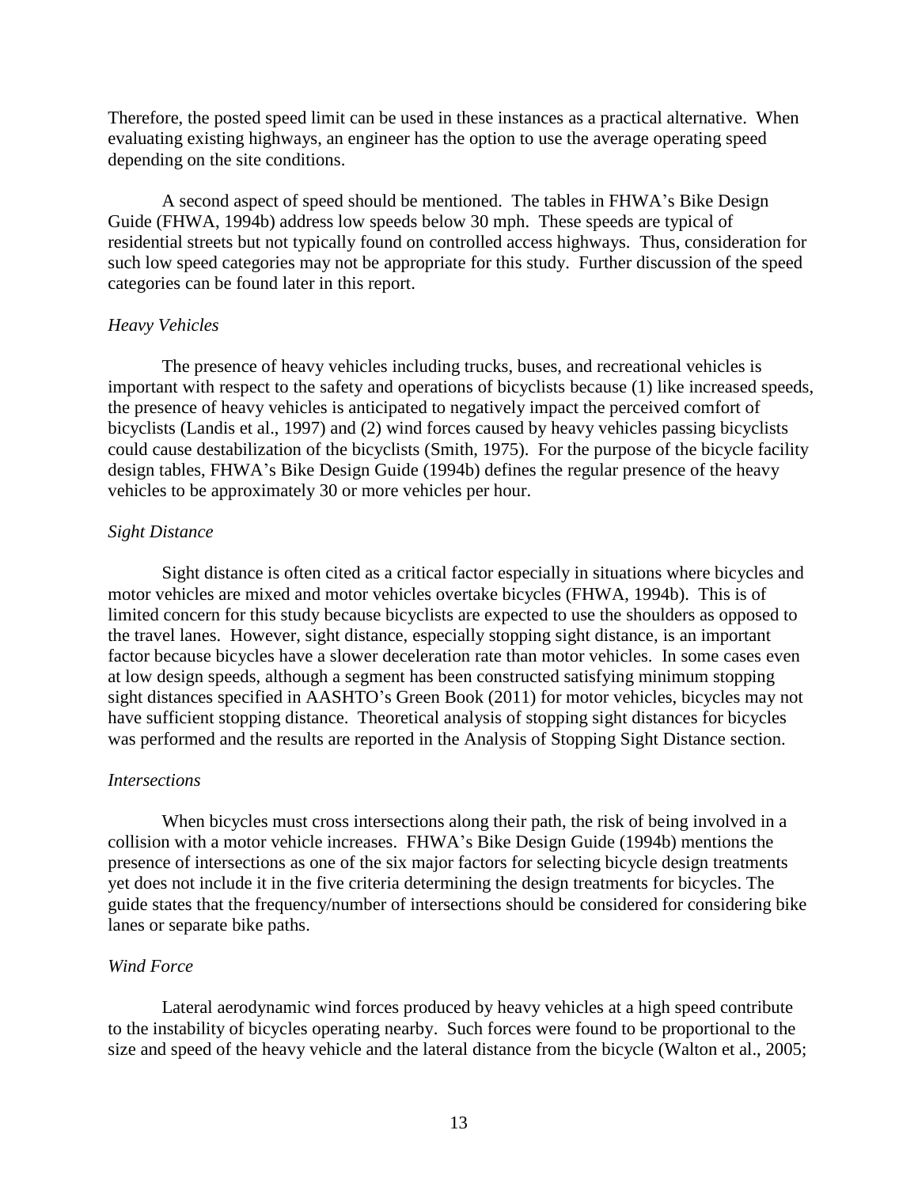Therefore, the posted speed limit can be used in these instances as a practical alternative. When evaluating existing highways, an engineer has the option to use the average operating speed depending on the site conditions.

A second aspect of speed should be mentioned. The tables in FHWA's Bike Design Guide (FHWA, 1994b) address low speeds below 30 mph. These speeds are typical of residential streets but not typically found on controlled access highways. Thus, consideration for such low speed categories may not be appropriate for this study. Further discussion of the speed categories can be found later in this report.

*Heavy Vehicles*

The presence of heavy vehicles including trucks, buses, and recreational vehicles is important with respect to the safety and operations of bicyclists because (1) like increased speeds, the presence of heavy vehicles is anticipated to negatively impact the perceived comfort of bicyclists (Landis et al., 1997) and (2) wind forces caused by heavy vehicles passing bicyclists could cause destabilization of the bicyclists (Smith, 1975). For the purpose of the bicycle facility design tables, FHWA's Bike Design Guide (1994b) defines the regular presence of the heavy vehicles to be approximately 30 or more vehicles per hour.

*Sight Distance*

Sight distance is often cited as a critical factor especially in situations where bicycles and motor vehicles are mixed and motor vehicles overtake bicycles (FHWA, 1994b). This is of limited concern for this study because bicyclists are expected to use the shoulders as opposed to the travel lanes. However, sight distance, especially stopping sight distance, is an important factor because bicycles have a slower deceleration rate than motor vehicles. In some cases even at low design speeds, although a segment has been constructed satisfying minimum stopping sight distances specified in AASHTO's Green Book (2011) for motor vehicles, bicycles may not have sufficient stopping distance. Theoretical analysis of stopping sight distances for bicycles was performed and the results are reported in the Analysis of Stopping Sight Distance section.

*Intersections*

When bicycles must cross intersections along their path, the risk of being involved in a collision with a motor vehicle increases. FHWA's Bike Design Guide (1994b) mentions the presence of intersections as one of the six major factors for selecting bicycle design treatments yet does not include it in the five criteria determining the design treatments for bicycles. The guide states that the frequency/number of intersections should be considered for considering bike lanes or separate bike paths.

*Wind Force*

Lateral aerodynamic wind forces produced by heavy vehicles at a high speed contribute to the instability of bicycles operating nearby. Such forces were found to be proportional to the size and speed of the heavy vehicle and the lateral distance from the bicycle (Walton et al., 2005;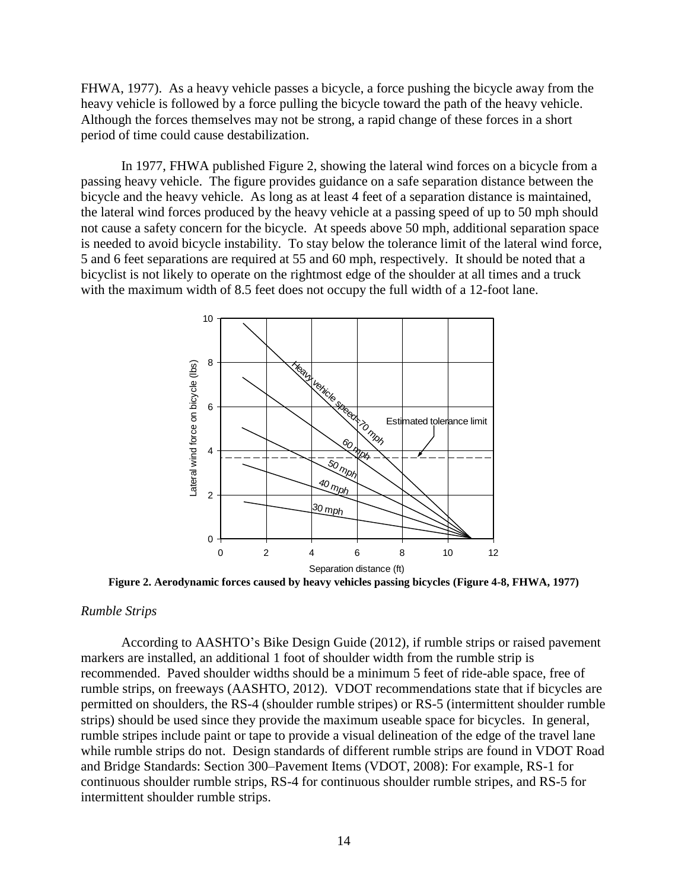FHWA, 1977). As a heavy vehicle passes a bicycle, a force pushing the bicycle away from the heavy vehicle is followed by a force pulling the bicycle toward the path of the heavy vehicle. Although the forces themselves may not be strong, a rapid change of these forces in a short period of time could cause destabilization.

In 1977, FHWA published Figure 2, showing the lateral wind forces on a bicycle from a passing heavy vehicle. The figure provides guidance on a safe separation distance between the bicycle and the heavy vehicle. As long as at least 4 feet of a separation distance is maintained, the lateral wind forces produced by the heavy vehicle at a passing speed of up to 50 mph should not cause a safety concern for the bicycle. At speeds above 50 mph, additional separation space is needed to avoid bicycle instability. To stay below the tolerance limit of the lateral wind force, 5 and 6 feet separations are required at 55 and 60 mph, respectively. It should be noted that a bicyclist is not likely to operate on the rightmost edge of the shoulder at all times and a truck with the maximum width of 8.5 feet does not occupy the full width of a 12-foot lane.

**Figure 2. Aerodynamic forces caused by heavy vehicles passing bicycles (Figure 4-8, FHWA, 1977)**

*Rumble Strips*

According to AASHTO's Bike Design Guide (2012), if rumble strips or raised pavement markers are installed, an additional 1 foot of shoulder width from the rumble strip is recommended. Paved shoulder widths should be a minimum 5 feet of ride-able space, free of rumble strips, on freeways (AASHTO, 2012). VDOT recommendations state that if bicycles are permitted on shoulders, the RS-4 (shoulder rumble stripes) or RS-5 (intermittent shoulder rumble strips) should be used since they provide the maximum useable space for bicycles. In general, rumble stripes include paint or tape to provide a visual delineation of the edge of the travel lane while rumble strips do not. Design standards of different rumble strips are found in VDOT Road and Bridge Standards: Section 300–Pavement Items (VDOT, 2008): For example, RS-1 for continuous shoulder rumble strips, RS-4 for continuous shoulder rumble stripes, and RS-5 for intermittent shoulder rumble strips.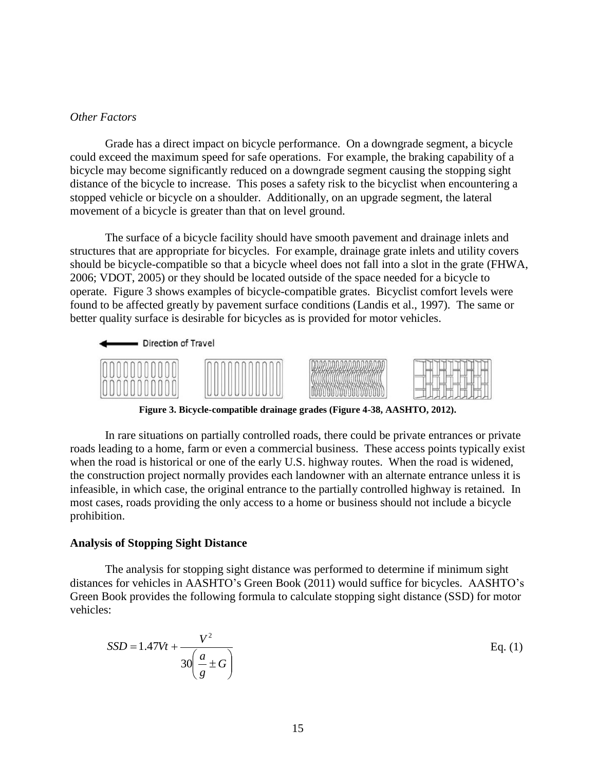*Other Factors*

Grade has a direct impact on bicycle performance. On a downgrade segment, a bicycle could exceed the maximum speed for safe operations. For example, the braking capability of a bicycle may become significantly reduced on a downgrade segment causing the stopping sight distance of the bicycle to increase. This poses a safety risk to the bicyclist when encountering a stopped vehicle or bicycle on a shoulder. Additionally, on an upgrade segment, the lateral movement of a bicycle is greater than that on level ground.

The surface of a bicycle facility should have smooth pavement and drainage inlets and structures that are appropriate for bicycles. For example, drainage grate inlets and utility covers should be bicycle-compatible so that a bicycle wheel does not fall into a slot in the grate (FHWA, 2006; VDOT, 2005) or they should be located outside of the space needed for a bicycle to operate. Figure 3 shows examples of bicycle-compatible grates. Bicyclist comfort levels were found to be affected greatly by pavement surface conditions (Landis et al., 1997). The same or better quality surface is desirable for bicycles as is provided for motor vehicles.

**Figure 3. Bicycle-compatible drainage grades (Figure 4-38, AASHTO, 2012).**

In rare situations on partially controlled roads, there could be private entrances or private roads leading to a home, farm or even a commercial business. These access points typically exist when the road is historical or one of the early U.S. highway routes. When the road is widened, the construction project normally provides each landowner with an alternate entrance unless it is infeasible, in which case, the original entrance to the partially controlled highway is retained. In most cases, roads providing the only access to a home or business should not include a bicycle prohibition.

## Analysis of Stopping Sight Distance

The analysis for stopping sight distance was performed to determine if minimum sight distances for vehicles in AASHTO's Green Book (2011) would suffice for bicycles. AASHTO's Green Book provides the following formula to calculate stopping sight distance (SSD) for motor vehicles:

$$SSD = 1.47Vt + \frac{V^2}{30\left(\frac{a}{g} \pm G\right)} \qquad \text{Eq. (1)}$$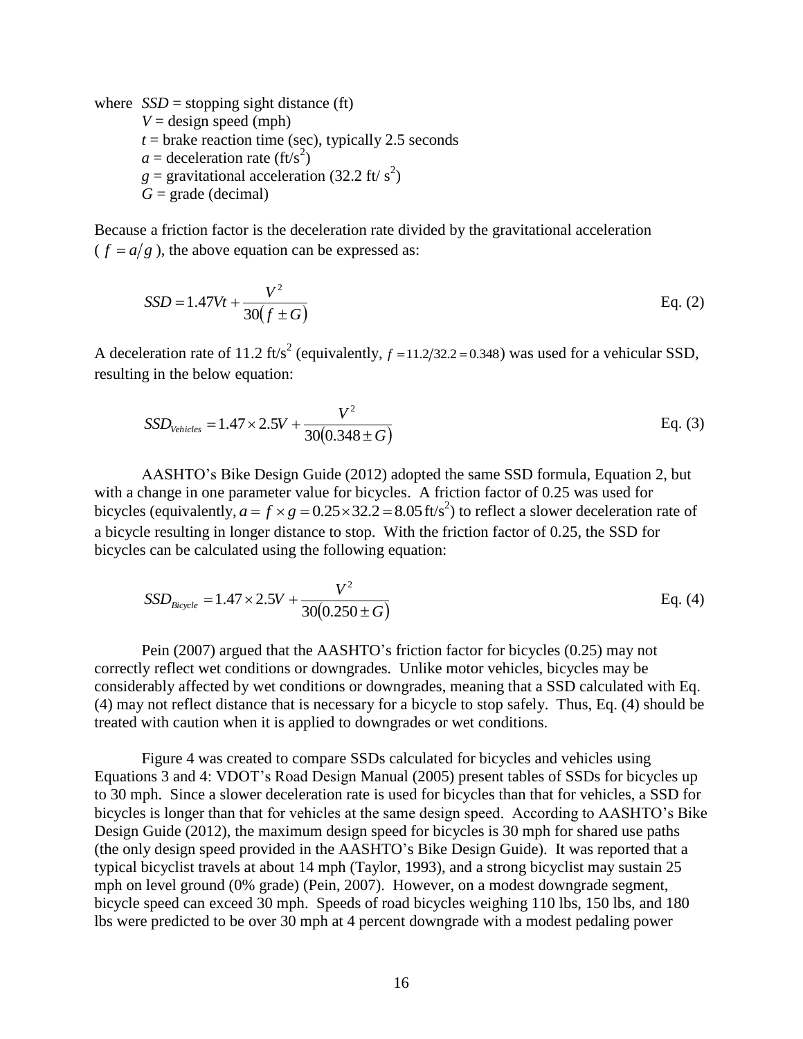where $SSD$ = stopping sight distance (ft)
$V$ = design speed (mph)
$t$ = brake reaction time (sec), typically 2.5 seconds
$a$ = deceleration rate (ft/s$^2$)
$g$ = gravitational acceleration (32.2 ft/ s$^2$)
$G$ = grade (decimal)

Because a friction factor is the deceleration rate divided by the gravitational acceleration ($f = a/g$), the above equation can be expressed as:

$$SSD = 1.47Vt + \frac{V^2}{30(f \pm G)} \qquad \text{Eq. (2)}$$

A deceleration rate of 11.2 ft/s$^2$ (equivalently, $f = 11.2/32.2 = 0.348$) was used for a vehicular SSD, resulting in the below equation:

$$SSD_{Vehicles} = 1.47 \times 2.5V + \frac{V^2}{30(0.348 \pm G)} \qquad \text{Eq. (3)}$$

AASHTO's Bike Design Guide (2012) adopted the same SSD formula, Equation 2, but with a change in one parameter value for bicycles. A friction factor of 0.25 was used for bicycles (equivalently, $a = f \times g = 0.25 \times 32.2 = 8.05\,\text{ft/s}^2$) to reflect a slower deceleration rate of a bicycle resulting in longer distance to stop. With the friction factor of 0.25, the SSD for bicycles can be calculated using the following equation:

$$SSD_{Bicycle} = 1.47 \times 2.5V + \frac{V^2}{30(0.250 \pm G)} \qquad \text{Eq. (4)}$$

Pein (2007) argued that the AASHTO's friction factor for bicycles (0.25) may not correctly reflect wet conditions or downgrades. Unlike motor vehicles, bicycles may be considerably affected by wet conditions or downgrades, meaning that a SSD calculated with Eq. (4) may not reflect distance that is necessary for a bicycle to stop safely. Thus, Eq. (4) should be treated with caution when it is applied to downgrades or wet conditions.

Figure 4 was created to compare SSDs calculated for bicycles and vehicles using Equations 3 and 4: VDOT's Road Design Manual (2005) present tables of SSDs for bicycles up to 30 mph. Since a slower deceleration rate is used for bicycles than that for vehicles, a SSD for bicycles is longer than that for vehicles at the same design speed. According to AASHTO's Bike Design Guide (2012), the maximum design speed for bicycles is 30 mph for shared use paths (the only design speed provided in the AASHTO's Bike Design Guide). It was reported that a typical bicyclist travels at about 14 mph (Taylor, 1993), and a strong bicyclist may sustain 25 mph on level ground (0% grade) (Pein, 2007). However, on a modest downgrade segment, bicycle speed can exceed 30 mph. Speeds of road bicycles weighing 110 lbs, 150 lbs, and 180 lbs were predicted to be over 30 mph at 4 percent downgrade with a modest pedaling power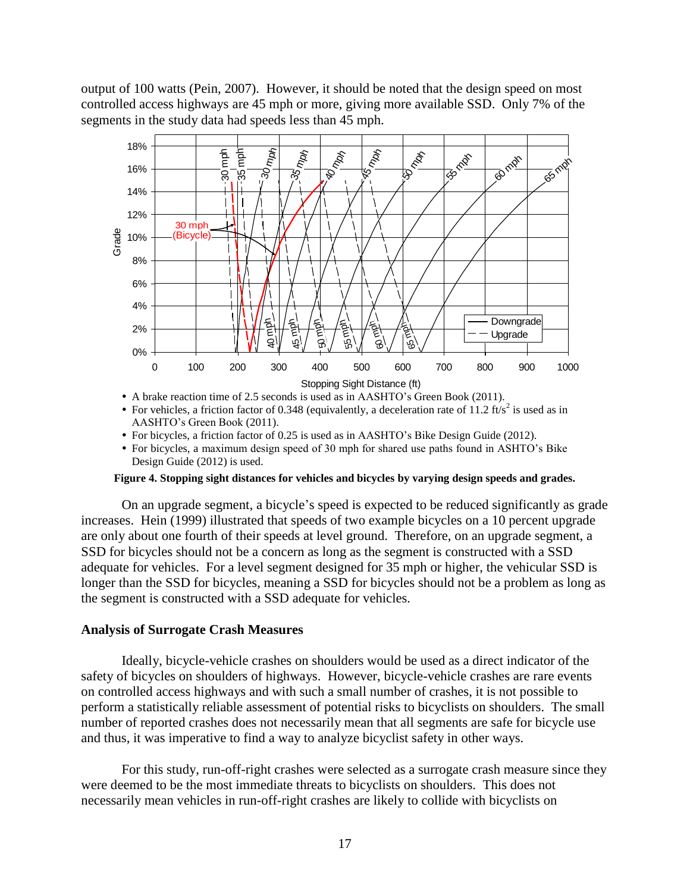output of 100 watts (Pein, 2007). However, it should be noted that the design speed on most controlled access highways are 45 mph or more, giving more available SSD. Only 7% of the segments in the study data had speeds less than 45 mph.

- A brake reaction time of 2.5 seconds is used as in AASHTO's Green Book (2011).
- For vehicles, a friction factor of 0.348 (equivalently, a deceleration rate of 11.2 ft/s$^2$ is used as in AASHTO's Green Book (2011).
- For bicycles, a friction factor of 0.25 is used as in AASHTO's Bike Design Guide (2012).
- For bicycles, a maximum design speed of 30 mph for shared use paths found in ASHTO's Bike Design Guide (2012) is used.

**Figure 4. Stopping sight distances for vehicles and bicycles by varying design speeds and grades.**

On an upgrade segment, a bicycle's speed is expected to be reduced significantly as grade increases. Hein (1999) illustrated that speeds of two example bicycles on a 10 percent upgrade are only about one fourth of their speeds at level ground. Therefore, on an upgrade segment, a SSD for bicycles should not be a concern as long as the segment is constructed with a SSD adequate for vehicles. For a level segment designed for 35 mph or higher, the vehicular SSD is longer than the SSD for bicycles, meaning a SSD for bicycles should not be a problem as long as the segment is constructed with a SSD adequate for vehicles.

### Analysis of Surrogate Crash Measures

Ideally, bicycle-vehicle crashes on shoulders would be used as a direct indicator of the safety of bicycles on shoulders of highways. However, bicycle-vehicle crashes are rare events on controlled access highways and with such a small number of crashes, it is not possible to perform a statistically reliable assessment of potential risks to bicyclists on shoulders. The small number of reported crashes does not necessarily mean that all segments are safe for bicycle use and thus, it was imperative to find a way to analyze bicyclist safety in other ways.

For this study, run-off-right crashes were selected as a surrogate crash measure since they were deemed to be the most immediate threats to bicyclists on shoulders. This does not necessarily mean vehicles in run-off-right crashes are likely to collide with bicyclists on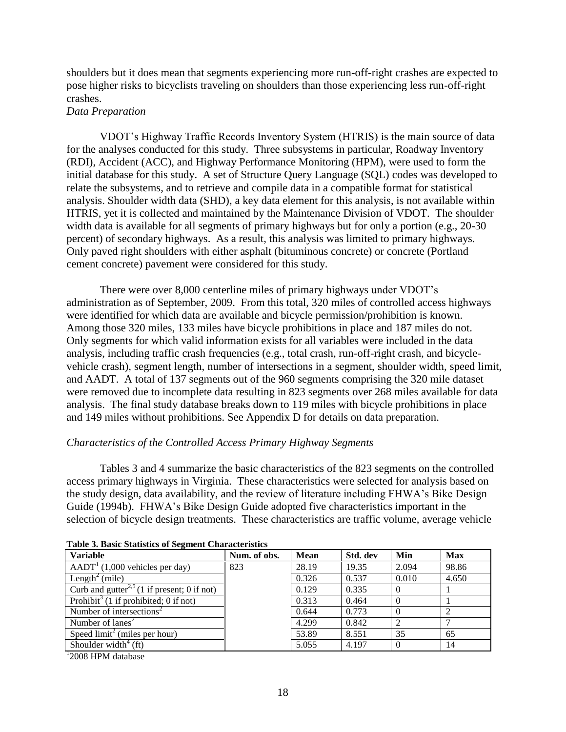shoulders but it does mean that segments experiencing more run-off-right crashes are expected to pose higher risks to bicyclists traveling on shoulders than those experiencing less run-off-right crashes.

*Data Preparation*

VDOT's Highway Traffic Records Inventory System (HTRIS) is the main source of data for the analyses conducted for this study. Three subsystems in particular, Roadway Inventory (RDI), Accident (ACC), and Highway Performance Monitoring (HPM), were used to form the initial database for this study. A set of Structure Query Language (SQL) codes was developed to relate the subsystems, and to retrieve and compile data in a compatible format for statistical analysis. Shoulder width data (SHD), a key data element for this analysis, is not available within HTRIS, yet it is collected and maintained by the Maintenance Division of VDOT. The shoulder width data is available for all segments of primary highways but for only a portion (e.g., 20-30 percent) of secondary highways. As a result, this analysis was limited to primary highways. Only paved right shoulders with either asphalt (bituminous concrete) or concrete (Portland cement concrete) pavement were considered for this study.

There were over 8,000 centerline miles of primary highways under VDOT's administration as of September, 2009. From this total, 320 miles of controlled access highways were identified for which data are available and bicycle permission/prohibition is known. Among those 320 miles, 133 miles have bicycle prohibitions in place and 187 miles do not. Only segments for which valid information exists for all variables were included in the data analysis, including traffic crash frequencies (e.g., total crash, run-off-right crash, and bicycle-vehicle crash), segment length, number of intersections in a segment, shoulder width, speed limit, and AADT. A total of 137 segments out of the 960 segments comprising the 320 mile dataset were removed due to incomplete data resulting in 823 segments over 268 miles available for data analysis. The final study database breaks down to 119 miles with bicycle prohibitions in place and 149 miles without prohibitions. See Appendix D for details on data preparation.

*Characteristics of the Controlled Access Primary Highway Segments*

Tables 3 and 4 summarize the basic characteristics of the 823 segments on the controlled access primary highways in Virginia. These characteristics were selected for analysis based on the study design, data availability, and the review of literature including FHWA's Bike Design Guide (1994b). FHWA's Bike Design Guide adopted five characteristics important in the selection of bicycle design treatments. These characteristics are traffic volume, average vehicle

**Table 3. Basic Statistics of Segment Characteristics**

| Variable | Num. of obs. | Mean | Std. dev | Min | Max |
|---|---|---|---|---|---|
| AADT[1] (1,000 vehicles per day) | 823 | 28.19 | 19.35 | 2.094 | 98.86 |
| Length[2] (mile) | | 0.326 | 0.537 | 0.010 | 4.650 |
| Curb and gutter[2,5] (1 if present; 0 if not) | | 0.129 | 0.335 | 0 | 1 |
| Prohibit[3] (1 if prohibited; 0 if not) | | 0.313 | 0.464 | 0 | 1 |
| Number of intersections[2] | | 0.644 | 0.773 | 0 | 2 |
| Number of lanes[2] | | 4.299 | 0.842 | 2 | 7 |
| Speed limit[2] (miles per hour) | | 53.89 | 8.551 | 35 | 65 |
| Shoulder width[4] (ft) | | 5.055 | 4.197 | 0 | 14 |

[1]2008 HPM database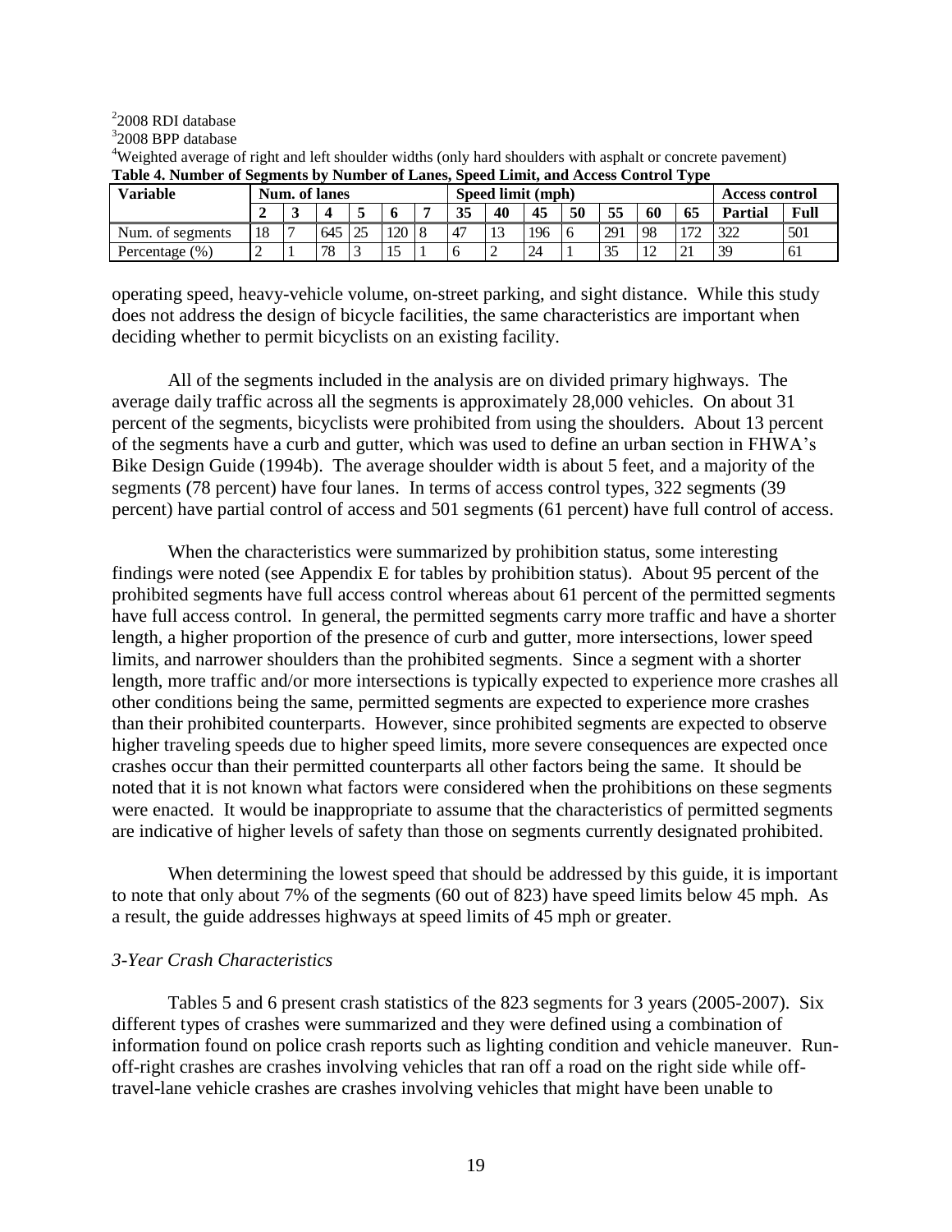[2]2008 RDI database

[3]2008 BPP database

[4]Weighted average of right and left shoulder widths (only hard shoulders with asphalt or concrete pavement)

**Table 4. Number of Segments by Number of Lanes, Speed Limit, and Access Control Type**

| Variable | Num. of lanes | | | | | | Speed limit (mph) | | | | | | | Access control | |
|---|---|---|---|---|---|---|---|---|---|---|---|---|---|---|---|
| | **2** | **3** | **4** | **5** | **6** | **7** | **35** | **40** | **45** | **50** | **55** | **60** | **65** | **Partial** | **Full** |
| Num. of segments | 18 | 7 | 645 | 25 | 120 | 8 | 47 | 13 | 196 | 6 | 291 | 98 | 172 | 322 | 501 |
| Percentage (%) | 2 | 1 | 78 | 3 | 15 | 1 | 6 | 2 | 24 | 1 | 35 | 12 | 21 | 39 | 61 |

operating speed, heavy-vehicle volume, on-street parking, and sight distance. While this study does not address the design of bicycle facilities, the same characteristics are important when deciding whether to permit bicyclists on an existing facility.

All of the segments included in the analysis are on divided primary highways. The average daily traffic across all the segments is approximately 28,000 vehicles. On about 31 percent of the segments, bicyclists were prohibited from using the shoulders. About 13 percent of the segments have a curb and gutter, which was used to define an urban section in FHWA's Bike Design Guide (1994b). The average shoulder width is about 5 feet, and a majority of the segments (78 percent) have four lanes. In terms of access control types, 322 segments (39 percent) have partial control of access and 501 segments (61 percent) have full control of access.

When the characteristics were summarized by prohibition status, some interesting findings were noted (see Appendix E for tables by prohibition status). About 95 percent of the prohibited segments have full access control whereas about 61 percent of the permitted segments have full access control. In general, the permitted segments carry more traffic and have a shorter length, a higher proportion of the presence of curb and gutter, more intersections, lower speed limits, and narrower shoulders than the prohibited segments. Since a segment with a shorter length, more traffic and/or more intersections is typically expected to experience more crashes all other conditions being the same, permitted segments are expected to experience more crashes than their prohibited counterparts. However, since prohibited segments are expected to observe higher traveling speeds due to higher speed limits, more severe consequences are expected once crashes occur than their permitted counterparts all other factors being the same. It should be noted that it is not known what factors were considered when the prohibitions on these segments were enacted. It would be inappropriate to assume that the characteristics of permitted segments are indicative of higher levels of safety than those on segments currently designated prohibited.

When determining the lowest speed that should be addressed by this guide, it is important to note that only about 7% of the segments (60 out of 823) have speed limits below 45 mph. As a result, the guide addresses highways at speed limits of 45 mph or greater.

*3-Year Crash Characteristics*

Tables 5 and 6 present crash statistics of the 823 segments for 3 years (2005-2007). Six different types of crashes were summarized and they were defined using a combination of information found on police crash reports such as lighting condition and vehicle maneuver. Run-off-right crashes are crashes involving vehicles that ran off a road on the right side while off-travel-lane vehicle crashes are crashes involving vehicles that might have been unable to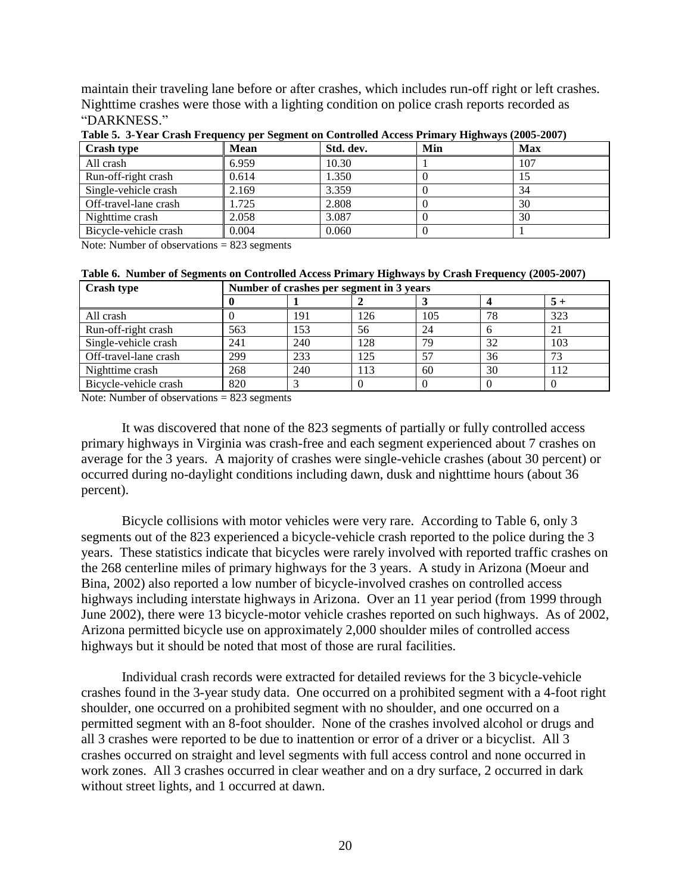maintain their traveling lane before or after crashes, which includes run-off right or left crashes. Nighttime crashes were those with a lighting condition on police crash reports recorded as "DARKNESS."

**Table 5. 3-Year Crash Frequency per Segment on Controlled Access Primary Highways (2005-2007)**

| Crash type | Mean | Std. dev. | Min | Max |
|---|---|---|---|---|
| All crash | 6.959 | 10.30 | 1 | 107 |
| Run-off-right crash | 0.614 | 1.350 | 0 | 15 |
| Single-vehicle crash | 2.169 | 3.359 | 0 | 34 |
| Off-travel-lane crash | 1.725 | 2.808 | 0 | 30 |
| Nighttime crash | 2.058 | 3.087 | 0 | 30 |
| Bicycle-vehicle crash | 0.004 | 0.060 | 0 | 1 |

Note: Number of observations = 823 segments

**Table 6. Number of Segments on Controlled Access Primary Highways by Crash Frequency (2005-2007)**

| Crash type | Number of crashes per segment in 3 years | | | | | |
|---|---|---|---|---|---|---|
| | 0 | 1 | 2 | 3 | 4 | 5 + |
| All crash | 0 | 191 | 126 | 105 | 78 | 323 |
| Run-off-right crash | 563 | 153 | 56 | 24 | 6 | 21 |
| Single-vehicle crash | 241 | 240 | 128 | 79 | 32 | 103 |
| Off-travel-lane crash | 299 | 233 | 125 | 57 | 36 | 73 |
| Nighttime crash | 268 | 240 | 113 | 60 | 30 | 112 |
| Bicycle-vehicle crash | 820 | 3 | 0 | 0 | 0 | 0 |

Note: Number of observations = 823 segments

It was discovered that none of the 823 segments of partially or fully controlled access primary highways in Virginia was crash-free and each segment experienced about 7 crashes on average for the 3 years. A majority of crashes were single-vehicle crashes (about 30 percent) or occurred during no-daylight conditions including dawn, dusk and nighttime hours (about 36 percent).

Bicycle collisions with motor vehicles were very rare. According to Table 6, only 3 segments out of the 823 experienced a bicycle-vehicle crash reported to the police during the 3 years. These statistics indicate that bicycles were rarely involved with reported traffic crashes on the 268 centerline miles of primary highways for the 3 years. A study in Arizona (Moeur and Bina, 2002) also reported a low number of bicycle-involved crashes on controlled access highways including interstate highways in Arizona. Over an 11 year period (from 1999 through June 2002), there were 13 bicycle-motor vehicle crashes reported on such highways. As of 2002, Arizona permitted bicycle use on approximately 2,000 shoulder miles of controlled access highways but it should be noted that most of those are rural facilities.

Individual crash records were extracted for detailed reviews for the 3 bicycle-vehicle crashes found in the 3-year study data. One occurred on a prohibited segment with a 4-foot right shoulder, one occurred on a prohibited segment with no shoulder, and one occurred on a permitted segment with an 8-foot shoulder. None of the crashes involved alcohol or drugs and all 3 crashes were reported to be due to inattention or error of a driver or a bicyclist. All 3 crashes occurred on straight and level segments with full access control and none occurred in work zones. All 3 crashes occurred in clear weather and on a dry surface, 2 occurred in dark without street lights, and 1 occurred at dawn.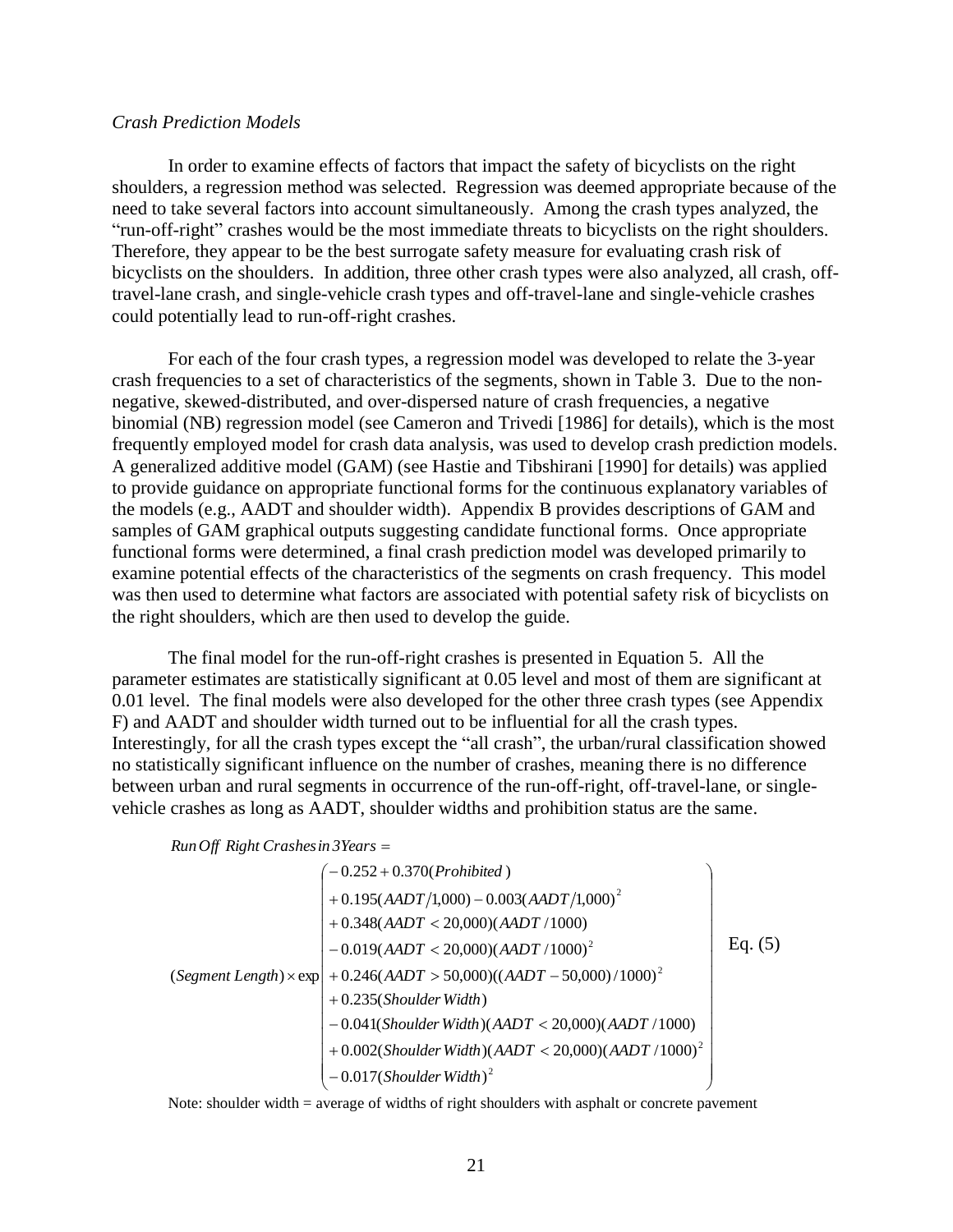*Crash Prediction Models*

In order to examine effects of factors that impact the safety of bicyclists on the right shoulders, a regression method was selected. Regression was deemed appropriate because of the need to take several factors into account simultaneously. Among the crash types analyzed, the "run-off-right" crashes would be the most immediate threats to bicyclists on the right shoulders. Therefore, they appear to be the best surrogate safety measure for evaluating crash risk of bicyclists on the shoulders. In addition, three other crash types were also analyzed, all crash, off-travel-lane crash, and single-vehicle crash types and off-travel-lane and single-vehicle crashes could potentially lead to run-off-right crashes.

For each of the four crash types, a regression model was developed to relate the 3-year crash frequencies to a set of characteristics of the segments, shown in Table 3. Due to the non-negative, skewed-distributed, and over-dispersed nature of crash frequencies, a negative binomial (NB) regression model (see Cameron and Trivedi [1986] for details), which is the most frequently employed model for crash data analysis, was used to develop crash prediction models. A generalized additive model (GAM) (see Hastie and Tibshirani [1990] for details) was applied to provide guidance on appropriate functional forms for the continuous explanatory variables of the models (e.g., AADT and shoulder width). Appendix B provides descriptions of GAM and samples of GAM graphical outputs suggesting candidate functional forms. Once appropriate functional forms were determined, a final crash prediction model was developed primarily to examine potential effects of the characteristics of the segments on crash frequency. This model was then used to determine what factors are associated with potential safety risk of bicyclists on the right shoulders, which are then used to develop the guide.

The final model for the run-off-right crashes is presented in Equation 5. All the parameter estimates are statistically significant at 0.05 level and most of them are significant at 0.01 level. The final models were also developed for the other three crash types (see Appendix F) and AADT and shoulder width turned out to be influential for all the crash types. Interestingly, for all the crash types except the "all crash", the urban/rural classification showed no statistically significant influence on the number of crashes, meaning there is no difference between urban and rural segments in occurrence of the run-off-right, off-travel-lane, or single-vehicle crashes as long as AADT, shoulder widths and prohibition status are the same.

$$
\begin{aligned}
&\textit{Run Off Right Crashes in 3 Years} = \\
&(\textit{Segment Length}) \times \exp\left(
\begin{aligned}
&-0.252 + 0.370(\textit{Prohibited}) \\
&+ 0.195(AADT/1{,}000) - 0.003(AADT/1{,}000)^2 \\
&+ 0.348(AADT < 20{,}000)(AADT/1000) \\
&- 0.019(AADT < 20{,}000)(AADT/1000)^2 \\
&+ 0.246(AADT > 50{,}000)((AADT - 50{,}000)/1000)^2 \\
&+ 0.235(\textit{Shoulder Width}) \\
&- 0.041(\textit{Shoulder Width})(AADT < 20{,}000)(AADT/1000) \\
&+ 0.002(\textit{Shoulder Width})(AADT < 20{,}000)(AADT/1000)^2 \\
&- 0.017(\textit{Shoulder Width})^2
\end{aligned}
\right) \qquad \text{Eq. (5)}
\end{aligned}
$$

Note: shoulder width = average of widths of right shoulders with asphalt or concrete pavement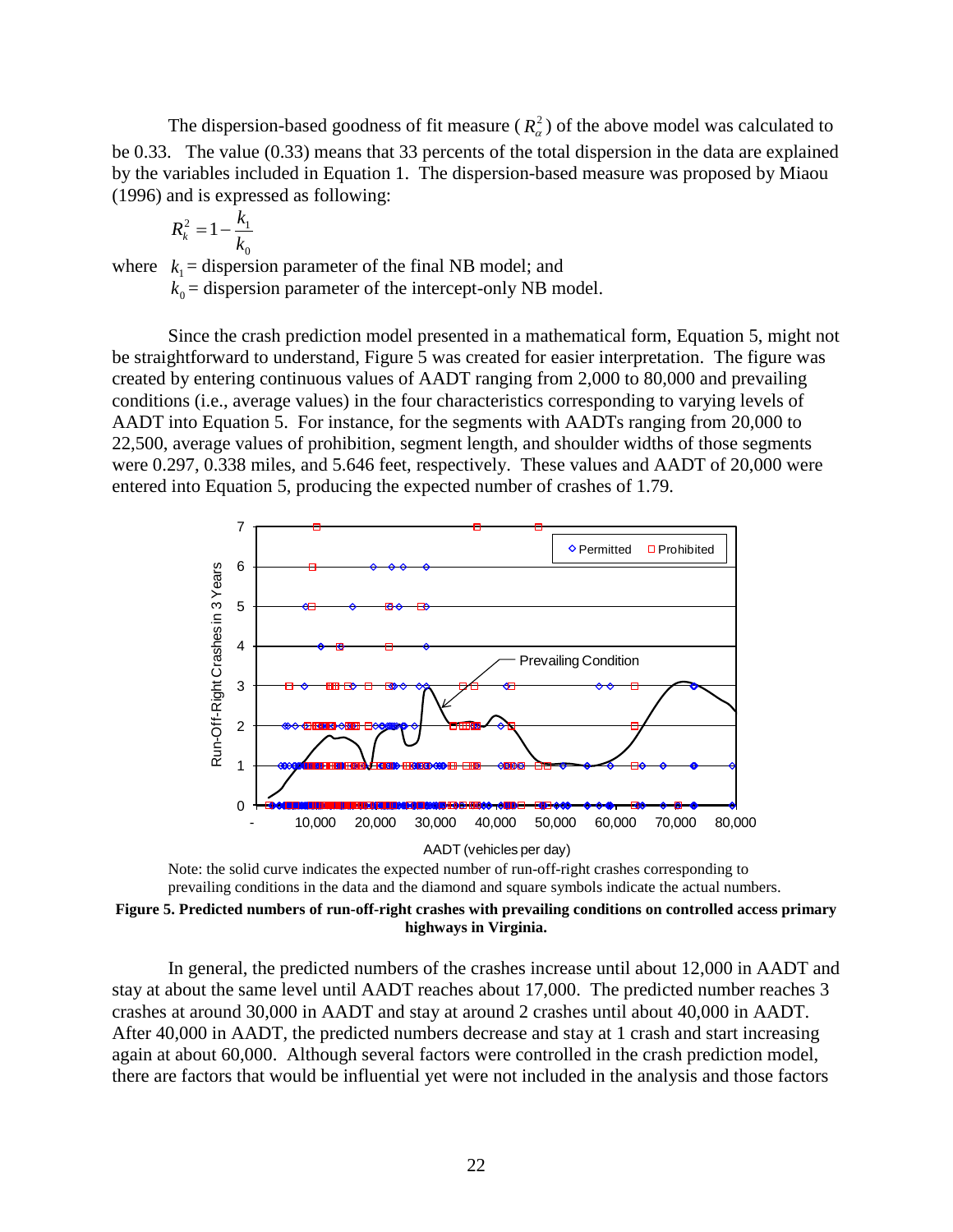The dispersion-based goodness of fit measure ($R_{\alpha}^{2}$) of the above model was calculated to be 0.33. The value (0.33) means that 33 percents of the total dispersion in the data are explained by the variables included in Equation 1. The dispersion-based measure was proposed by Miaou (1996) and is expressed as following:

$$R_{k}^{2} = 1 - \frac{k_1}{k_0}$$

where $k_1$ = dispersion parameter of the final NB model; and
$k_0$ = dispersion parameter of the intercept-only NB model.

Since the crash prediction model presented in a mathematical form, Equation 5, might not be straightforward to understand, Figure 5 was created for easier interpretation. The figure was created by entering continuous values of AADT ranging from 2,000 to 80,000 and prevailing conditions (i.e., average values) in the four characteristics corresponding to varying levels of AADT into Equation 5. For instance, for the segments with AADTs ranging from 20,000 to 22,500, average values of prohibition, segment length, and shoulder widths of those segments were 0.297, 0.338 miles, and 5.646 feet, respectively. These values and AADT of 20,000 were entered into Equation 5, producing the expected number of crashes of 1.79.

Note: the solid curve indicates the expected number of run-off-right crashes corresponding to prevailing conditions in the data and the diamond and square symbols indicate the actual numbers.

**Figure 5. Predicted numbers of run-off-right crashes with prevailing conditions on controlled access primary highways in Virginia.**

In general, the predicted numbers of the crashes increase until about 12,000 in AADT and stay at about the same level until AADT reaches about 17,000. The predicted number reaches 3 crashes at around 30,000 in AADT and stay at around 2 crashes until about 40,000 in AADT. After 40,000 in AADT, the predicted numbers decrease and stay at 1 crash and start increasing again at about 60,000. Although several factors were controlled in the crash prediction model, there are factors that would be influential yet were not included in the analysis and those factors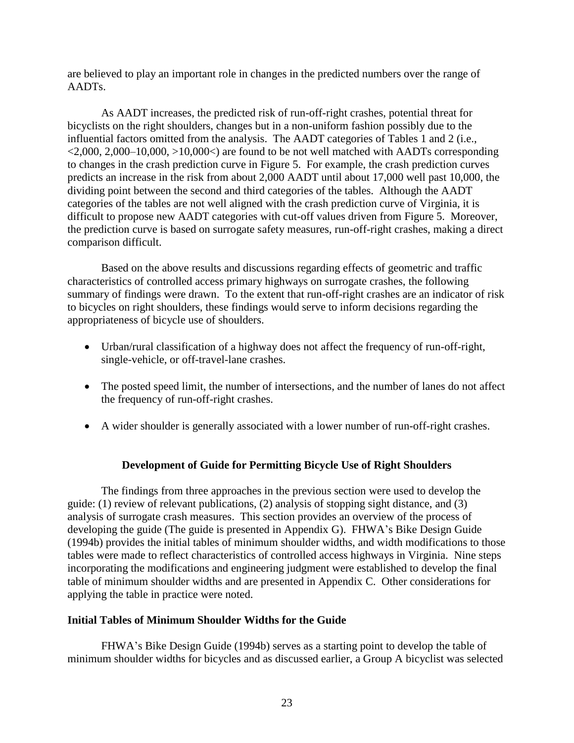are believed to play an important role in changes in the predicted numbers over the range of AADTs.

As AADT increases, the predicted risk of run-off-right crashes, potential threat for bicyclists on the right shoulders, changes but in a non-uniform fashion possibly due to the influential factors omitted from the analysis. The AADT categories of Tables 1 and 2 (i.e., <2,000, 2,000–10,000, >10,000<) are found to be not well matched with AADTs corresponding to changes in the crash prediction curve in Figure 5. For example, the crash prediction curves predicts an increase in the risk from about 2,000 AADT until about 17,000 well past 10,000, the dividing point between the second and third categories of the tables. Although the AADT categories of the tables are not well aligned with the crash prediction curve of Virginia, it is difficult to propose new AADT categories with cut-off values driven from Figure 5. Moreover, the prediction curve is based on surrogate safety measures, run-off-right crashes, making a direct comparison difficult.

Based on the above results and discussions regarding effects of geometric and traffic characteristics of controlled access primary highways on surrogate crashes, the following summary of findings were drawn. To the extent that run-off-right crashes are an indicator of risk to bicycles on right shoulders, these findings would serve to inform decisions regarding the appropriateness of bicycle use of shoulders.

- Urban/rural classification of a highway does not affect the frequency of run-off-right, single-vehicle, or off-travel-lane crashes.
- The posted speed limit, the number of intersections, and the number of lanes do not affect the frequency of run-off-right crashes.
- A wider shoulder is generally associated with a lower number of run-off-right crashes.

## Development of Guide for Permitting Bicycle Use of Right Shoulders

The findings from three approaches in the previous section were used to develop the guide: (1) review of relevant publications, (2) analysis of stopping sight distance, and (3) analysis of surrogate crash measures. This section provides an overview of the process of developing the guide (The guide is presented in Appendix G). FHWA's Bike Design Guide (1994b) provides the initial tables of minimum shoulder widths, and width modifications to those tables were made to reflect characteristics of controlled access highways in Virginia. Nine steps incorporating the modifications and engineering judgment were established to develop the final table of minimum shoulder widths and are presented in Appendix C. Other considerations for applying the table in practice were noted.

### Initial Tables of Minimum Shoulder Widths for the Guide

FHWA's Bike Design Guide (1994b) serves as a starting point to develop the table of minimum shoulder widths for bicycles and as discussed earlier, a Group A bicyclist was selected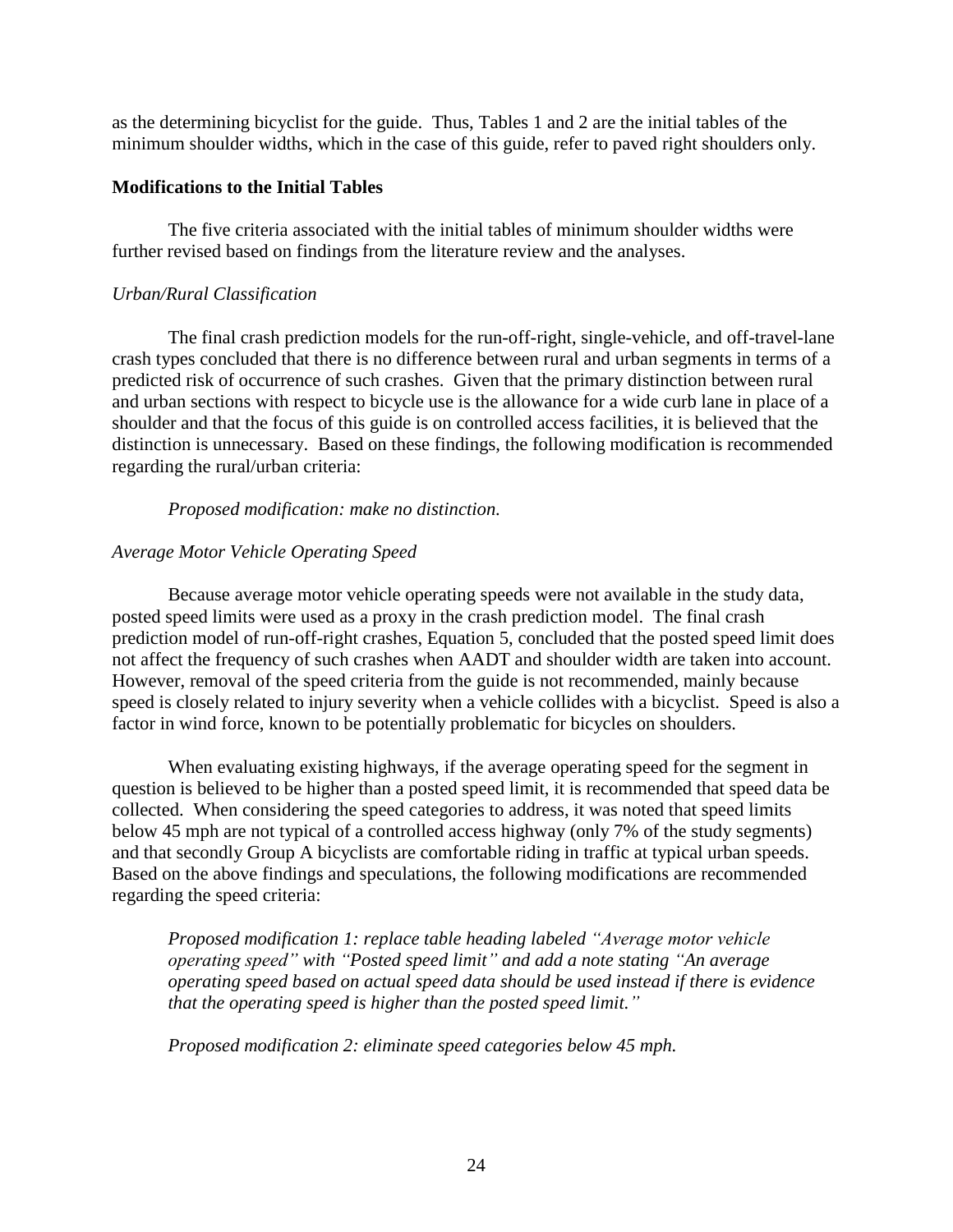as the determining bicyclist for the guide. Thus, Tables 1 and 2 are the initial tables of the minimum shoulder widths, which in the case of this guide, refer to paved right shoulders only.

### Modifications to the Initial Tables

The five criteria associated with the initial tables of minimum shoulder widths were further revised based on findings from the literature review and the analyses.

*Urban/Rural Classification*

The final crash prediction models for the run-off-right, single-vehicle, and off-travel-lane crash types concluded that there is no difference between rural and urban segments in terms of a predicted risk of occurrence of such crashes. Given that the primary distinction between rural and urban sections with respect to bicycle use is the allowance for a wide curb lane in place of a shoulder and that the focus of this guide is on controlled access facilities, it is believed that the distinction is unnecessary. Based on these findings, the following modification is recommended regarding the rural/urban criteria:

*Proposed modification: make no distinction.*

*Average Motor Vehicle Operating Speed*

Because average motor vehicle operating speeds were not available in the study data, posted speed limits were used as a proxy in the crash prediction model. The final crash prediction model of run-off-right crashes, Equation 5, concluded that the posted speed limit does not affect the frequency of such crashes when AADT and shoulder width are taken into account. However, removal of the speed criteria from the guide is not recommended, mainly because speed is closely related to injury severity when a vehicle collides with a bicyclist. Speed is also a factor in wind force, known to be potentially problematic for bicycles on shoulders.

When evaluating existing highways, if the average operating speed for the segment in question is believed to be higher than a posted speed limit, it is recommended that speed data be collected. When considering the speed categories to address, it was noted that speed limits below 45 mph are not typical of a controlled access highway (only 7% of the study segments) and that secondly Group A bicyclists are comfortable riding in traffic at typical urban speeds. Based on the above findings and speculations, the following modifications are recommended regarding the speed criteria:

*Proposed modification 1: replace table heading labeled "Average motor vehicle operating speed" with "Posted speed limit" and add a note stating "An average operating speed based on actual speed data should be used instead if there is evidence that the operating speed is higher than the posted speed limit."*

*Proposed modification 2: eliminate speed categories below 45 mph.*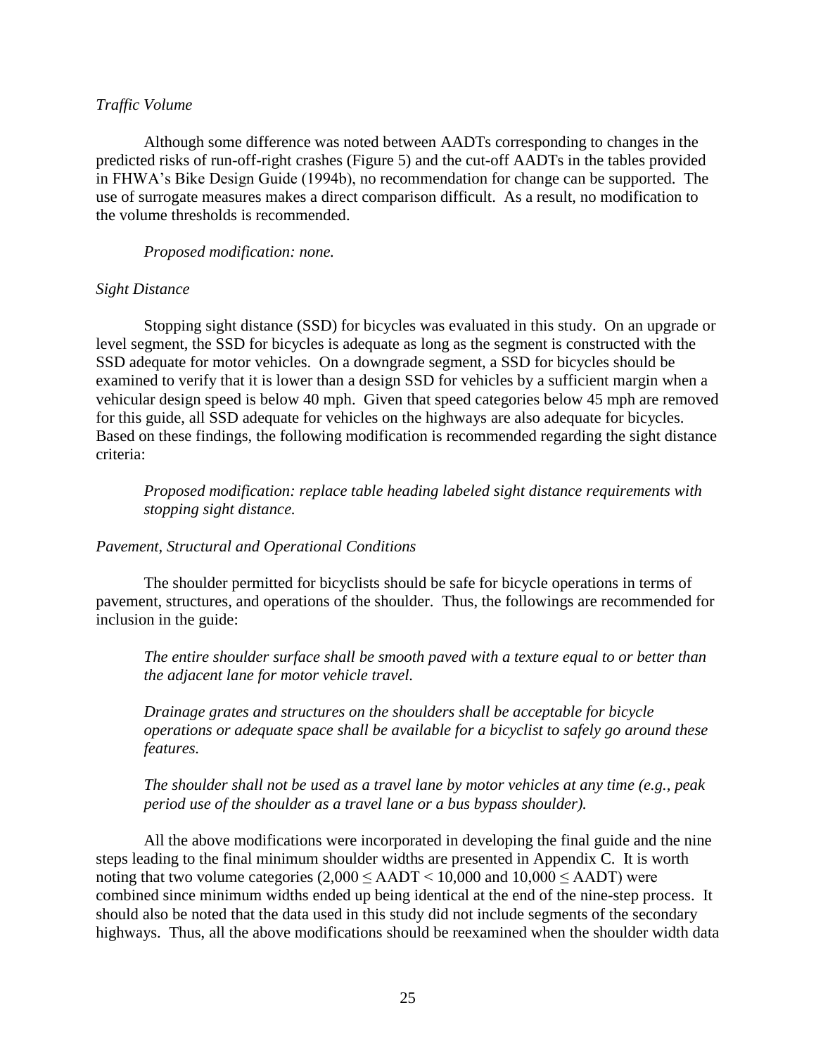*Traffic Volume*

Although some difference was noted between AADTs corresponding to changes in the predicted risks of run-off-right crashes (Figure 5) and the cut-off AADTs in the tables provided in FHWA's Bike Design Guide (1994b), no recommendation for change can be supported. The use of surrogate measures makes a direct comparison difficult. As a result, no modification to the volume thresholds is recommended.

*Proposed modification: none.*

*Sight Distance*

Stopping sight distance (SSD) for bicycles was evaluated in this study. On an upgrade or level segment, the SSD for bicycles is adequate as long as the segment is constructed with the SSD adequate for motor vehicles. On a downgrade segment, a SSD for bicycles should be examined to verify that it is lower than a design SSD for vehicles by a sufficient margin when a vehicular design speed is below 40 mph. Given that speed categories below 45 mph are removed for this guide, all SSD adequate for vehicles on the highways are also adequate for bicycles. Based on these findings, the following modification is recommended regarding the sight distance criteria:

*Proposed modification: replace table heading labeled sight distance requirements with stopping sight distance.*

*Pavement, Structural and Operational Conditions*

The shoulder permitted for bicyclists should be safe for bicycle operations in terms of pavement, structures, and operations of the shoulder. Thus, the followings are recommended for inclusion in the guide:

*The entire shoulder surface shall be smooth paved with a texture equal to or better than the adjacent lane for motor vehicle travel.*

*Drainage grates and structures on the shoulders shall be acceptable for bicycle operations or adequate space shall be available for a bicyclist to safely go around these features.*

*The shoulder shall not be used as a travel lane by motor vehicles at any time (e.g., peak period use of the shoulder as a travel lane or a bus bypass shoulder).*

All the above modifications were incorporated in developing the final guide and the nine steps leading to the final minimum shoulder widths are presented in Appendix C. It is worth noting that two volume categories ($2{,}000 \leq \text{AADT} < 10{,}000$ and $10{,}000 \leq \text{AADT}$) were combined since minimum widths ended up being identical at the end of the nine-step process. It should also be noted that the data used in this study did not include segments of the secondary highways. Thus, all the above modifications should be reexamined when the shoulder width data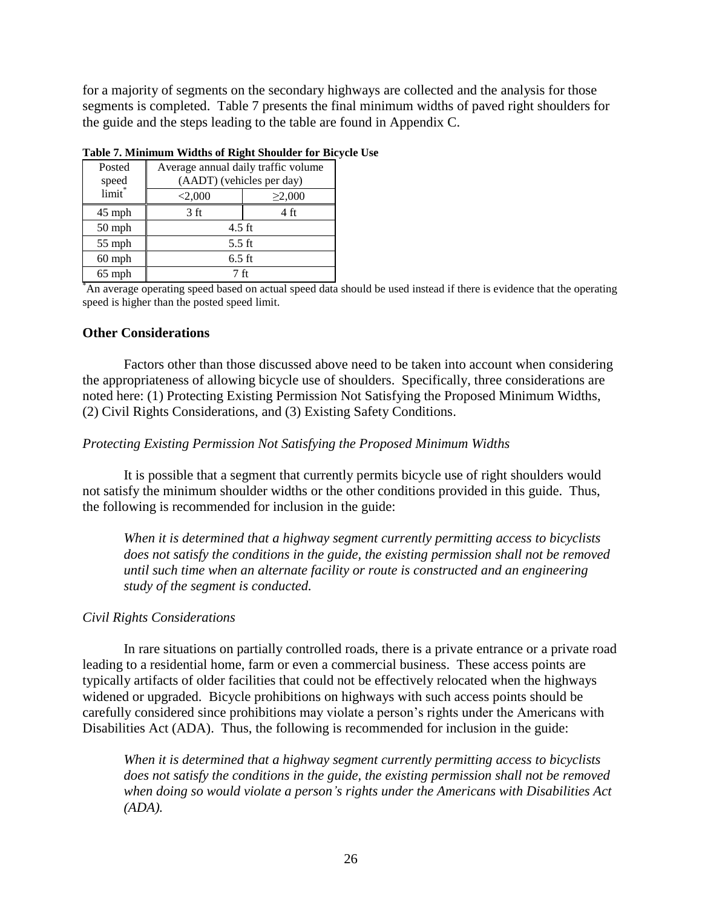for a majority of segments on the secondary highways are collected and the analysis for those segments is completed. Table 7 presents the final minimum widths of paved right shoulders for the guide and the steps leading to the table are found in Appendix C.

**Table 7. Minimum Widths of Right Shoulder for Bicycle Use**

| Posted speed limit* | Average annual daily traffic volume (AADT) (vehicles per day) | |
|---|---|---|
| | <2,000 | ≥2,000 |
| 45 mph | 3 ft | 4 ft |
| 50 mph | 4.5 ft | |
| 55 mph | 5.5 ft | |
| 60 mph | 6.5 ft | |
| 65 mph | 7 ft | |

*An average operating speed based on actual speed data should be used instead if there is evidence that the operating speed is higher than the posted speed limit.

## Other Considerations

Factors other than those discussed above need to be taken into account when considering the appropriateness of allowing bicycle use of shoulders. Specifically, three considerations are noted here: (1) Protecting Existing Permission Not Satisfying the Proposed Minimum Widths, (2) Civil Rights Considerations, and (3) Existing Safety Conditions.

### *Protecting Existing Permission Not Satisfying the Proposed Minimum Widths*

It is possible that a segment that currently permits bicycle use of right shoulders would not satisfy the minimum shoulder widths or the other conditions provided in this guide. Thus, the following is recommended for inclusion in the guide:

> *When it is determined that a highway segment currently permitting access to bicyclists does not satisfy the conditions in the guide, the existing permission shall not be removed until such time when an alternate facility or route is constructed and an engineering study of the segment is conducted.*

### *Civil Rights Considerations*

In rare situations on partially controlled roads, there is a private entrance or a private road leading to a residential home, farm or even a commercial business. These access points are typically artifacts of older facilities that could not be effectively relocated when the highways widened or upgraded. Bicycle prohibitions on highways with such access points should be carefully considered since prohibitions may violate a person's rights under the Americans with Disabilities Act (ADA). Thus, the following is recommended for inclusion in the guide:

> *When it is determined that a highway segment currently permitting access to bicyclists does not satisfy the conditions in the guide, the existing permission shall not be removed when doing so would violate a person's rights under the Americans with Disabilities Act (ADA).*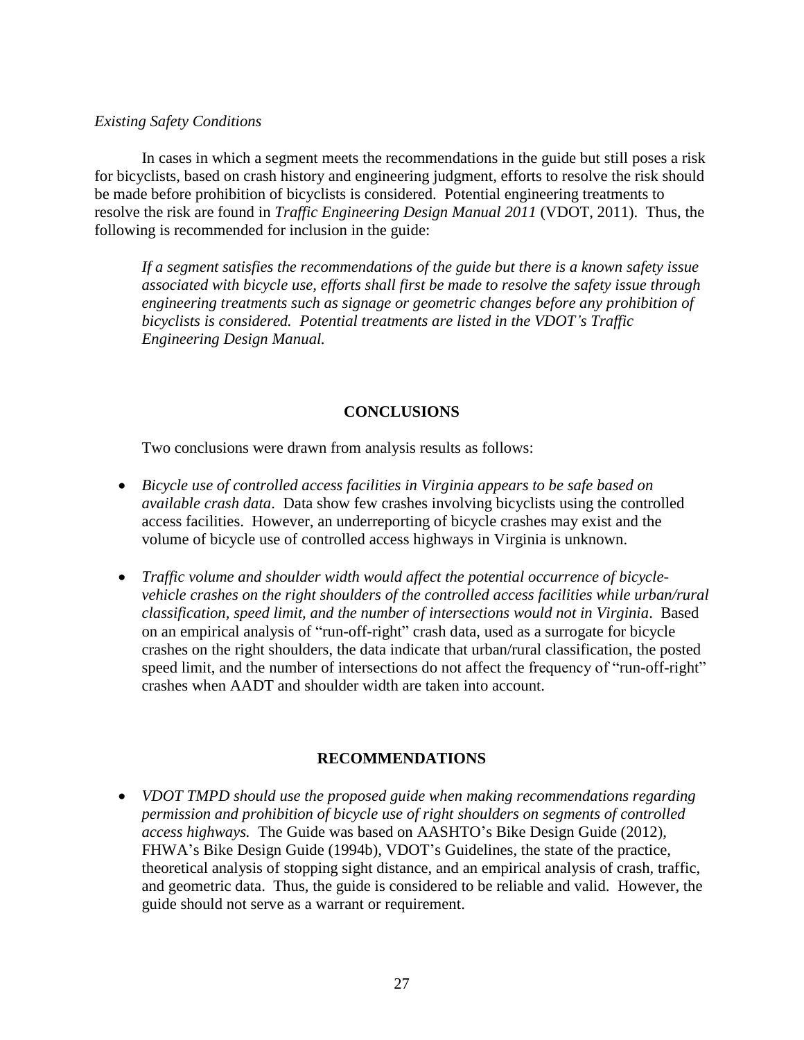*Existing Safety Conditions*

In cases in which a segment meets the recommendations in the guide but still poses a risk for bicyclists, based on crash history and engineering judgment, efforts to resolve the risk should be made before prohibition of bicyclists is considered. Potential engineering treatments to resolve the risk are found in *Traffic Engineering Design Manual 2011* (VDOT, 2011). Thus, the following is recommended for inclusion in the guide:

> *If a segment satisfies the recommendations of the guide but there is a known safety issue associated with bicycle use, efforts shall first be made to resolve the safety issue through engineering treatments such as signage or geometric changes before any prohibition of bicyclists is considered. Potential treatments are listed in the VDOT's Traffic Engineering Design Manual.*

## CONCLUSIONS

Two conclusions were drawn from analysis results as follows:

- *Bicycle use of controlled access facilities in Virginia appears to be safe based on available crash data*. Data show few crashes involving bicyclists using the controlled access facilities. However, an underreporting of bicycle crashes may exist and the volume of bicycle use of controlled access highways in Virginia is unknown.
- *Traffic volume and shoulder width would affect the potential occurrence of bicycle-vehicle crashes on the right shoulders of the controlled access facilities while urban/rural classification, speed limit, and the number of intersections would not in Virginia*. Based on an empirical analysis of "run-off-right" crash data, used as a surrogate for bicycle crashes on the right shoulders, the data indicate that urban/rural classification, the posted speed limit, and the number of intersections do not affect the frequency of "run-off-right" crashes when AADT and shoulder width are taken into account.

## RECOMMENDATIONS

- *VDOT TMPD should use the proposed guide when making recommendations regarding permission and prohibition of bicycle use of right shoulders on segments of controlled access highways.* The Guide was based on AASHTO's Bike Design Guide (2012), FHWA's Bike Design Guide (1994b), VDOT's Guidelines, the state of the practice, theoretical analysis of stopping sight distance, and an empirical analysis of crash, traffic, and geometric data. Thus, the guide is considered to be reliable and valid. However, the guide should not serve as a warrant or requirement.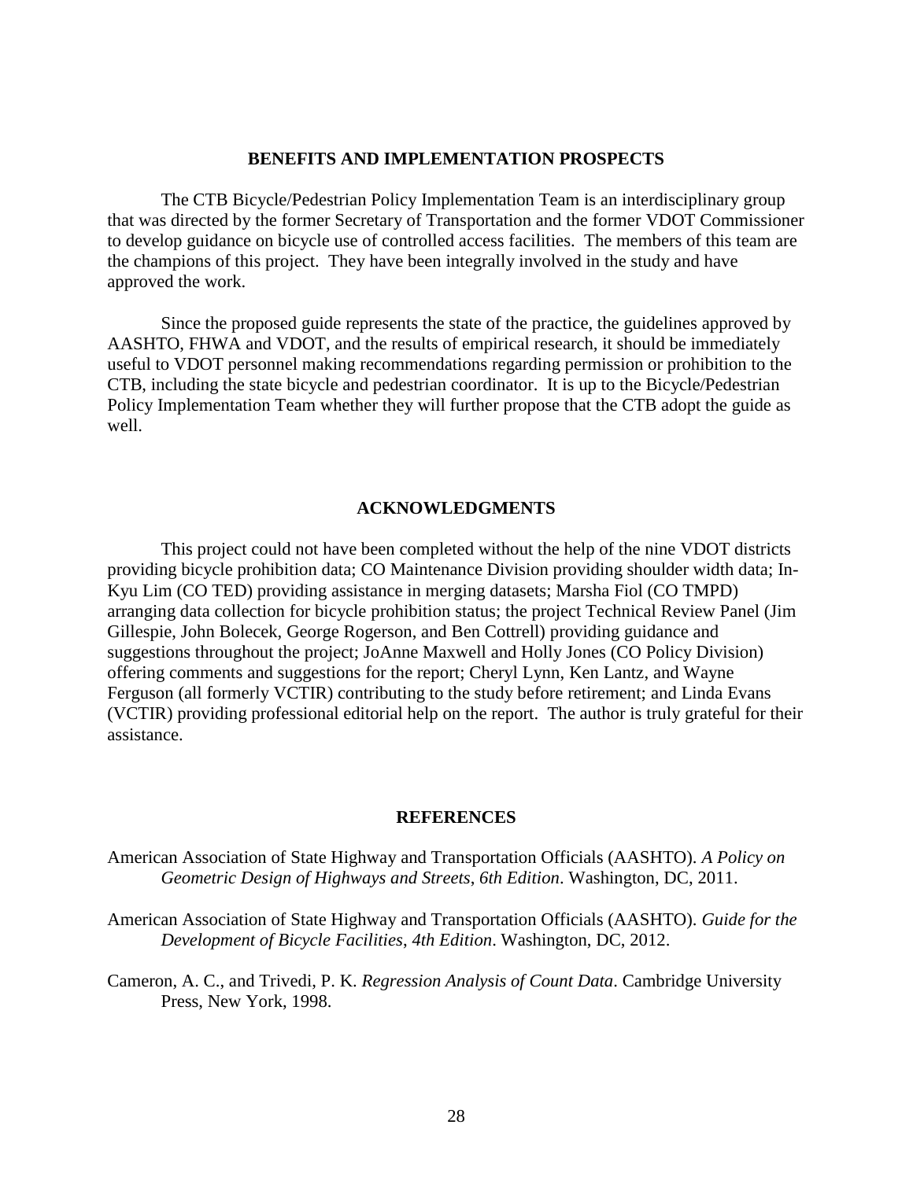## BENEFITS AND IMPLEMENTATION PROSPECTS

The CTB Bicycle/Pedestrian Policy Implementation Team is an interdisciplinary group that was directed by the former Secretary of Transportation and the former VDOT Commissioner to develop guidance on bicycle use of controlled access facilities. The members of this team are the champions of this project. They have been integrally involved in the study and have approved the work.

Since the proposed guide represents the state of the practice, the guidelines approved by AASHTO, FHWA and VDOT, and the results of empirical research, it should be immediately useful to VDOT personnel making recommendations regarding permission or prohibition to the CTB, including the state bicycle and pedestrian coordinator. It is up to the Bicycle/Pedestrian Policy Implementation Team whether they will further propose that the CTB adopt the guide as well.

## ACKNOWLEDGMENTS

This project could not have been completed without the help of the nine VDOT districts providing bicycle prohibition data; CO Maintenance Division providing shoulder width data; In-Kyu Lim (CO TED) providing assistance in merging datasets; Marsha Fiol (CO TMPD) arranging data collection for bicycle prohibition status; the project Technical Review Panel (Jim Gillespie, John Bolecek, George Rogerson, and Ben Cottrell) providing guidance and suggestions throughout the project; JoAnne Maxwell and Holly Jones (CO Policy Division) offering comments and suggestions for the report; Cheryl Lynn, Ken Lantz, and Wayne Ferguson (all formerly VCTIR) contributing to the study before retirement; and Linda Evans (VCTIR) providing professional editorial help on the report. The author is truly grateful for their assistance.

## REFERENCES

American Association of State Highway and Transportation Officials (AASHTO). *A Policy on Geometric Design of Highways and Streets*, *6th Edition*. Washington, DC, 2011.

American Association of State Highway and Transportation Officials (AASHTO). *Guide for the Development of Bicycle Facilities*, *4th Edition*. Washington, DC, 2012.

Cameron, A. C., and Trivedi, P. K. *Regression Analysis of Count Data*. Cambridge University Press, New York, 1998.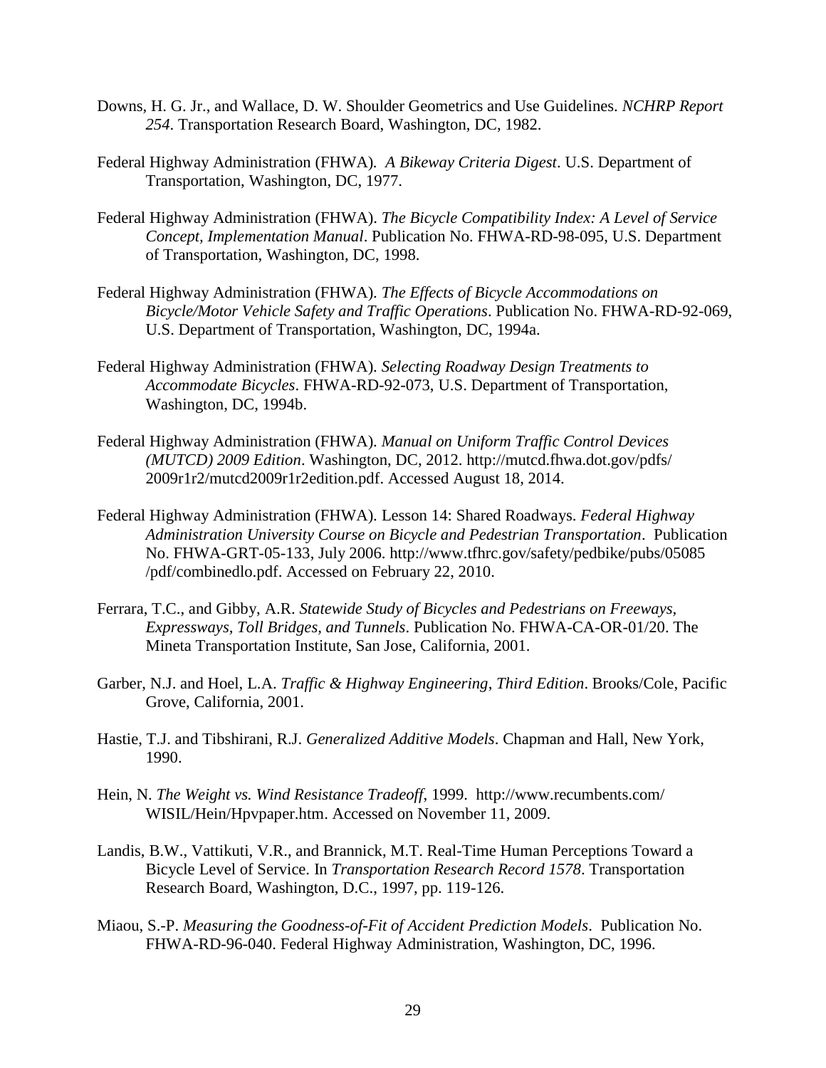Downs, H. G. Jr., and Wallace, D. W. Shoulder Geometrics and Use Guidelines. *NCHRP Report 254*. Transportation Research Board, Washington, DC, 1982.

Federal Highway Administration (FHWA). *A Bikeway Criteria Digest*. U.S. Department of Transportation, Washington, DC, 1977.

Federal Highway Administration (FHWA). *The Bicycle Compatibility Index: A Level of Service Concept, Implementation Manual*. Publication No. FHWA-RD-98-095, U.S. Department of Transportation, Washington, DC, 1998.

Federal Highway Administration (FHWA). *The Effects of Bicycle Accommodations on Bicycle/Motor Vehicle Safety and Traffic Operations*. Publication No. FHWA-RD-92-069, U.S. Department of Transportation, Washington, DC, 1994a.

Federal Highway Administration (FHWA). *Selecting Roadway Design Treatments to Accommodate Bicycles*. FHWA-RD-92-073, U.S. Department of Transportation, Washington, DC, 1994b.

Federal Highway Administration (FHWA). *Manual on Uniform Traffic Control Devices (MUTCD) 2009 Edition*. Washington, DC, 2012. http://mutcd.fhwa.dot.gov/pdfs/2009r1r2/mutcd2009r1r2edition.pdf. Accessed August 18, 2014.

Federal Highway Administration (FHWA). Lesson 14: Shared Roadways. *Federal Highway Administration University Course on Bicycle and Pedestrian Transportation*. Publication No. FHWA-GRT-05-133, July 2006. http://www.tfhrc.gov/safety/pedbike/pubs/05085/pdf/combinedlo.pdf. Accessed on February 22, 2010.

Ferrara, T.C., and Gibby, A.R. *Statewide Study of Bicycles and Pedestrians on Freeways, Expressways, Toll Bridges, and Tunnels*. Publication No. FHWA-CA-OR-01/20. The Mineta Transportation Institute, San Jose, California, 2001.

Garber, N.J. and Hoel, L.A. *Traffic & Highway Engineering, Third Edition*. Brooks/Cole, Pacific Grove, California, 2001.

Hastie, T.J. and Tibshirani, R.J. *Generalized Additive Models*. Chapman and Hall, New York, 1990.

Hein, N. *The Weight vs. Wind Resistance Tradeoff*, 1999. http://www.recumbents.com/WISIL/Hein/Hpvpaper.htm. Accessed on November 11, 2009.

Landis, B.W., Vattikuti, V.R., and Brannick, M.T. Real-Time Human Perceptions Toward a Bicycle Level of Service. In *Transportation Research Record 1578*. Transportation Research Board, Washington, D.C., 1997, pp. 119-126.

Miaou, S.-P. *Measuring the Goodness-of-Fit of Accident Prediction Models*. Publication No. FHWA-RD-96-040. Federal Highway Administration, Washington, DC, 1996.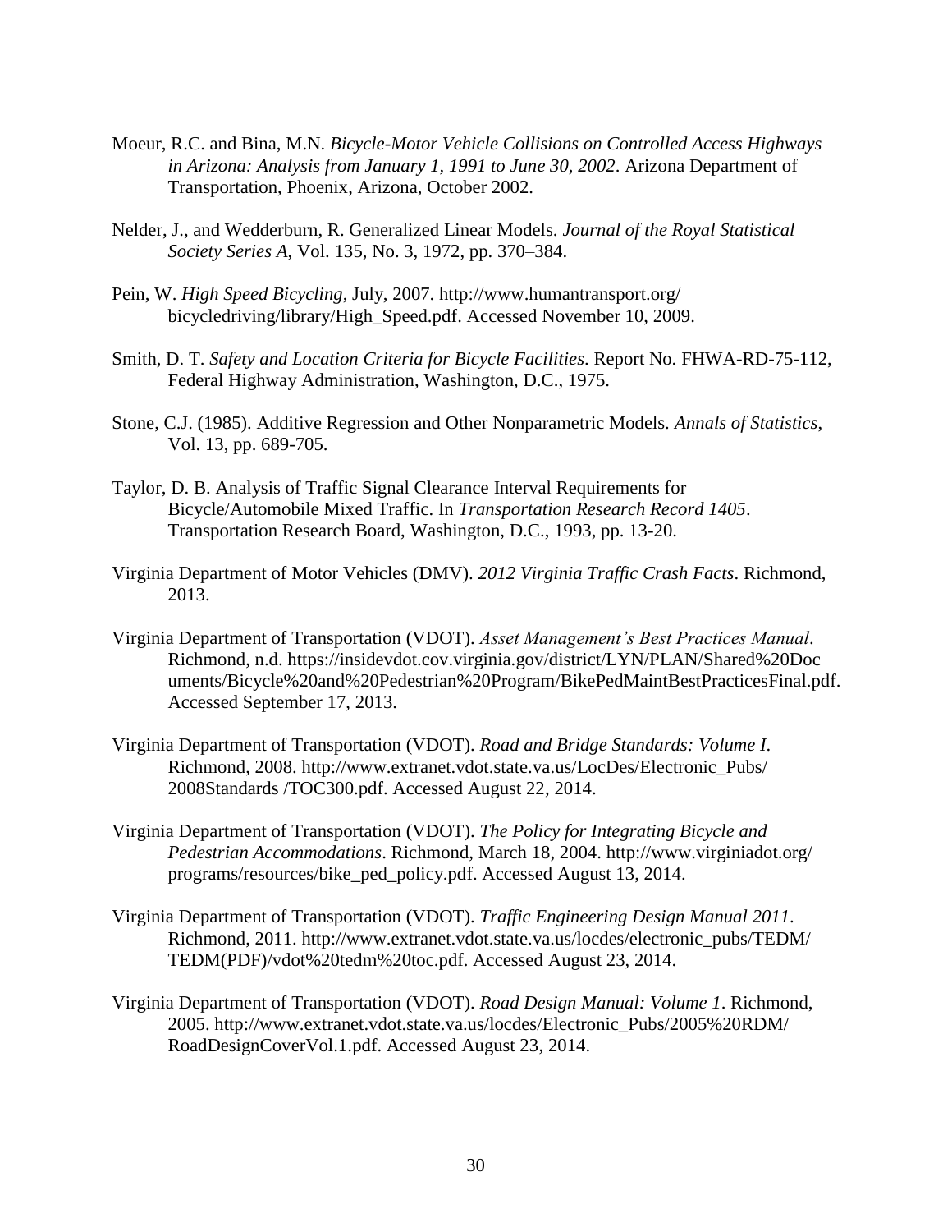Moeur, R.C. and Bina, M.N. *Bicycle-Motor Vehicle Collisions on Controlled Access Highways in Arizona: Analysis from January 1, 1991 to June 30, 2002*. Arizona Department of Transportation, Phoenix, Arizona, October 2002.

Nelder, J., and Wedderburn, R. Generalized Linear Models. *Journal of the Royal Statistical Society Series A*, Vol. 135, No. 3, 1972, pp. 370–384.

Pein, W. *High Speed Bicycling*, July, 2007. http://www.humantransport.org/bicycledriving/library/High_Speed.pdf. Accessed November 10, 2009.

Smith, D. T. *Safety and Location Criteria for Bicycle Facilities*. Report No. FHWA-RD-75-112, Federal Highway Administration, Washington, D.C., 1975.

Stone, C.J. (1985). Additive Regression and Other Nonparametric Models. *Annals of Statistics*, Vol. 13, pp. 689-705.

Taylor, D. B. Analysis of Traffic Signal Clearance Interval Requirements for Bicycle/Automobile Mixed Traffic. In *Transportation Research Record 1405*. Transportation Research Board, Washington, D.C., 1993, pp. 13-20.

Virginia Department of Motor Vehicles (DMV). *2012 Virginia Traffic Crash Facts*. Richmond, 2013.

Virginia Department of Transportation (VDOT). *Asset Management's Best Practices Manual*. Richmond, n.d. https://insidevdot.cov.virginia.gov/district/LYN/PLAN/Shared%20Documents/Bicycle%20and%20Pedestrian%20Program/BikePedMaintBestPracticesFinal.pdf. Accessed September 17, 2013.

Virginia Department of Transportation (VDOT). *Road and Bridge Standards: Volume I*. Richmond, 2008. http://www.extranet.vdot.state.va.us/LocDes/Electronic_Pubs/2008Standards /TOC300.pdf. Accessed August 22, 2014.

Virginia Department of Transportation (VDOT). *The Policy for Integrating Bicycle and Pedestrian Accommodations*. Richmond, March 18, 2004. http://www.virginiadot.org/programs/resources/bike_ped_policy.pdf. Accessed August 13, 2014.

Virginia Department of Transportation (VDOT). *Traffic Engineering Design Manual 2011*. Richmond, 2011. http://www.extranet.vdot.state.va.us/locdes/electronic_pubs/TEDM/TEDM(PDF)/vdot%20tedm%20toc.pdf. Accessed August 23, 2014.

Virginia Department of Transportation (VDOT). *Road Design Manual: Volume 1*. Richmond, 2005. http://www.extranet.vdot.state.va.us/locdes/Electronic_Pubs/2005%20RDM/RoadDesignCoverVol.1.pdf. Accessed August 23, 2014.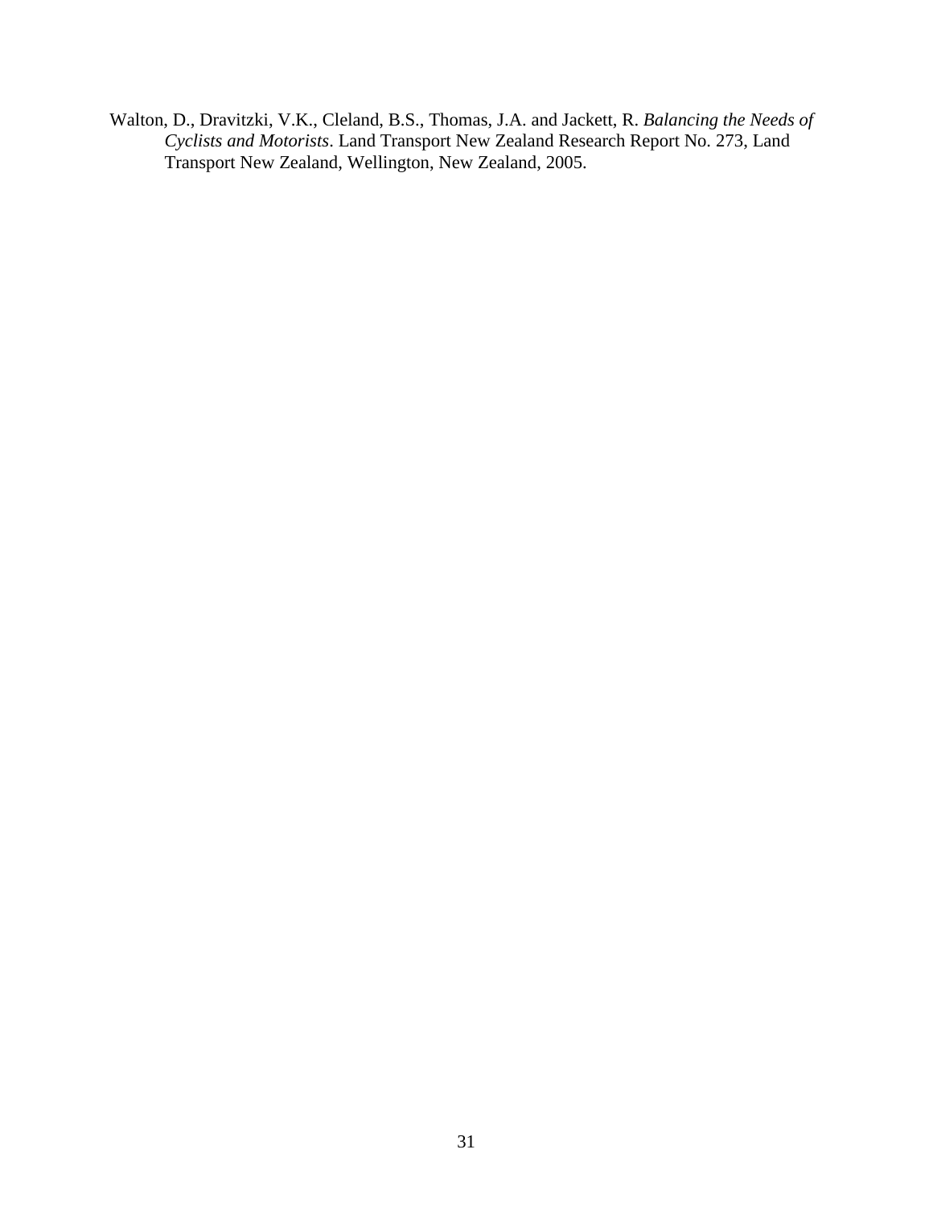Walton, D., Dravitzki, V.K., Cleland, B.S., Thomas, J.A. and Jackett, R. *Balancing the Needs of Cyclists and Motorists*. Land Transport New Zealand Research Report No. 273, Land Transport New Zealand, Wellington, New Zealand, 2005.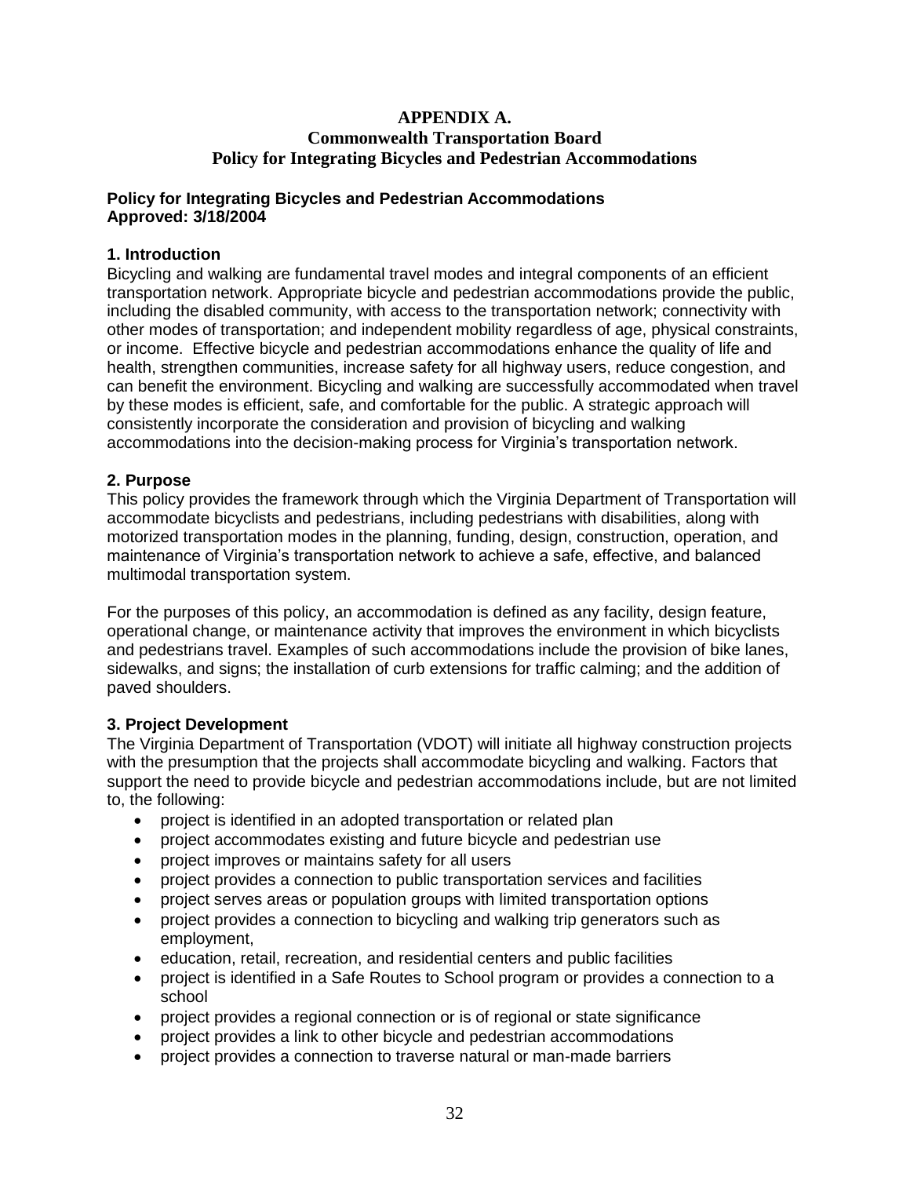# APPENDIX A.
## Commonwealth Transportation Board
## Policy for Integrating Bicycles and Pedestrian Accommodations

**Policy for Integrating Bicycles and Pedestrian Accommodations**
**Approved: 3/18/2004**

### 1. Introduction

Bicycling and walking are fundamental travel modes and integral components of an efficient transportation network. Appropriate bicycle and pedestrian accommodations provide the public, including the disabled community, with access to the transportation network; connectivity with other modes of transportation; and independent mobility regardless of age, physical constraints, or income. Effective bicycle and pedestrian accommodations enhance the quality of life and health, strengthen communities, increase safety for all highway users, reduce congestion, and can benefit the environment. Bicycling and walking are successfully accommodated when travel by these modes is efficient, safe, and comfortable for the public. A strategic approach will consistently incorporate the consideration and provision of bicycling and walking accommodations into the decision-making process for Virginia's transportation network.

### 2. Purpose

This policy provides the framework through which the Virginia Department of Transportation will accommodate bicyclists and pedestrians, including pedestrians with disabilities, along with motorized transportation modes in the planning, funding, design, construction, operation, and maintenance of Virginia's transportation network to achieve a safe, effective, and balanced multimodal transportation system.

For the purposes of this policy, an accommodation is defined as any facility, design feature, operational change, or maintenance activity that improves the environment in which bicyclists and pedestrians travel. Examples of such accommodations include the provision of bike lanes, sidewalks, and signs; the installation of curb extensions for traffic calming; and the addition of paved shoulders.

### 3. Project Development

The Virginia Department of Transportation (VDOT) will initiate all highway construction projects with the presumption that the projects shall accommodate bicycling and walking. Factors that support the need to provide bicycle and pedestrian accommodations include, but are not limited to, the following:

- project is identified in an adopted transportation or related plan
- project accommodates existing and future bicycle and pedestrian use
- project improves or maintains safety for all users
- project provides a connection to public transportation services and facilities
- project serves areas or population groups with limited transportation options
- project provides a connection to bicycling and walking trip generators such as employment,
- education, retail, recreation, and residential centers and public facilities
- project is identified in a Safe Routes to School program or provides a connection to a school
- project provides a regional connection or is of regional or state significance
- project provides a link to other bicycle and pedestrian accommodations
- project provides a connection to traverse natural or man-made barriers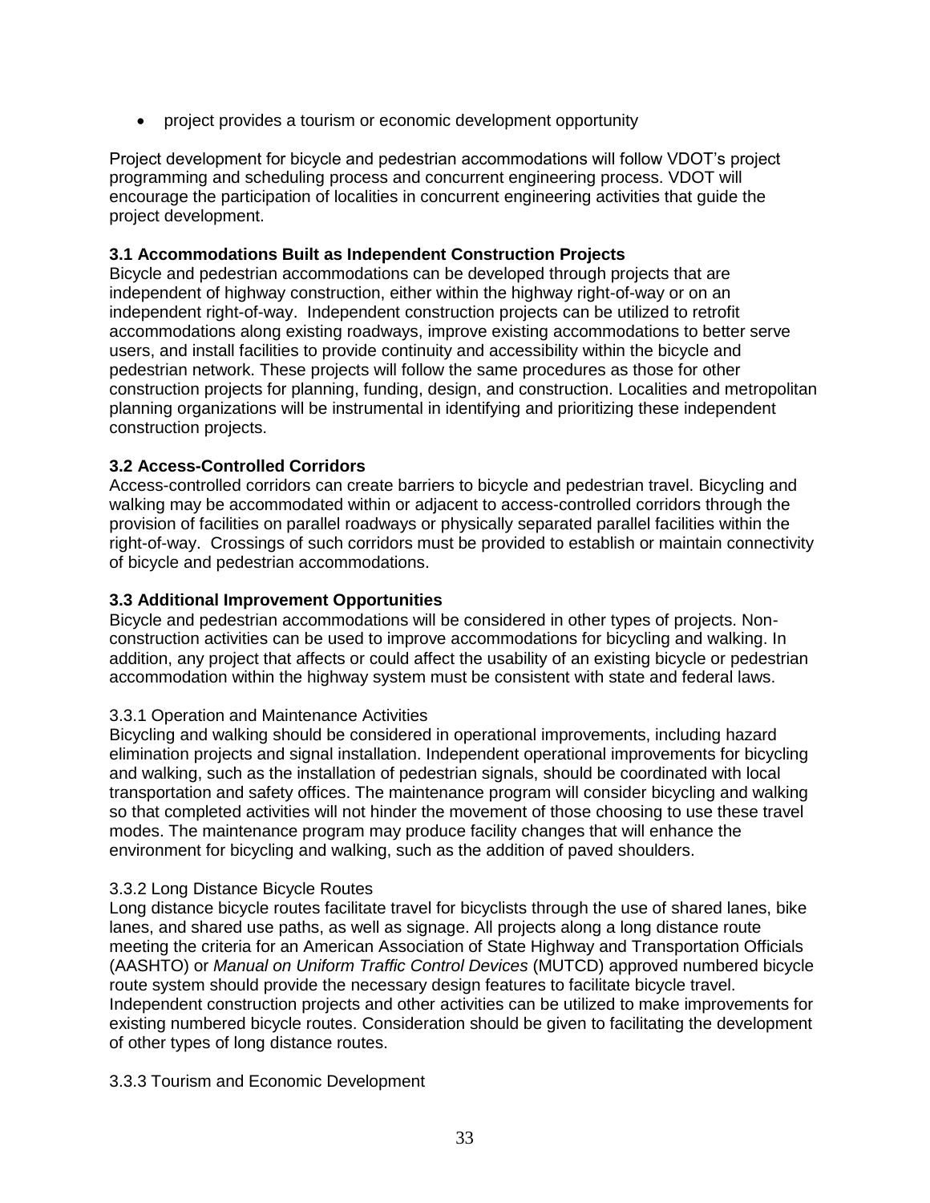- project provides a tourism or economic development opportunity

Project development for bicycle and pedestrian accommodations will follow VDOT's project programming and scheduling process and concurrent engineering process. VDOT will encourage the participation of localities in concurrent engineering activities that guide the project development.

### 3.1 Accommodations Built as Independent Construction Projects

Bicycle and pedestrian accommodations can be developed through projects that are independent of highway construction, either within the highway right-of-way or on an independent right-of-way. Independent construction projects can be utilized to retrofit accommodations along existing roadways, improve existing accommodations to better serve users, and install facilities to provide continuity and accessibility within the bicycle and pedestrian network. These projects will follow the same procedures as those for other construction projects for planning, funding, design, and construction. Localities and metropolitan planning organizations will be instrumental in identifying and prioritizing these independent construction projects.

### 3.2 Access-Controlled Corridors

Access-controlled corridors can create barriers to bicycle and pedestrian travel. Bicycling and walking may be accommodated within or adjacent to access-controlled corridors through the provision of facilities on parallel roadways or physically separated parallel facilities within the right-of-way. Crossings of such corridors must be provided to establish or maintain connectivity of bicycle and pedestrian accommodations.

### 3.3 Additional Improvement Opportunities

Bicycle and pedestrian accommodations will be considered in other types of projects. Non-construction activities can be used to improve accommodations for bicycling and walking. In addition, any project that affects or could affect the usability of an existing bicycle or pedestrian accommodation within the highway system must be consistent with state and federal laws.

#### 3.3.1 Operation and Maintenance Activities

Bicycling and walking should be considered in operational improvements, including hazard elimination projects and signal installation. Independent operational improvements for bicycling and walking, such as the installation of pedestrian signals, should be coordinated with local transportation and safety offices. The maintenance program will consider bicycling and walking so that completed activities will not hinder the movement of those choosing to use these travel modes. The maintenance program may produce facility changes that will enhance the environment for bicycling and walking, such as the addition of paved shoulders.

#### 3.3.2 Long Distance Bicycle Routes

Long distance bicycle routes facilitate travel for bicyclists through the use of shared lanes, bike lanes, and shared use paths, as well as signage. All projects along a long distance route meeting the criteria for an American Association of State Highway and Transportation Officials (AASHTO) or *Manual on Uniform Traffic Control Devices* (MUTCD) approved numbered bicycle route system should provide the necessary design features to facilitate bicycle travel. Independent construction projects and other activities can be utilized to make improvements for existing numbered bicycle routes. Consideration should be given to facilitating the development of other types of long distance routes.

#### 3.3.3 Tourism and Economic Development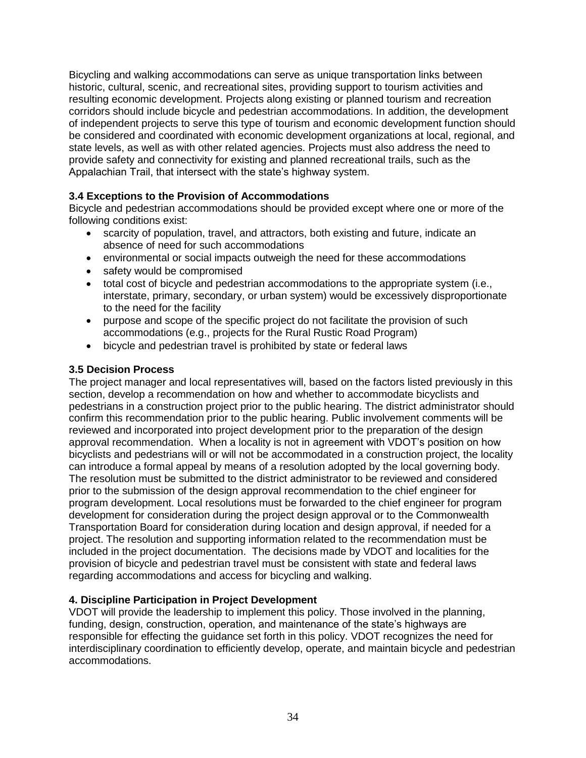Bicycling and walking accommodations can serve as unique transportation links between historic, cultural, scenic, and recreational sites, providing support to tourism activities and resulting economic development. Projects along existing or planned tourism and recreation corridors should include bicycle and pedestrian accommodations. In addition, the development of independent projects to serve this type of tourism and economic development function should be considered and coordinated with economic development organizations at local, regional, and state levels, as well as with other related agencies. Projects must also address the need to provide safety and connectivity for existing and planned recreational trails, such as the Appalachian Trail, that intersect with the state's highway system.

### 3.4 Exceptions to the Provision of Accommodations

Bicycle and pedestrian accommodations should be provided except where one or more of the following conditions exist:

- scarcity of population, travel, and attractors, both existing and future, indicate an absence of need for such accommodations
- environmental or social impacts outweigh the need for these accommodations
- safety would be compromised
- total cost of bicycle and pedestrian accommodations to the appropriate system (i.e., interstate, primary, secondary, or urban system) would be excessively disproportionate to the need for the facility
- purpose and scope of the specific project do not facilitate the provision of such accommodations (e.g., projects for the Rural Rustic Road Program)
- bicycle and pedestrian travel is prohibited by state or federal laws

### 3.5 Decision Process

The project manager and local representatives will, based on the factors listed previously in this section, develop a recommendation on how and whether to accommodate bicyclists and pedestrians in a construction project prior to the public hearing. The district administrator should confirm this recommendation prior to the public hearing. Public involvement comments will be reviewed and incorporated into project development prior to the preparation of the design approval recommendation. When a locality is not in agreement with VDOT's position on how bicyclists and pedestrians will or will not be accommodated in a construction project, the locality can introduce a formal appeal by means of a resolution adopted by the local governing body. The resolution must be submitted to the district administrator to be reviewed and considered prior to the submission of the design approval recommendation to the chief engineer for program development. Local resolutions must be forwarded to the chief engineer for program development for consideration during the project design approval or to the Commonwealth Transportation Board for consideration during location and design approval, if needed for a project. The resolution and supporting information related to the recommendation must be included in the project documentation. The decisions made by VDOT and localities for the provision of bicycle and pedestrian travel must be consistent with state and federal laws regarding accommodations and access for bicycling and walking.

## 4. Discipline Participation in Project Development

VDOT will provide the leadership to implement this policy. Those involved in the planning, funding, design, construction, operation, and maintenance of the state's highways are responsible for effecting the guidance set forth in this policy. VDOT recognizes the need for interdisciplinary coordination to efficiently develop, operate, and maintain bicycle and pedestrian accommodations.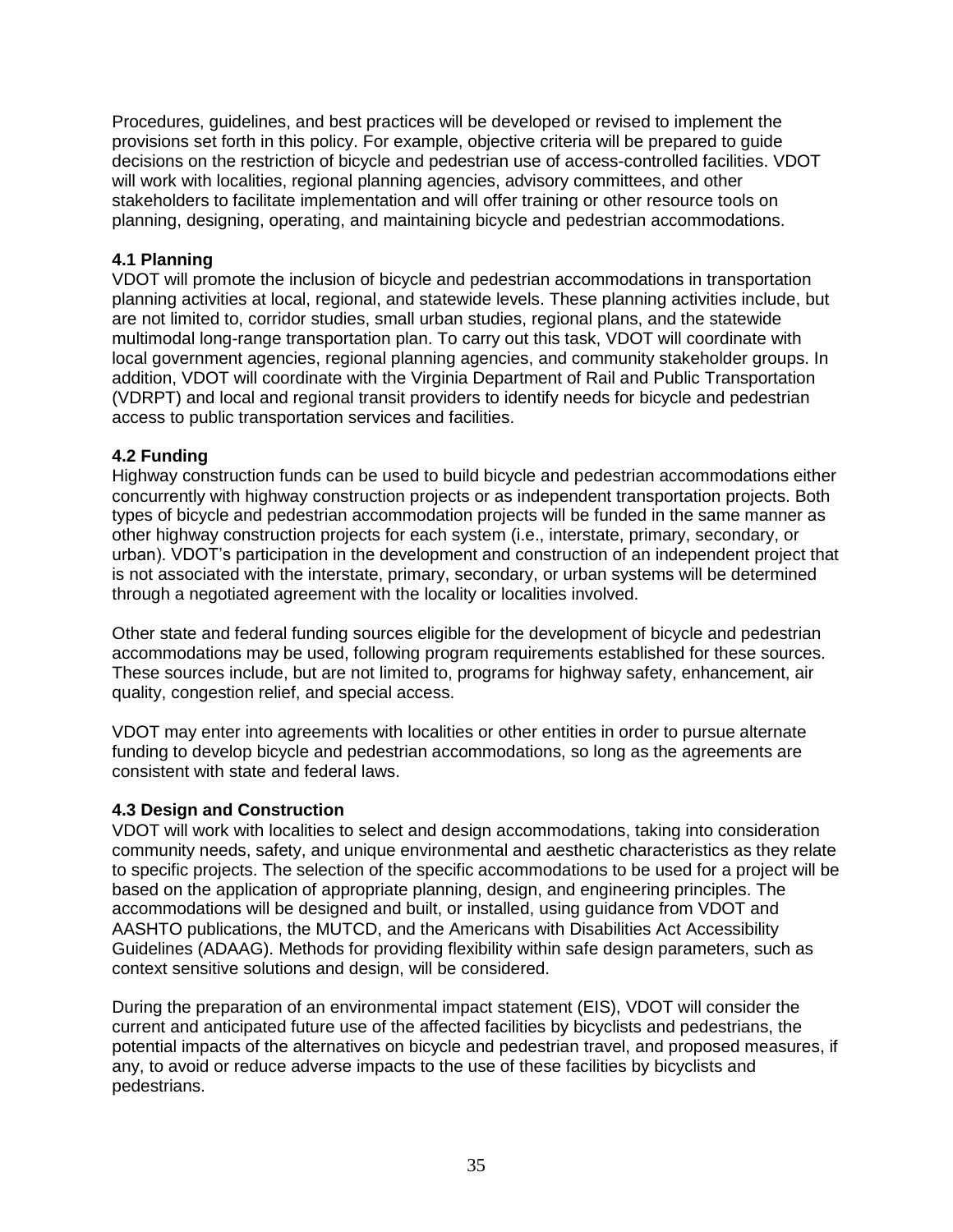Procedures, guidelines, and best practices will be developed or revised to implement the provisions set forth in this policy. For example, objective criteria will be prepared to guide decisions on the restriction of bicycle and pedestrian use of access-controlled facilities. VDOT will work with localities, regional planning agencies, advisory committees, and other stakeholders to facilitate implementation and will offer training or other resource tools on planning, designing, operating, and maintaining bicycle and pedestrian accommodations.

### 4.1 Planning

VDOT will promote the inclusion of bicycle and pedestrian accommodations in transportation planning activities at local, regional, and statewide levels. These planning activities include, but are not limited to, corridor studies, small urban studies, regional plans, and the statewide multimodal long-range transportation plan. To carry out this task, VDOT will coordinate with local government agencies, regional planning agencies, and community stakeholder groups. In addition, VDOT will coordinate with the Virginia Department of Rail and Public Transportation (VDRPT) and local and regional transit providers to identify needs for bicycle and pedestrian access to public transportation services and facilities.

### 4.2 Funding

Highway construction funds can be used to build bicycle and pedestrian accommodations either concurrently with highway construction projects or as independent transportation projects. Both types of bicycle and pedestrian accommodation projects will be funded in the same manner as other highway construction projects for each system (i.e., interstate, primary, secondary, or urban). VDOT's participation in the development and construction of an independent project that is not associated with the interstate, primary, secondary, or urban systems will be determined through a negotiated agreement with the locality or localities involved.

Other state and federal funding sources eligible for the development of bicycle and pedestrian accommodations may be used, following program requirements established for these sources. These sources include, but are not limited to, programs for highway safety, enhancement, air quality, congestion relief, and special access.

VDOT may enter into agreements with localities or other entities in order to pursue alternate funding to develop bicycle and pedestrian accommodations, so long as the agreements are consistent with state and federal laws.

### 4.3 Design and Construction

VDOT will work with localities to select and design accommodations, taking into consideration community needs, safety, and unique environmental and aesthetic characteristics as they relate to specific projects. The selection of the specific accommodations to be used for a project will be based on the application of appropriate planning, design, and engineering principles. The accommodations will be designed and built, or installed, using guidance from VDOT and AASHTO publications, the MUTCD, and the Americans with Disabilities Act Accessibility Guidelines (ADAAG). Methods for providing flexibility within safe design parameters, such as context sensitive solutions and design, will be considered.

During the preparation of an environmental impact statement (EIS), VDOT will consider the current and anticipated future use of the affected facilities by bicyclists and pedestrians, the potential impacts of the alternatives on bicycle and pedestrian travel, and proposed measures, if any, to avoid or reduce adverse impacts to the use of these facilities by bicyclists and pedestrians.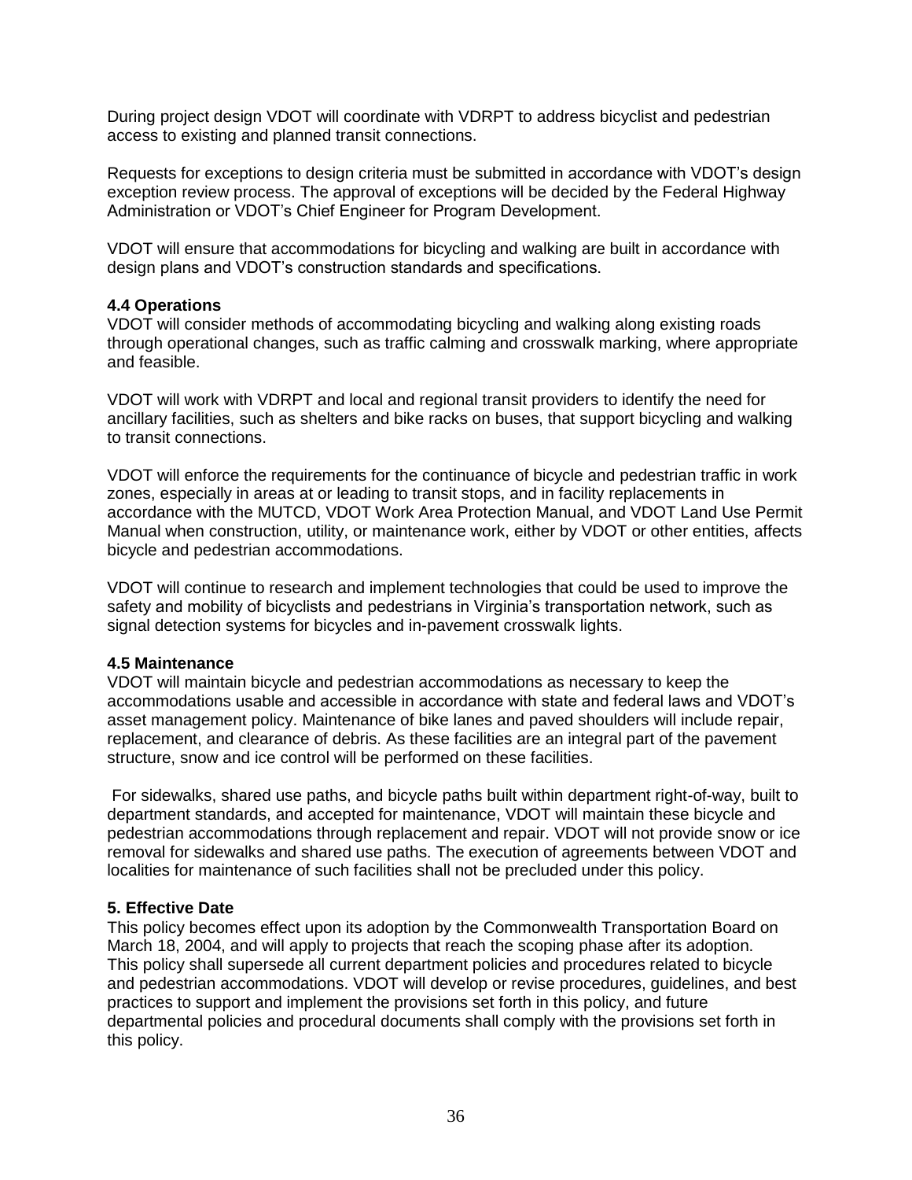During project design VDOT will coordinate with VDRPT to address bicyclist and pedestrian access to existing and planned transit connections.

Requests for exceptions to design criteria must be submitted in accordance with VDOT's design exception review process. The approval of exceptions will be decided by the Federal Highway Administration or VDOT's Chief Engineer for Program Development.

VDOT will ensure that accommodations for bicycling and walking are built in accordance with design plans and VDOT's construction standards and specifications.

**4.4 Operations**

VDOT will consider methods of accommodating bicycling and walking along existing roads through operational changes, such as traffic calming and crosswalk marking, where appropriate and feasible.

VDOT will work with VDRPT and local and regional transit providers to identify the need for ancillary facilities, such as shelters and bike racks on buses, that support bicycling and walking to transit connections.

VDOT will enforce the requirements for the continuance of bicycle and pedestrian traffic in work zones, especially in areas at or leading to transit stops, and in facility replacements in accordance with the MUTCD, VDOT Work Area Protection Manual, and VDOT Land Use Permit Manual when construction, utility, or maintenance work, either by VDOT or other entities, affects bicycle and pedestrian accommodations.

VDOT will continue to research and implement technologies that could be used to improve the safety and mobility of bicyclists and pedestrians in Virginia's transportation network, such as signal detection systems for bicycles and in-pavement crosswalk lights.

**4.5 Maintenance**

VDOT will maintain bicycle and pedestrian accommodations as necessary to keep the accommodations usable and accessible in accordance with state and federal laws and VDOT's asset management policy. Maintenance of bike lanes and paved shoulders will include repair, replacement, and clearance of debris. As these facilities are an integral part of the pavement structure, snow and ice control will be performed on these facilities.

For sidewalks, shared use paths, and bicycle paths built within department right-of-way, built to department standards, and accepted for maintenance, VDOT will maintain these bicycle and pedestrian accommodations through replacement and repair. VDOT will not provide snow or ice removal for sidewalks and shared use paths. The execution of agreements between VDOT and localities for maintenance of such facilities shall not be precluded under this policy.

**5. Effective Date**

This policy becomes effect upon its adoption by the Commonwealth Transportation Board on March 18, 2004, and will apply to projects that reach the scoping phase after its adoption. This policy shall supersede all current department policies and procedures related to bicycle and pedestrian accommodations. VDOT will develop or revise procedures, guidelines, and best practices to support and implement the provisions set forth in this policy, and future departmental policies and procedural documents shall comply with the provisions set forth in this policy.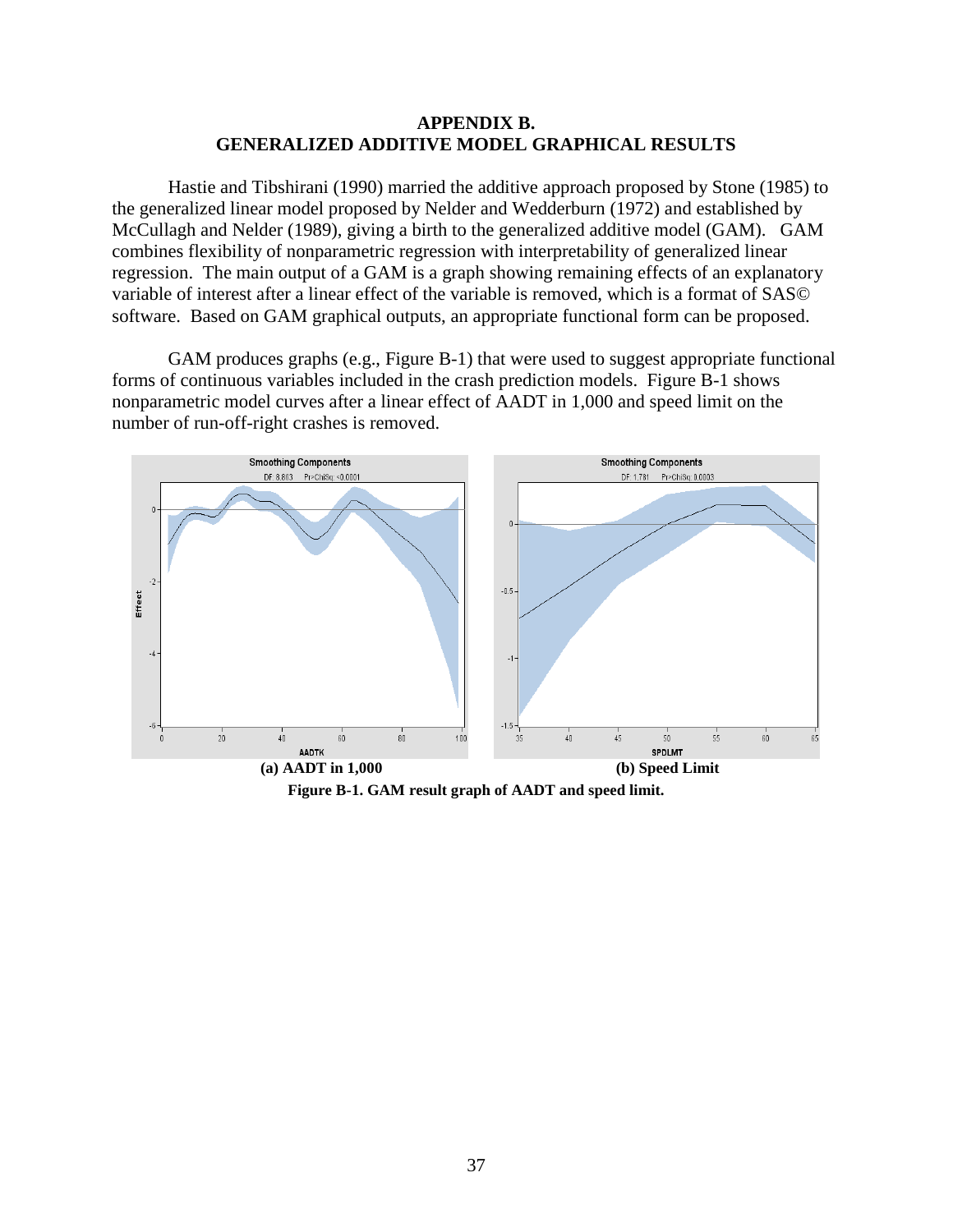# APPENDIX B.
# GENERALIZED ADDITIVE MODEL GRAPHICAL RESULTS

Hastie and Tibshirani (1990) married the additive approach proposed by Stone (1985) to the generalized linear model proposed by Nelder and Wedderburn (1972) and established by McCullagh and Nelder (1989), giving a birth to the generalized additive model (GAM). GAM combines flexibility of nonparametric regression with interpretability of generalized linear regression. The main output of a GAM is a graph showing remaining effects of an explanatory variable of interest after a linear effect of the variable is removed, which is a format of SAS© software. Based on GAM graphical outputs, an appropriate functional form can be proposed.

GAM produces graphs (e.g., Figure B-1) that were used to suggest appropriate functional forms of continuous variables included in the crash prediction models. Figure B-1 shows nonparametric model curves after a linear effect of AADT in 1,000 and speed limit on the number of run-off-right crashes is removed.

**(a) AADT in 1,000** **(b) Speed Limit**

**Figure B-1. GAM result graph of AADT and speed limit.**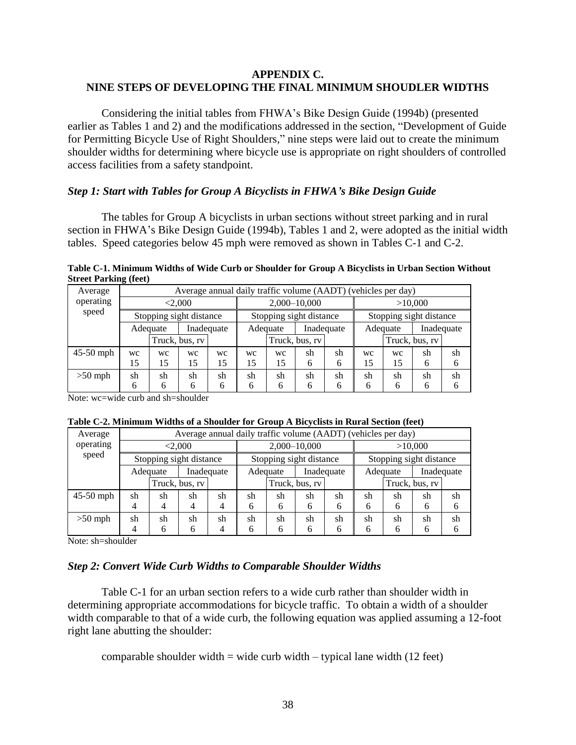# APPENDIX C.
# NINE STEPS OF DEVELOPING THE FINAL MINIMUM SHOUDLER WIDTHS

Considering the initial tables from FHWA's Bike Design Guide (1994b) (presented earlier as Tables 1 and 2) and the modifications addressed in the section, "Development of Guide for Permitting Bicycle Use of Right Shoulders," nine steps were laid out to create the minimum shoulder widths for determining where bicycle use is appropriate on right shoulders of controlled access facilities from a safety standpoint.

### *Step 1: Start with Tables for Group A Bicyclists in FHWA's Bike Design Guide*

The tables for Group A bicyclists in urban sections without street parking and in rural section in FHWA's Bike Design Guide (1994b), Tables 1 and 2, were adopted as the initial width tables. Speed categories below 45 mph were removed as shown in Tables C-1 and C-2.

**Table C-1. Minimum Widths of Wide Curb or Shoulder for Group A Bicyclists in Urban Section Without Street Parking (feet)**

| Average operating speed | Average annual daily traffic volume (AADT) (vehicles per day) | | | | | | | | | | | |
|---|---|---|---|---|---|---|---|---|---|---|---|---|
| | <2,000 | | | | 2,000–10,000 | | | | >10,000 | | | |
| | Stopping sight distance | | | | Stopping sight distance | | | | Stopping sight distance | | | |
| | Adequate | | Inadequate | | Adequate | | Inadequate | | Adequate | | Inadequate | |
| | | Truck, bus, rv | | | | Truck, bus, rv | | | | Truck, bus, rv | | |
| 45-50 mph | wc 15 | wc 15 | wc 15 | wc 15 | wc 15 | wc 15 | sh 6 | sh 6 | wc 15 | wc 15 | sh 6 | sh 6 |
| >50 mph | sh 6 | sh 6 | sh 6 | sh 6 | sh 6 | sh 6 | sh 6 | sh 6 | sh 6 | sh 6 | sh 6 | sh 6 |

Note: wc=wide curb and sh=shoulder

**Table C-2. Minimum Widths of a Shoulder for Group A Bicyclists in Rural Section (feet)**

| Average operating speed | Average annual daily traffic volume (AADT) (vehicles per day) | | | | | | | | | | | |
|---|---|---|---|---|---|---|---|---|---|---|---|---|
| | <2,000 | | | | 2,000–10,000 | | | | >10,000 | | | |
| | Stopping sight distance | | | | Stopping sight distance | | | | Stopping sight distance | | | |
| | Adequate | | Inadequate | | Adequate | | Inadequate | | Adequate | | Inadequate | |
| | | Truck, bus, rv | | | | Truck, bus, rv | | | | Truck, bus, rv | | |
| 45-50 mph | sh 4 | sh 4 | sh 4 | sh 4 | sh 6 | sh 6 | sh 6 | sh 6 | sh 6 | sh 6 | sh 6 | sh 6 |
| >50 mph | sh 4 | sh 6 | sh 6 | sh 4 | sh 6 | sh 6 | sh 6 | sh 6 | sh 6 | sh 6 | sh 6 | sh 6 |

Note: sh=shoulder

### *Step 2: Convert Wide Curb Widths to Comparable Shoulder Widths*

Table C-1 for an urban section refers to a wide curb rather than shoulder width in determining appropriate accommodations for bicycle traffic. To obtain a width of a shoulder width comparable to that of a wide curb, the following equation was applied assuming a 12-foot right lane abutting the shoulder:

comparable shoulder width = wide curb width – typical lane width (12 feet)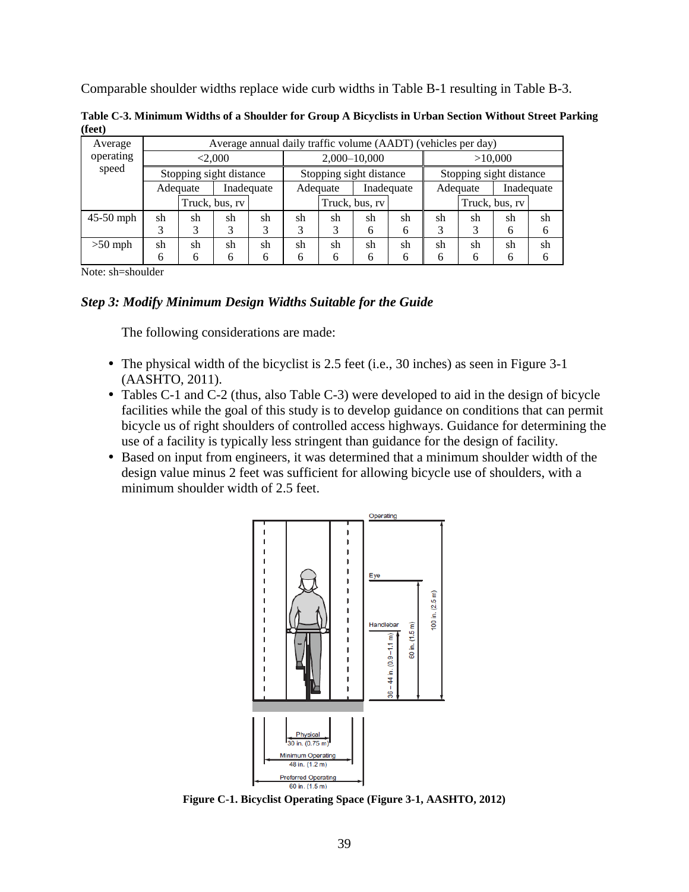Comparable shoulder widths replace wide curb widths in Table B-1 resulting in Table B-3.

**Table C-3. Minimum Widths of a Shoulder for Group A Bicyclists in Urban Section Without Street Parking (feet)**

| Average operating speed | Average annual daily traffic volume (AADT) (vehicles per day) | | | | | | | | | | | |
|---|---|---|---|---|---|---|---|---|---|---|---|---|
| | <2,000 | | | | 2,000–10,000 | | | | >10,000 | | | |
| | Stopping sight distance | | | | Stopping sight distance | | | | Stopping sight distance | | | |
| | Adequate | | Inadequate | | Adequate | | Inadequate | | Adequate | | Inadequate | |
| | | Truck, bus, rv | | | | Truck, bus, rv | | | | Truck, bus, rv | | |
| 45-50 mph | sh 3 | sh 3 | sh 3 | sh 3 | sh 3 | sh 3 | sh 6 | sh 6 | sh 3 | sh 3 | sh 6 | sh 6 |
| >50 mph | sh 6 | sh 6 | sh 6 | sh 6 | sh 6 | sh 6 | sh 6 | sh 6 | sh 6 | sh 6 | sh 6 | sh 6 |

Note: sh=shoulder

### *Step 3: Modify Minimum Design Widths Suitable for the Guide*

The following considerations are made:

- The physical width of the bicyclist is 2.5 feet (i.e., 30 inches) as seen in Figure 3-1 (AASHTO, 2011).
- Tables C-1 and C-2 (thus, also Table C-3) were developed to aid in the design of bicycle facilities while the goal of this study is to develop guidance on conditions that can permit bicycle us of right shoulders of controlled access highways. Guidance for determining the use of a facility is typically less stringent than guidance for the design of facility.
- Based on input from engineers, it was determined that a minimum shoulder width of the design value minus 2 feet was sufficient for allowing bicycle use of shoulders, with a minimum shoulder width of 2.5 feet.

**Figure C-1. Bicyclist Operating Space (Figure 3-1, AASHTO, 2012)**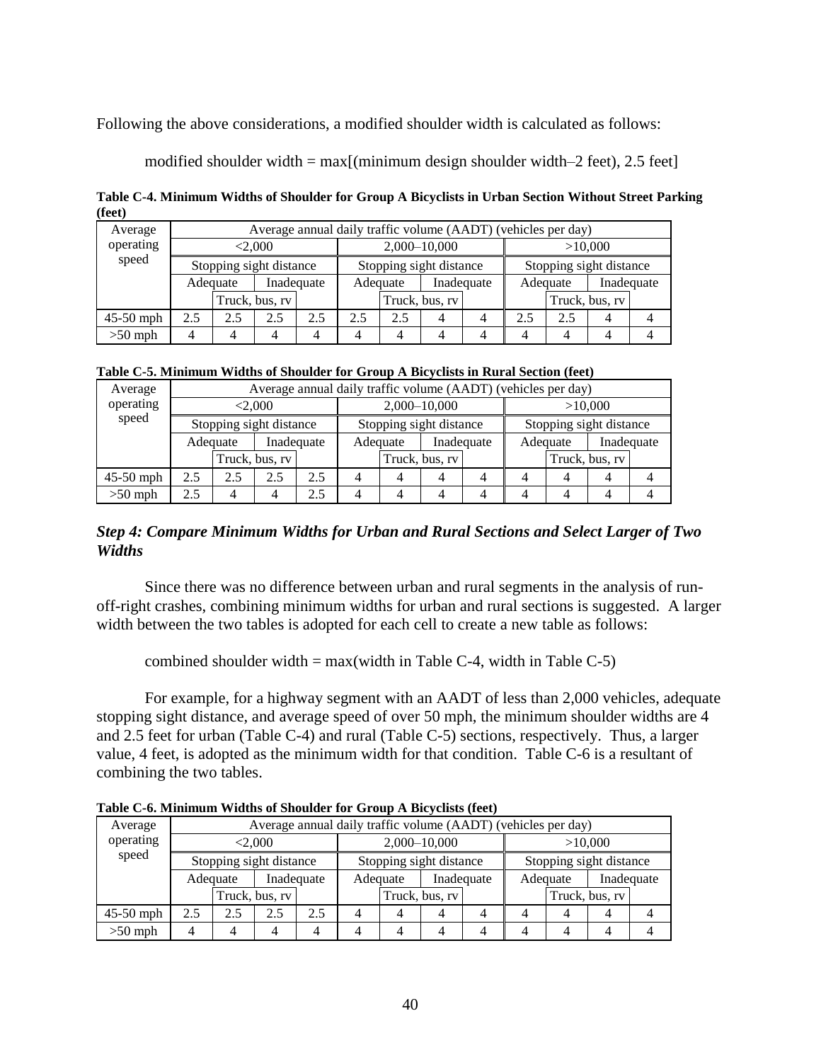Following the above considerations, a modified shoulder width is calculated as follows:

modified shoulder width = max[(minimum design shoulder width–2 feet), 2.5 feet]

**Table C-4. Minimum Widths of Shoulder for Group A Bicyclists in Urban Section Without Street Parking (feet)**

| Average operating speed | Average annual daily traffic volume (AADT) (vehicles per day) | | | | | | | | | | | |
|---|---|---|---|---|---|---|---|---|---|---|---|---|
| | <2,000 | | | | 2,000–10,000 | | | | >10,000 | | | |
| | Stopping sight distance | | | | Stopping sight distance | | | | Stopping sight distance | | | |
| | Adequate | | Inadequate | | Adequate | | Inadequate | | Adequate | | Inadequate | |
| | | Truck, bus, rv | Truck, bus, rv | | | Truck, bus, rv | Truck, bus, rv | | | Truck, bus, rv | Truck, bus, rv | |
| 45-50 mph | 2.5 | 2.5 | 2.5 | 2.5 | 2.5 | 2.5 | 4 | 4 | 2.5 | 2.5 | 4 | 4 |
| >50 mph | 4 | 4 | 4 | 4 | 4 | 4 | 4 | 4 | 4 | 4 | 4 | 4 |

**Table C-5. Minimum Widths of Shoulder for Group A Bicyclists in Rural Section (feet)**

| Average operating speed | Average annual daily traffic volume (AADT) (vehicles per day) | | | | | | | | | | | |
|---|---|---|---|---|---|---|---|---|---|---|---|---|
| | <2,000 | | | | 2,000–10,000 | | | | >10,000 | | | |
| | Stopping sight distance | | | | Stopping sight distance | | | | Stopping sight distance | | | |
| | Adequate | | Inadequate | | Adequate | | Inadequate | | Adequate | | Inadequate | |
| | | Truck, bus, rv | Truck, bus, rv | | | Truck, bus, rv | Truck, bus, rv | | | Truck, bus, rv | Truck, bus, rv | |
| 45-50 mph | 2.5 | 2.5 | 2.5 | 2.5 | 4 | 4 | 4 | 4 | 4 | 4 | 4 | 4 |
| >50 mph | 2.5 | 4 | 4 | 2.5 | 4 | 4 | 4 | 4 | 4 | 4 | 4 | 4 |

### *Step 4: Compare Minimum Widths for Urban and Rural Sections and Select Larger of Two Widths*

Since there was no difference between urban and rural segments in the analysis of run-off-right crashes, combining minimum widths for urban and rural sections is suggested. A larger width between the two tables is adopted for each cell to create a new table as follows:

combined shoulder width = max(width in Table C-4, width in Table C-5)

For example, for a highway segment with an AADT of less than 2,000 vehicles, adequate stopping sight distance, and average speed of over 50 mph, the minimum shoulder widths are 4 and 2.5 feet for urban (Table C-4) and rural (Table C-5) sections, respectively. Thus, a larger value, 4 feet, is adopted as the minimum width for that condition. Table C-6 is a resultant of combining the two tables.

**Table C-6. Minimum Widths of Shoulder for Group A Bicyclists (feet)**

| Average operating speed | Average annual daily traffic volume (AADT) (vehicles per day) | | | | | | | | | | | |
|---|---|---|---|---|---|---|---|---|---|---|---|---|
| | <2,000 | | | | 2,000–10,000 | | | | >10,000 | | | |
| | Stopping sight distance | | | | Stopping sight distance | | | | Stopping sight distance | | | |
| | Adequate | | Inadequate | | Adequate | | Inadequate | | Adequate | | Inadequate | |
| | | Truck, bus, rv | Truck, bus, rv | | | Truck, bus, rv | Truck, bus, rv | | | Truck, bus, rv | Truck, bus, rv | |
| 45-50 mph | 2.5 | 2.5 | 2.5 | 2.5 | 4 | 4 | 4 | 4 | 4 | 4 | 4 | 4 |
| >50 mph | 4 | 4 | 4 | 4 | 4 | 4 | 4 | 4 | 4 | 4 | 4 | 4 |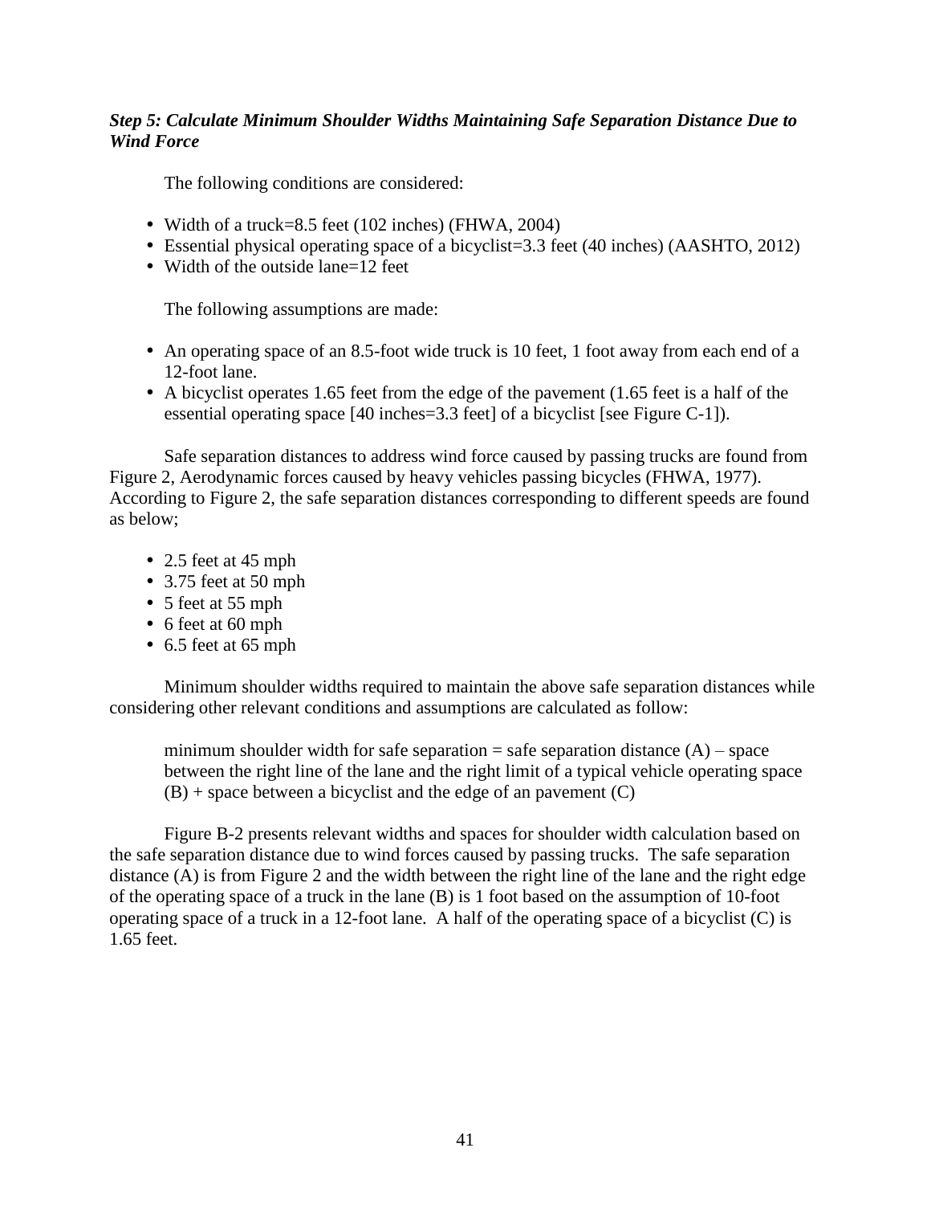***Step 5: Calculate Minimum Shoulder Widths Maintaining Safe Separation Distance Due to Wind Force***

The following conditions are considered:

- Width of a truck=8.5 feet (102 inches) (FHWA, 2004)
- Essential physical operating space of a bicyclist=3.3 feet (40 inches) (AASHTO, 2012)
- Width of the outside lane=12 feet

The following assumptions are made:

- An operating space of an 8.5-foot wide truck is 10 feet, 1 foot away from each end of a 12-foot lane.
- A bicyclist operates 1.65 feet from the edge of the pavement (1.65 feet is a half of the essential operating space [40 inches=3.3 feet] of a bicyclist [see Figure C-1]).

Safe separation distances to address wind force caused by passing trucks are found from Figure 2, Aerodynamic forces caused by heavy vehicles passing bicycles (FHWA, 1977). According to Figure 2, the safe separation distances corresponding to different speeds are found as below;

- 2.5 feet at 45 mph
- 3.75 feet at 50 mph
- 5 feet at 55 mph
- 6 feet at 60 mph
- 6.5 feet at 65 mph

Minimum shoulder widths required to maintain the above safe separation distances while considering other relevant conditions and assumptions are calculated as follow:

> minimum shoulder width for safe separation = safe separation distance (A) – space between the right line of the lane and the right limit of a typical vehicle operating space (B) + space between a bicyclist and the edge of an pavement (C)

Figure B-2 presents relevant widths and spaces for shoulder width calculation based on the safe separation distance due to wind forces caused by passing trucks. The safe separation distance (A) is from Figure 2 and the width between the right line of the lane and the right edge of the operating space of a truck in the lane (B) is 1 foot based on the assumption of 10-foot operating space of a truck in a 12-foot lane. A half of the operating space of a bicyclist (C) is 1.65 feet.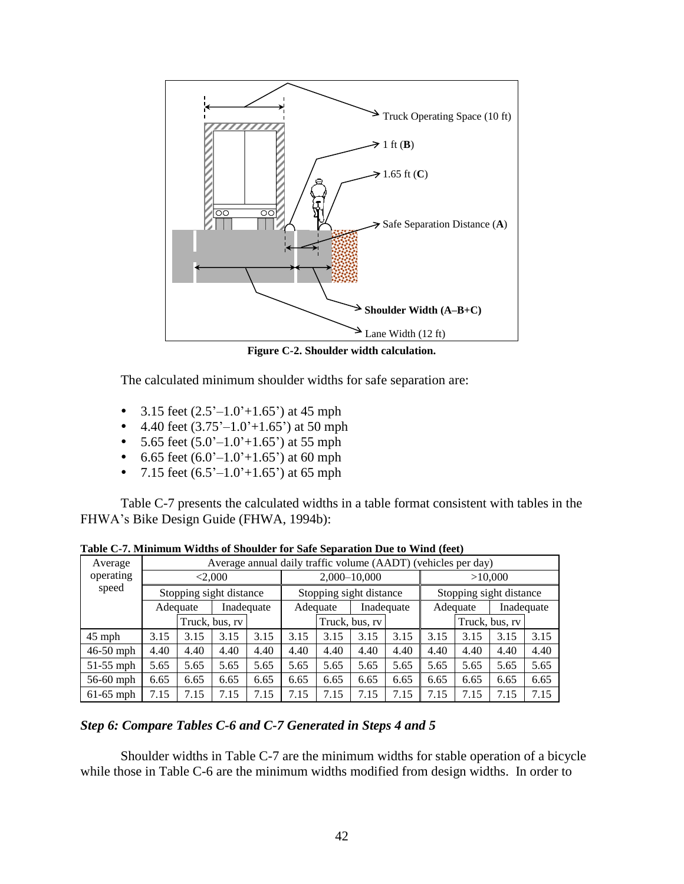Figure C-2. Shoulder width calculation.

The calculated minimum shoulder widths for safe separation are:

- 3.15 feet (2.5'–1.0'+1.65') at 45 mph
- 4.40 feet (3.75'–1.0'+1.65') at 50 mph
- 5.65 feet (5.0'–1.0'+1.65') at 55 mph
- 6.65 feet (6.0'–1.0'+1.65') at 60 mph
- 7.15 feet (6.5'–1.0'+1.65') at 65 mph

Table C-7 presents the calculated widths in a table format consistent with tables in the FHWA's Bike Design Guide (FHWA, 1994b):

**Table C-7. Minimum Widths of Shoulder for Safe Separation Due to Wind (feet)**

| Average operating speed | Average annual daily traffic volume (AADT) (vehicles per day) | | | | | | | | | | | |
|---|---|---|---|---|---|---|---|---|---|---|---|---|
| | <2,000 | | | | 2,000–10,000 | | | | >10,000 | | | |
| | Stopping sight distance | | | | Stopping sight distance | | | | Stopping sight distance | | | |
| | Adequate | | Inadequate | | Adequate | | Inadequate | | Adequate | | Inadequate | |
| | | Truck, bus, rv | | | | Truck, bus, rv | | | | Truck, bus, rv | | |
| 45 mph | 3.15 | 3.15 | 3.15 | 3.15 | 3.15 | 3.15 | 3.15 | 3.15 | 3.15 | 3.15 | 3.15 | 3.15 |
| 46-50 mph | 4.40 | 4.40 | 4.40 | 4.40 | 4.40 | 4.40 | 4.40 | 4.40 | 4.40 | 4.40 | 4.40 | 4.40 |
| 51-55 mph | 5.65 | 5.65 | 5.65 | 5.65 | 5.65 | 5.65 | 5.65 | 5.65 | 5.65 | 5.65 | 5.65 | 5.65 |
| 56-60 mph | 6.65 | 6.65 | 6.65 | 6.65 | 6.65 | 6.65 | 6.65 | 6.65 | 6.65 | 6.65 | 6.65 | 6.65 |
| 61-65 mph | 7.15 | 7.15 | 7.15 | 7.15 | 7.15 | 7.15 | 7.15 | 7.15 | 7.15 | 7.15 | 7.15 | 7.15 |

### *Step 6: Compare Tables C-6 and C-7 Generated in Steps 4 and 5*

Shoulder widths in Table C-7 are the minimum widths for stable operation of a bicycle while those in Table C-6 are the minimum widths modified from design widths. In order to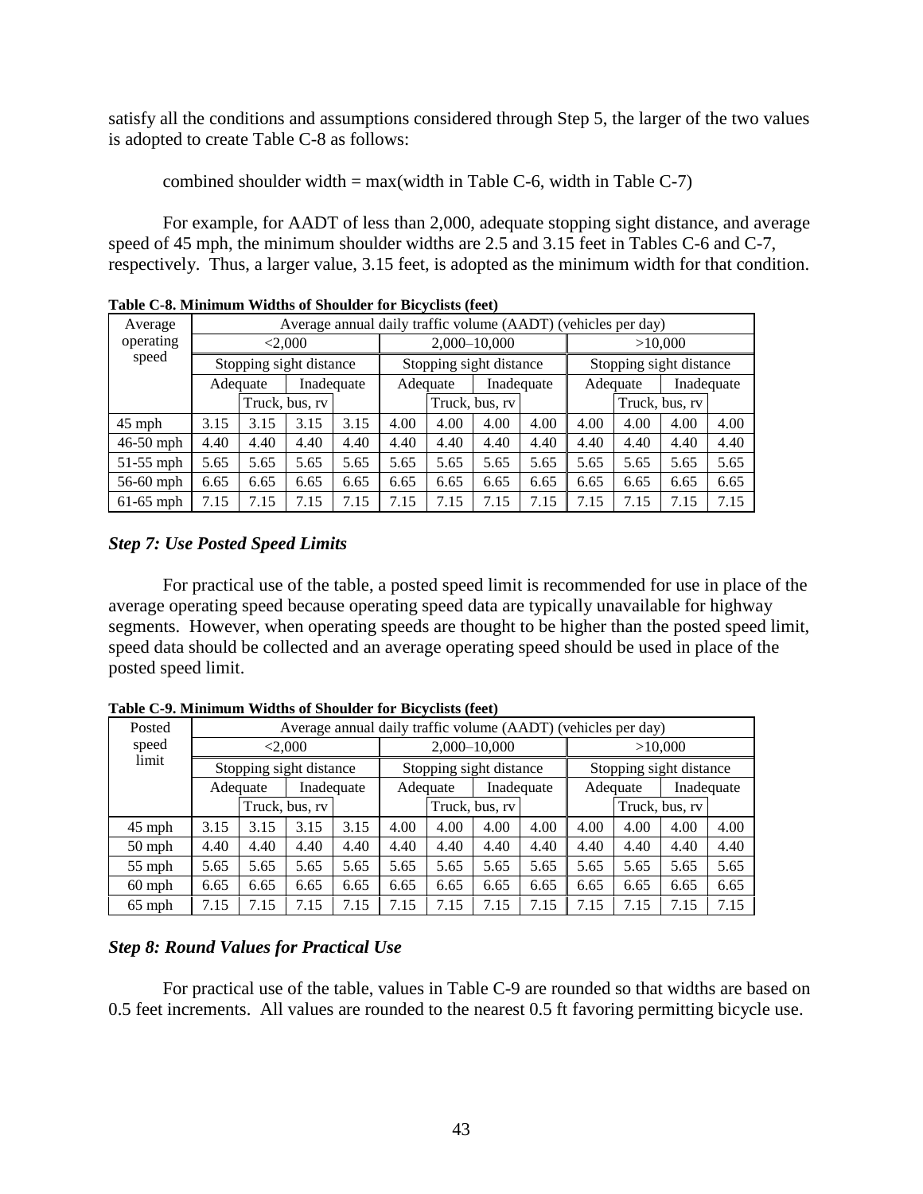satisfy all the conditions and assumptions considered through Step 5, the larger of the two values is adopted to create Table C-8 as follows:

combined shoulder width = max(width in Table C-6, width in Table C-7)

For example, for AADT of less than 2,000, adequate stopping sight distance, and average speed of 45 mph, the minimum shoulder widths are 2.5 and 3.15 feet in Tables C-6 and C-7, respectively. Thus, a larger value, 3.15 feet, is adopted as the minimum width for that condition.

**Table C-8. Minimum Widths of Shoulder for Bicyclists (feet)**

| Average operating speed | Average annual daily traffic volume (AADT) (vehicles per day) | | | | | | | | | | | |
|---|---|---|---|---|---|---|---|---|---|---|---|---|
| | <2,000 | | | | 2,000–10,000 | | | | >10,000 | | | |
| | Stopping sight distance | | | | Stopping sight distance | | | | Stopping sight distance | | | |
| | Adequate | | Inadequate | | Adequate | | Inadequate | | Adequate | | Inadequate | |
| | | Truck, bus, rv | | | | Truck, bus, rv | | | | Truck, bus, rv | | |
| 45 mph | 3.15 | 3.15 | 3.15 | 3.15 | 4.00 | 4.00 | 4.00 | 4.00 | 4.00 | 4.00 | 4.00 | 4.00 |
| 46-50 mph | 4.40 | 4.40 | 4.40 | 4.40 | 4.40 | 4.40 | 4.40 | 4.40 | 4.40 | 4.40 | 4.40 | 4.40 |
| 51-55 mph | 5.65 | 5.65 | 5.65 | 5.65 | 5.65 | 5.65 | 5.65 | 5.65 | 5.65 | 5.65 | 5.65 | 5.65 |
| 56-60 mph | 6.65 | 6.65 | 6.65 | 6.65 | 6.65 | 6.65 | 6.65 | 6.65 | 6.65 | 6.65 | 6.65 | 6.65 |
| 61-65 mph | 7.15 | 7.15 | 7.15 | 7.15 | 7.15 | 7.15 | 7.15 | 7.15 | 7.15 | 7.15 | 7.15 | 7.15 |

### *Step 7: Use Posted Speed Limits*

For practical use of the table, a posted speed limit is recommended for use in place of the average operating speed because operating speed data are typically unavailable for highway segments. However, when operating speeds are thought to be higher than the posted speed limit, speed data should be collected and an average operating speed should be used in place of the posted speed limit.

**Table C-9. Minimum Widths of Shoulder for Bicyclists (feet)**

| Posted speed limit | Average annual daily traffic volume (AADT) (vehicles per day) | | | | | | | | | | | |
|---|---|---|---|---|---|---|---|---|---|---|---|---|
| | <2,000 | | | | 2,000–10,000 | | | | >10,000 | | | |
| | Stopping sight distance | | | | Stopping sight distance | | | | Stopping sight distance | | | |
| | Adequate | | Inadequate | | Adequate | | Inadequate | | Adequate | | Inadequate | |
| | | Truck, bus, rv | | | | Truck, bus, rv | | | | Truck, bus, rv | | |
| 45 mph | 3.15 | 3.15 | 3.15 | 3.15 | 4.00 | 4.00 | 4.00 | 4.00 | 4.00 | 4.00 | 4.00 | 4.00 |
| 50 mph | 4.40 | 4.40 | 4.40 | 4.40 | 4.40 | 4.40 | 4.40 | 4.40 | 4.40 | 4.40 | 4.40 | 4.40 |
| 55 mph | 5.65 | 5.65 | 5.65 | 5.65 | 5.65 | 5.65 | 5.65 | 5.65 | 5.65 | 5.65 | 5.65 | 5.65 |
| 60 mph | 6.65 | 6.65 | 6.65 | 6.65 | 6.65 | 6.65 | 6.65 | 6.65 | 6.65 | 6.65 | 6.65 | 6.65 |
| 65 mph | 7.15 | 7.15 | 7.15 | 7.15 | 7.15 | 7.15 | 7.15 | 7.15 | 7.15 | 7.15 | 7.15 | 7.15 |

### *Step 8: Round Values for Practical Use*

For practical use of the table, values in Table C-9 are rounded so that widths are based on 0.5 feet increments. All values are rounded to the nearest 0.5 ft favoring permitting bicycle use.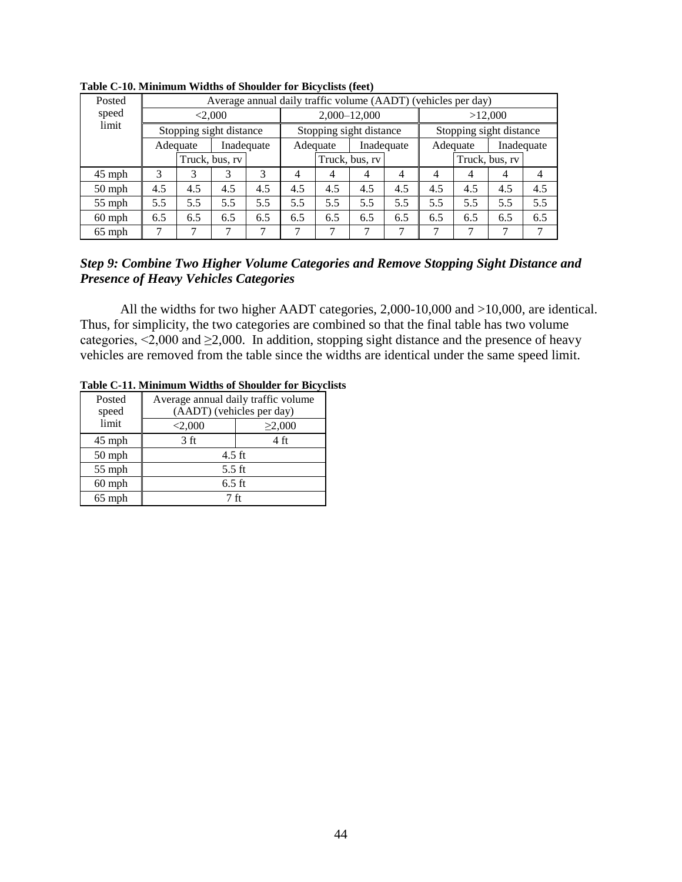**Table C-10. Minimum Widths of Shoulder for Bicyclists (feet)**

| Posted speed limit | Average annual daily traffic volume (AADT) (vehicles per day) | | | | | | | | | | | |
|---|---|---|---|---|---|---|---|---|---|---|---|---|
| | <2,000 | | | | 2,000–12,000 | | | | >12,000 | | | |
| | Stopping sight distance | | | | Stopping sight distance | | | | Stopping sight distance | | | |
| | Adequate | | Inadequate | | Adequate | | Inadequate | | Adequate | | Inadequate | |
| | | Truck, bus, rv | | | | Truck, bus, rv | | | | Truck, bus, rv | | |
| 45 mph | 3 | 3 | 3 | 3 | 4 | 4 | 4 | 4 | 4 | 4 | 4 | 4 |
| 50 mph | 4.5 | 4.5 | 4.5 | 4.5 | 4.5 | 4.5 | 4.5 | 4.5 | 4.5 | 4.5 | 4.5 | 4.5 |
| 55 mph | 5.5 | 5.5 | 5.5 | 5.5 | 5.5 | 5.5 | 5.5 | 5.5 | 5.5 | 5.5 | 5.5 | 5.5 |
| 60 mph | 6.5 | 6.5 | 6.5 | 6.5 | 6.5 | 6.5 | 6.5 | 6.5 | 6.5 | 6.5 | 6.5 | 6.5 |
| 65 mph | 7 | 7 | 7 | 7 | 7 | 7 | 7 | 7 | 7 | 7 | 7 | 7 |

### *Step 9: Combine Two Higher Volume Categories and Remove Stopping Sight Distance and Presence of Heavy Vehicles Categories*

All the widths for two higher AADT categories, 2,000-10,000 and >10,000, are identical. Thus, for simplicity, the two categories are combined so that the final table has two volume categories, <2,000 and ≥2,000. In addition, stopping sight distance and the presence of heavy vehicles are removed from the table since the widths are identical under the same speed limit.

**Table C-11. Minimum Widths of Shoulder for Bicyclists**

| Posted speed limit | Average annual daily traffic volume (AADT) (vehicles per day) | |
|---|---|---|
| | <2,000 | ≥2,000 |
| 45 mph | 3 ft | 4 ft |
| 50 mph | 4.5 ft | |
| 55 mph | 5.5 ft | |
| 60 mph | 6.5 ft | |
| 65 mph | 7 ft | |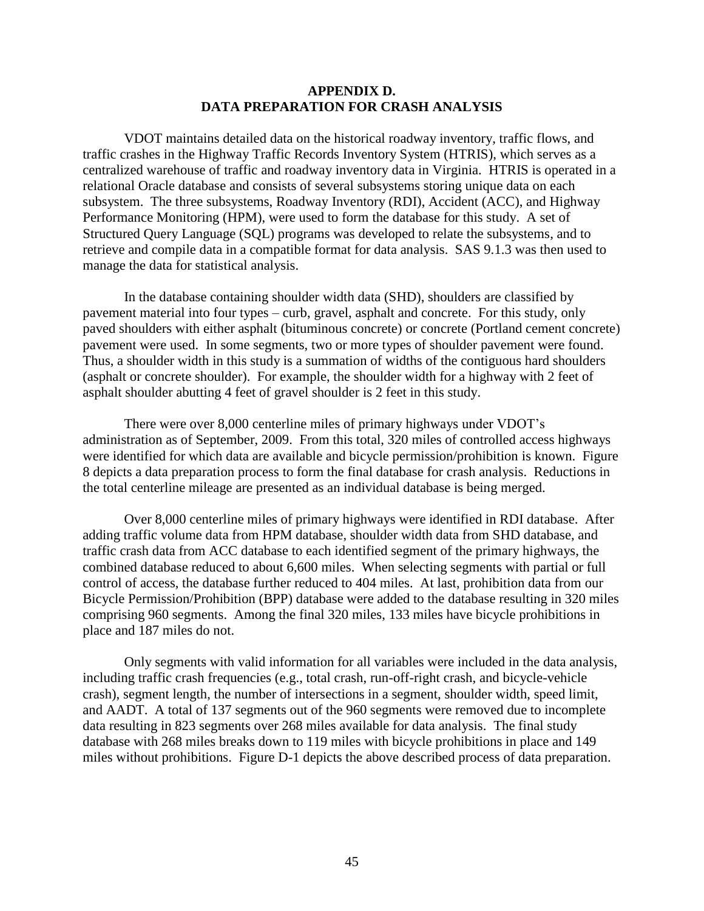# APPENDIX D.
# DATA PREPARATION FOR CRASH ANALYSIS

VDOT maintains detailed data on the historical roadway inventory, traffic flows, and traffic crashes in the Highway Traffic Records Inventory System (HTRIS), which serves as a centralized warehouse of traffic and roadway inventory data in Virginia. HTRIS is operated in a relational Oracle database and consists of several subsystems storing unique data on each subsystem. The three subsystems, Roadway Inventory (RDI), Accident (ACC), and Highway Performance Monitoring (HPM), were used to form the database for this study. A set of Structured Query Language (SQL) programs was developed to relate the subsystems, and to retrieve and compile data in a compatible format for data analysis. SAS 9.1.3 was then used to manage the data for statistical analysis.

In the database containing shoulder width data (SHD), shoulders are classified by pavement material into four types – curb, gravel, asphalt and concrete. For this study, only paved shoulders with either asphalt (bituminous concrete) or concrete (Portland cement concrete) pavement were used. In some segments, two or more types of shoulder pavement were found. Thus, a shoulder width in this study is a summation of widths of the contiguous hard shoulders (asphalt or concrete shoulder). For example, the shoulder width for a highway with 2 feet of asphalt shoulder abutting 4 feet of gravel shoulder is 2 feet in this study.

There were over 8,000 centerline miles of primary highways under VDOT's administration as of September, 2009. From this total, 320 miles of controlled access highways were identified for which data are available and bicycle permission/prohibition is known. Figure 8 depicts a data preparation process to form the final database for crash analysis. Reductions in the total centerline mileage are presented as an individual database is being merged.

Over 8,000 centerline miles of primary highways were identified in RDI database. After adding traffic volume data from HPM database, shoulder width data from SHD database, and traffic crash data from ACC database to each identified segment of the primary highways, the combined database reduced to about 6,600 miles. When selecting segments with partial or full control of access, the database further reduced to 404 miles. At last, prohibition data from our Bicycle Permission/Prohibition (BPP) database were added to the database resulting in 320 miles comprising 960 segments. Among the final 320 miles, 133 miles have bicycle prohibitions in place and 187 miles do not.

Only segments with valid information for all variables were included in the data analysis, including traffic crash frequencies (e.g., total crash, run-off-right crash, and bicycle-vehicle crash), segment length, the number of intersections in a segment, shoulder width, speed limit, and AADT. A total of 137 segments out of the 960 segments were removed due to incomplete data resulting in 823 segments over 268 miles available for data analysis. The final study database with 268 miles breaks down to 119 miles with bicycle prohibitions in place and 149 miles without prohibitions. Figure D-1 depicts the above described process of data preparation.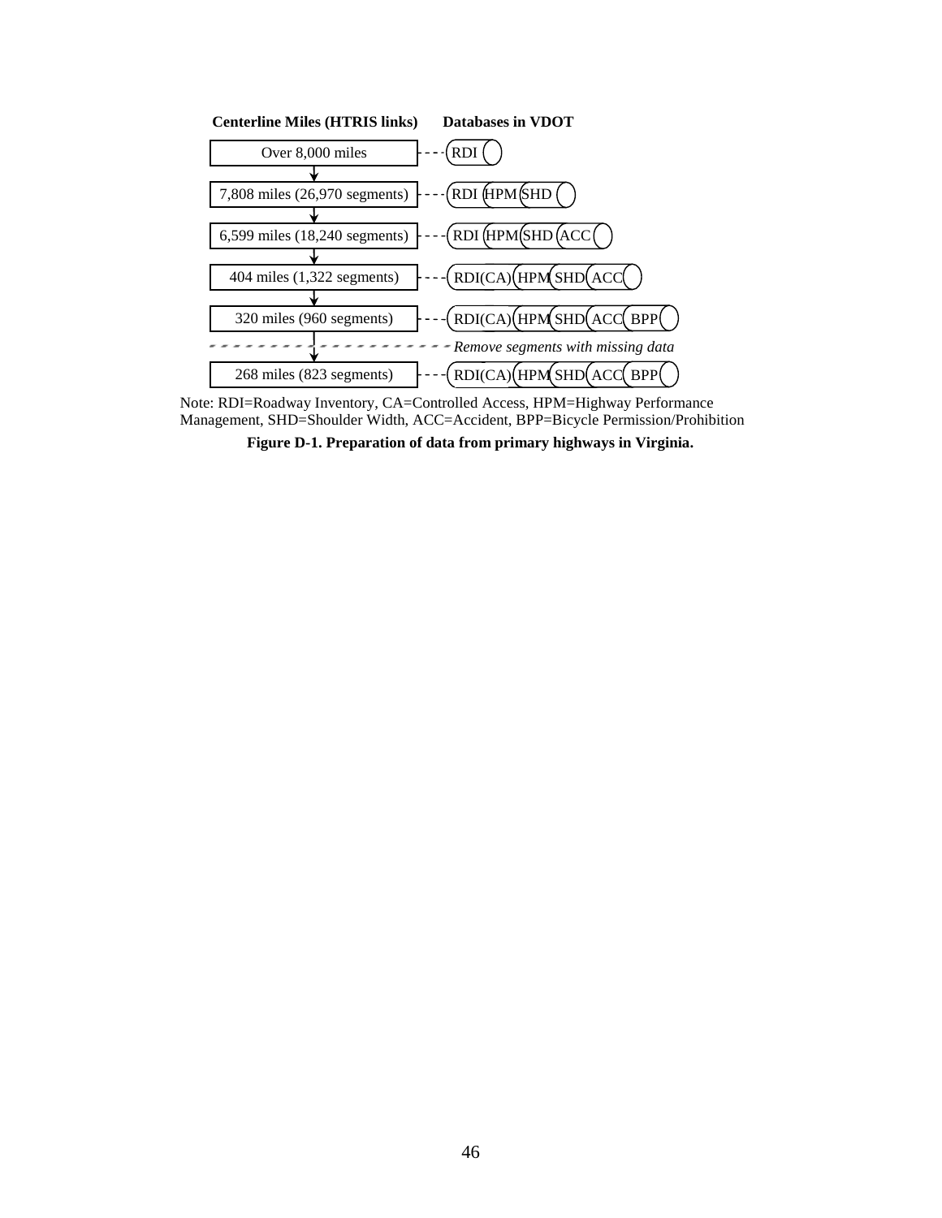| Centerline Miles (HTRIS links) | Databases in VDOT |
|---|---|
| Over 8,000 miles | RDI |
| 7,808 miles (26,970 segments) | RDI, HPM, SHD |
| 6,599 miles (18,240 segments) | RDI, HPM, SHD, ACC |
| 404 miles (1,322 segments) | RDI(CA), HPM, SHD, ACC |
| 320 miles (960 segments) | RDI(CA), HPM, SHD, ACC, BPP |
| *Remove segments with missing data* | |
| 268 miles (823 segments) | RDI(CA), HPM, SHD, ACC, BPP |

Note: RDI=Roadway Inventory, CA=Controlled Access, HPM=Highway Performance Management, SHD=Shoulder Width, ACC=Accident, BPP=Bicycle Permission/Prohibition

**Figure D-1. Preparation of data from primary highways in Virginia.**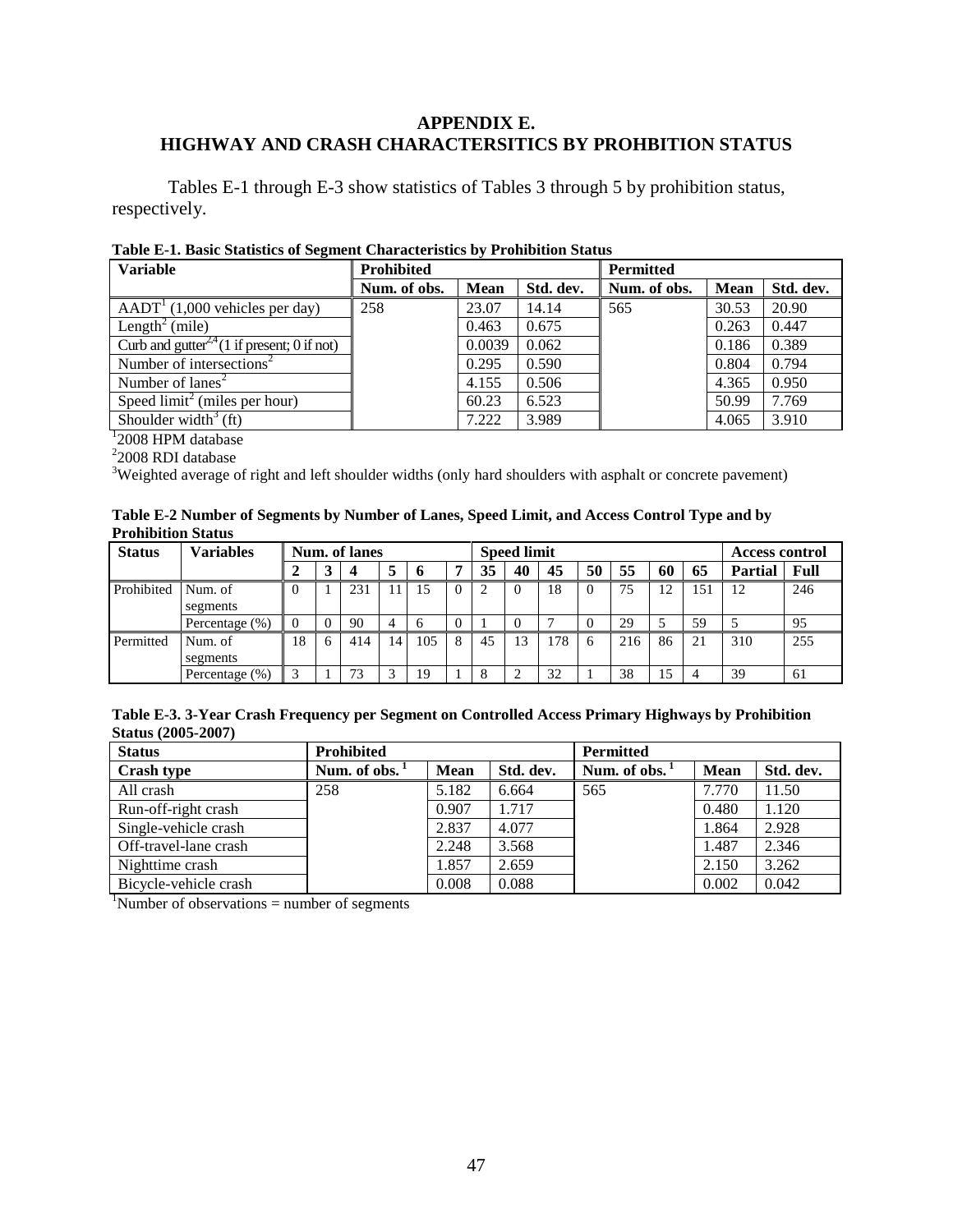# APPENDIX E.
# HIGHWAY AND CRASH CHARACTERSITICS BY PROHBITION STATUS

Tables E-1 through E-3 show statistics of Tables 3 through 5 by prohibition status, respectively.

**Table E-1. Basic Statistics of Segment Characteristics by Prohibition Status**

| Variable | Prohibited | | | Permitted | | |
|---|---|---|---|---|---|---|
| | Num. of obs. | Mean | Std. dev. | Num. of obs. | Mean | Std. dev. |
| AADT[1] (1,000 vehicles per day) | 258 | 23.07 | 14.14 | 565 | 30.53 | 20.90 |
| Length[2] (mile) | | 0.463 | 0.675 | | 0.263 | 0.447 |
| Curb and gutter[2,4] (1 if present; 0 if not) | | 0.0039 | 0.062 | | 0.186 | 0.389 |
| Number of intersections[2] | | 0.295 | 0.590 | | 0.804 | 0.794 |
| Number of lanes[2] | | 4.155 | 0.506 | | 4.365 | 0.950 |
| Speed limit[2] (miles per hour) | | 60.23 | 6.523 | | 50.99 | 7.769 |
| Shoulder width[3] (ft) | | 7.222 | 3.989 | | 4.065 | 3.910 |

[1]2008 HPM database
[2]2008 RDI database
[3]Weighted average of right and left shoulder widths (only hard shoulders with asphalt or concrete pavement)

**Table E-2 Number of Segments by Number of Lanes, Speed Limit, and Access Control Type and by Prohibition Status**

| Status | Variables | Num. of lanes | | | | | | Speed limit | | | | | | | Access control | |
|---|---|---|---|---|---|---|---|---|---|---|---|---|---|---|---|---|
| | | 2 | 3 | 4 | 5 | 6 | 7 | 35 | 40 | 45 | 50 | 55 | 60 | 65 | Partial | Full |
| Prohibited | Num. of segments | 0 | 1 | 231 | 11 | 15 | 0 | 2 | 0 | 18 | 0 | 75 | 12 | 151 | 12 | 246 |
| | Percentage (%) | 0 | 0 | 90 | 4 | 6 | 0 | 1 | 0 | 7 | 0 | 29 | 5 | 59 | 5 | 95 |
| Permitted | Num. of segments | 18 | 6 | 414 | 14 | 105 | 8 | 45 | 13 | 178 | 6 | 216 | 86 | 21 | 310 | 255 |
| | Percentage (%) | 3 | 1 | 73 | 3 | 19 | 1 | 8 | 2 | 32 | 1 | 38 | 15 | 4 | 39 | 61 |

**Table E-3. 3-Year Crash Frequency per Segment on Controlled Access Primary Highways by Prohibition Status (2005-2007)**

| Status | Prohibited | | | Permitted | | |
|---|---|---|---|---|---|---|
| Crash type | Num. of obs.[1] | Mean | Std. dev. | Num. of obs.[1] | Mean | Std. dev. |
| All crash | 258 | 5.182 | 6.664 | 565 | 7.770 | 11.50 |
| Run-off-right crash | | 0.907 | 1.717 | | 0.480 | 1.120 |
| Single-vehicle crash | | 2.837 | 4.077 | | 1.864 | 2.928 |
| Off-travel-lane crash | | 2.248 | 3.568 | | 1.487 | 2.346 |
| Nighttime crash | | 1.857 | 2.659 | | 2.150 | 3.262 |
| Bicycle-vehicle crash | | 0.008 | 0.088 | | 0.002 | 0.042 |

[1]Number of observations = number of segments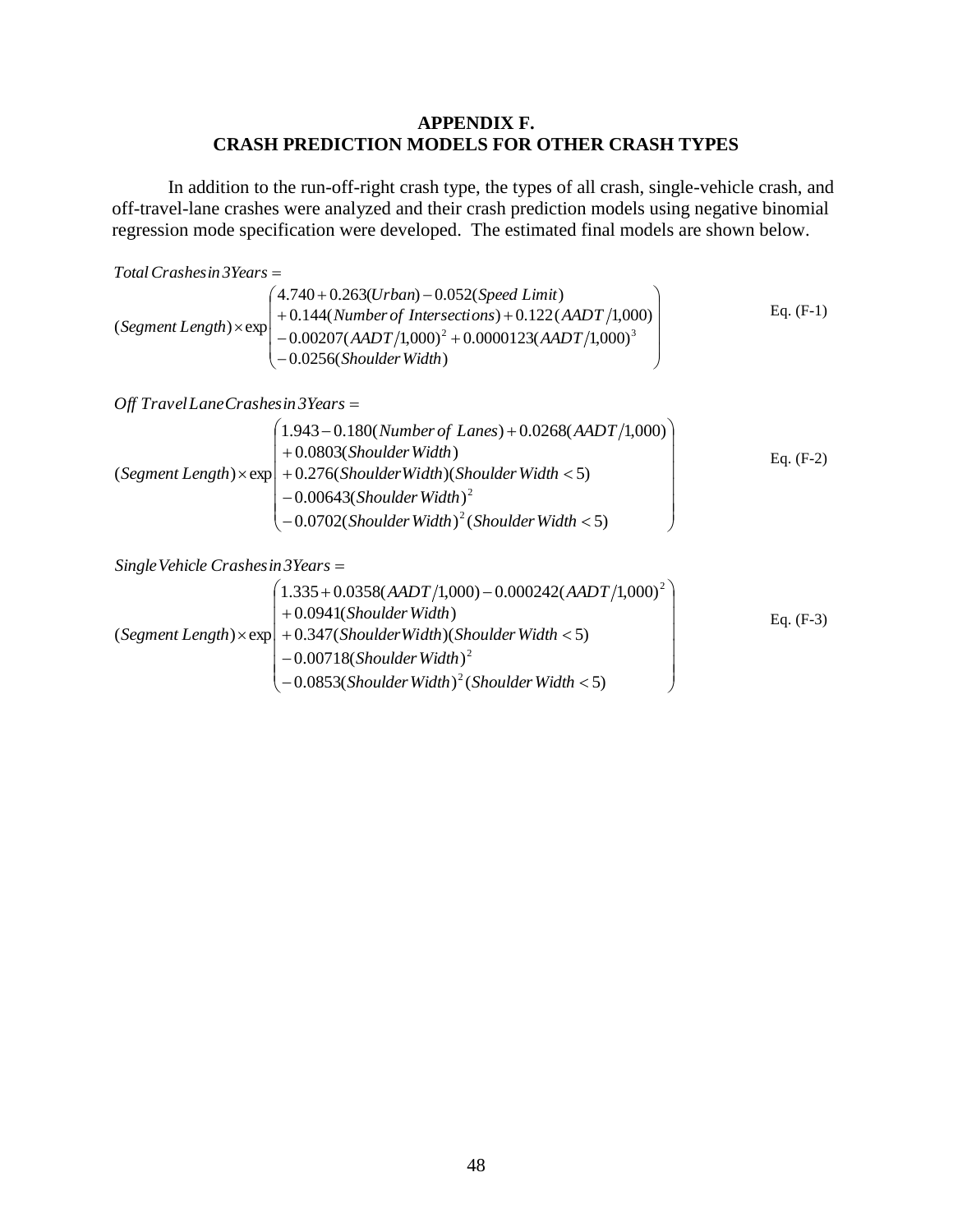# APPENDIX F.
# CRASH PREDICTION MODELS FOR OTHER CRASH TYPES

In addition to the run-off-right crash type, the types of all crash, single-vehicle crash, and off-travel-lane crashes were analyzed and their crash prediction models using negative binomial regression mode specification were developed. The estimated final models are shown below.

$$\textit{Total Crashes in 3 Years} =$$

$$(\textit{Segment Length}) \times \exp\begin{pmatrix} 4.740 + 0.263(\textit{Urban}) - 0.052(\textit{Speed Limit}) \\ + 0.144(\textit{Number of Intersections}) + 0.122(\textit{AADT}/1{,}000) \\ - 0.00207(\textit{AADT}/1{,}000)^2 + 0.0000123(\textit{AADT}/1{,}000)^3 \\ - 0.0256(\textit{Shoulder Width}) \end{pmatrix} \quad \text{Eq. (F-1)}$$

$$\textit{Off Travel Lane Crashes in 3 Years} =$$

$$(\textit{Segment Length}) \times \exp\begin{pmatrix} 1.943 - 0.180(\textit{Number of Lanes}) + 0.0268(\textit{AADT}/1{,}000) \\ + 0.0803(\textit{Shoulder Width}) \\ + 0.276(\textit{Shoulder Width})(\textit{Shoulder Width} < 5) \\ - 0.00643(\textit{Shoulder Width})^2 \\ - 0.0702(\textit{Shoulder Width})^2(\textit{Shoulder Width} < 5) \end{pmatrix} \quad \text{Eq. (F-2)}$$

$$\textit{Single Vehicle Crashes in 3 Years} =$$

$$(\textit{Segment Length}) \times \exp\begin{pmatrix} 1.335 + 0.0358(\textit{AADT}/1{,}000) - 0.000242(\textit{AADT}/1{,}000)^2 \\ + 0.0941(\textit{Shoulder Width}) \\ + 0.347(\textit{Shoulder Width})(\textit{Shoulder Width} < 5) \\ - 0.00718(\textit{Shoulder Width})^2 \\ - 0.0853(\textit{Shoulder Width})^2(\textit{Shoulder Width} < 5) \end{pmatrix} \quad \text{Eq. (F-3)}$$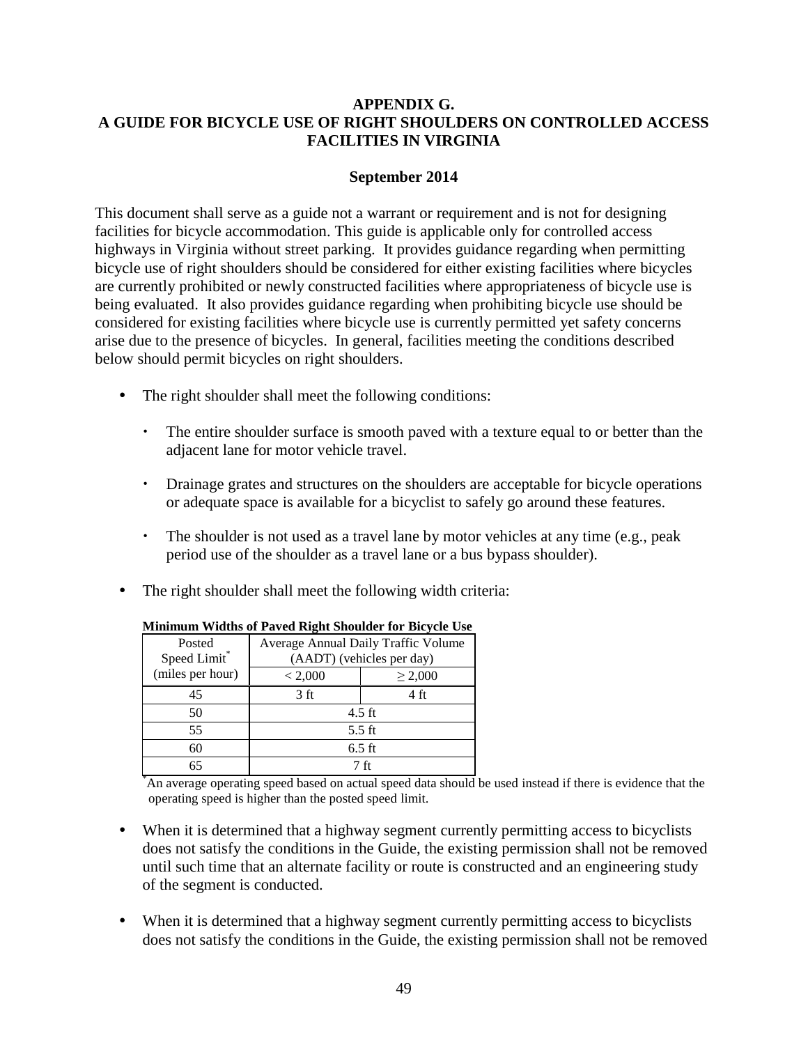# APPENDIX G. A GUIDE FOR BICYCLE USE OF RIGHT SHOULDERS ON CONTROLLED ACCESS FACILITIES IN VIRGINIA

**September 2014**

This document shall serve as a guide not a warrant or requirement and is not for designing facilities for bicycle accommodation. This guide is applicable only for controlled access highways in Virginia without street parking. It provides guidance regarding when permitting bicycle use of right shoulders should be considered for either existing facilities where bicycles are currently prohibited or newly constructed facilities where appropriateness of bicycle use is being evaluated. It also provides guidance regarding when prohibiting bicycle use should be considered for existing facilities where bicycle use is currently permitted yet safety concerns arise due to the presence of bicycles. In general, facilities meeting the conditions described below should permit bicycles on right shoulders.

- The right shoulder shall meet the following conditions:
  - The entire shoulder surface is smooth paved with a texture equal to or better than the adjacent lane for motor vehicle travel.
  - Drainage grates and structures on the shoulders are acceptable for bicycle operations or adequate space is available for a bicyclist to safely go around these features.
  - The shoulder is not used as a travel lane by motor vehicles at any time (e.g., peak period use of the shoulder as a travel lane or a bus bypass shoulder).
- The right shoulder shall meet the following width criteria:

**Minimum Widths of Paved Right Shoulder for Bicycle Use**

| Posted Speed Limit* (miles per hour) | Average Annual Daily Traffic Volume (AADT) (vehicles per day) | |
|---|---|---|
| | < 2,000 | ≥ 2,000 |
| 45 | 3 ft | 4 ft |
| 50 | 4.5 ft | |
| 55 | 5.5 ft | |
| 60 | 6.5 ft | |
| 65 | 7 ft | |

*An average operating speed based on actual speed data should be used instead if there is evidence that the operating speed is higher than the posted speed limit.

- When it is determined that a highway segment currently permitting access to bicyclists does not satisfy the conditions in the Guide, the existing permission shall not be removed until such time that an alternate facility or route is constructed and an engineering study of the segment is conducted.
- When it is determined that a highway segment currently permitting access to bicyclists does not satisfy the conditions in the Guide, the existing permission shall not be removed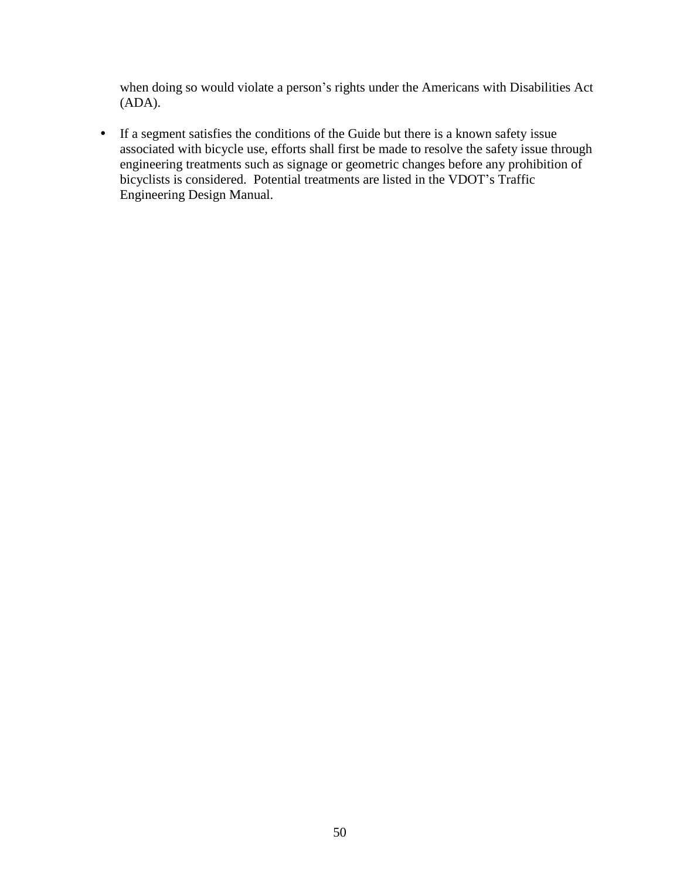when doing so would violate a person's rights under the Americans with Disabilities Act (ADA).

- If a segment satisfies the conditions of the Guide but there is a known safety issue associated with bicycle use, efforts shall first be made to resolve the safety issue through engineering treatments such as signage or geometric changes before any prohibition of bicyclists is considered. Potential treatments are listed in the VDOT's Traffic Engineering Design Manual.